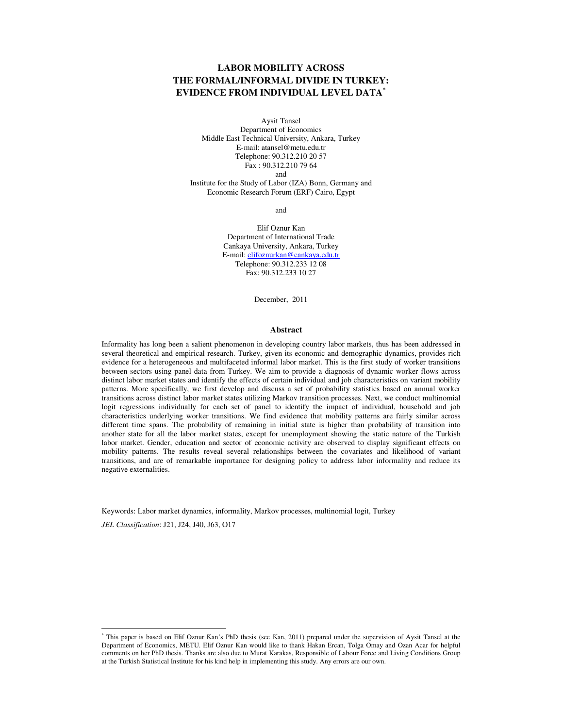# LABOR MOBILITY ACROSS THE FORMAL/INFORMAL DIVIDE IN TURKEY: EVIDENCE FROM INDIVIDUAL LEVEL DATA[*]

Aysit Tansel
Department of Economics
Middle East Technical University, Ankara, Turkey
E-mail: atansel@metu.edu.tr
Telephone: 90.312.210 20 57
Fax : 90.312.210 79 64
and
Institute for the Study of Labor (IZA) Bonn, Germany and
Economic Research Forum (ERF) Cairo, Egypt

and

Elif Oznur Kan
Department of International Trade
Cankaya University, Ankara, Turkey
E-mail: elifoznurkan@cankaya.edu.tr
Telephone: 90.312.233 12 08
Fax: 90.312.233 10 27

December, 2011

## Abstract

Informality has long been a salient phenomenon in developing country labor markets, thus has been addressed in several theoretical and empirical research. Turkey, given its economic and demographic dynamics, provides rich evidence for a heterogeneous and multifaceted informal labor market. This is the first study of worker transitions between sectors using panel data from Turkey. We aim to provide a diagnosis of dynamic worker flows across distinct labor market states and identify the effects of certain individual and job characteristics on variant mobility patterns. More specifically, we first develop and discuss a set of probability statistics based on annual worker transitions across distinct labor market states utilizing Markov transition processes. Next, we conduct multinomial logit regressions individually for each set of panel to identify the impact of individual, household and job characteristics underlying worker transitions. We find evidence that mobility patterns are fairly similar across different time spans. The probability of remaining in initial state is higher than probability of transition into another state for all the labor market states, except for unemployment showing the static nature of the Turkish labor market. Gender, education and sector of economic activity are observed to display significant effects on mobility patterns. The results reveal several relationships between the covariates and likelihood of variant transitions, and are of remarkable importance for designing policy to address labor informality and reduce its negative externalities.

Keywords: Labor market dynamics, informality, Markov processes, multinomial logit, Turkey

*JEL Classification*: J21, J24, J40, J63, O17

---

[*] This paper is based on Elif Oznur Kan's PhD thesis (see Kan, 2011) prepared under the supervision of Aysit Tansel at the Department of Economics, METU. Elif Oznur Kan would like to thank Hakan Ercan, Tolga Omay and Ozan Acar for helpful comments on her PhD thesis. Thanks are also due to Murat Karakas, Responsible of Labour Force and Living Conditions Group at the Turkish Statistical Institute for his kind help in implementing this study. Any errors are our own.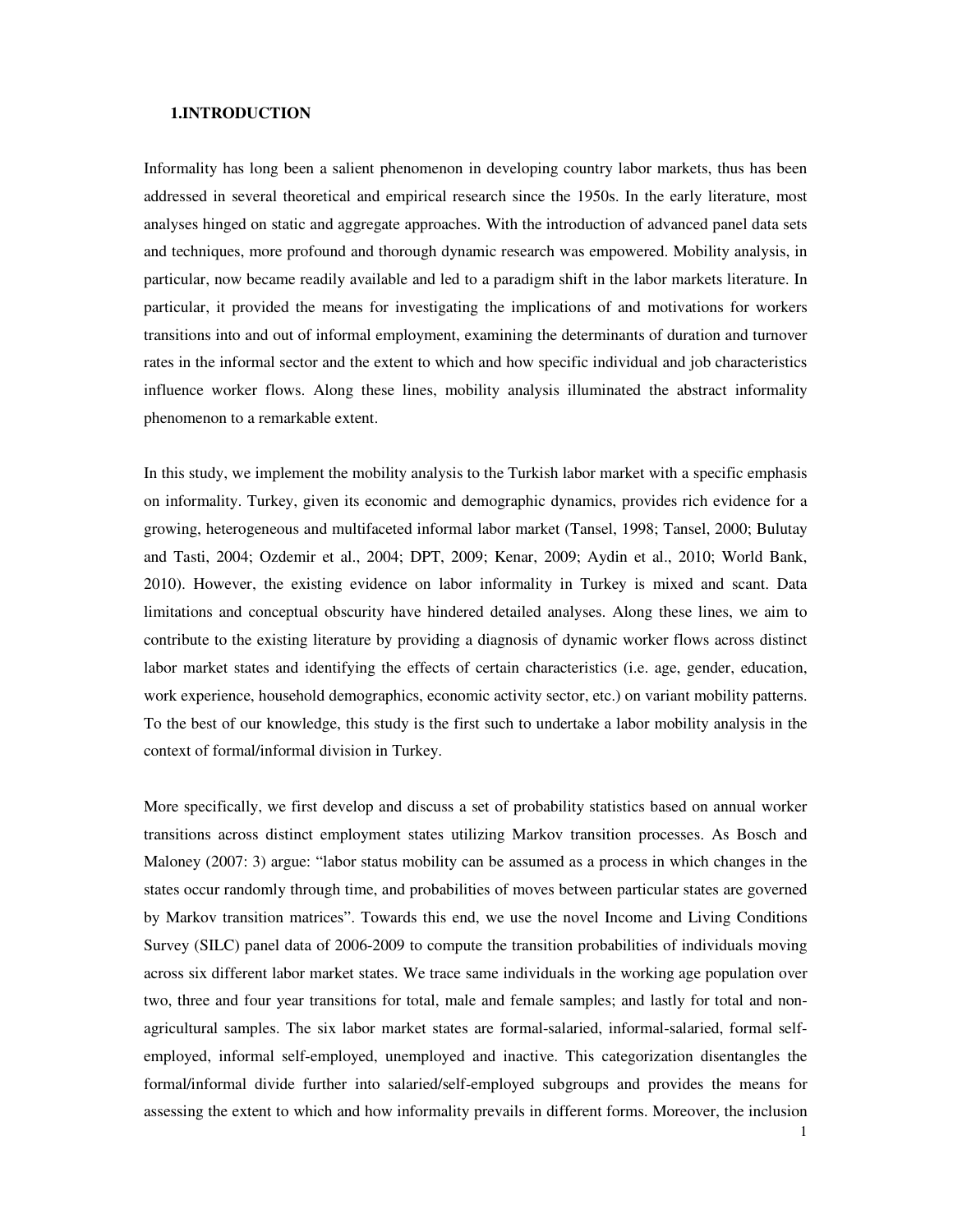# 1.INTRODUCTION

Informality has long been a salient phenomenon in developing country labor markets, thus has been addressed in several theoretical and empirical research since the 1950s. In the early literature, most analyses hinged on static and aggregate approaches. With the introduction of advanced panel data sets and techniques, more profound and thorough dynamic research was empowered. Mobility analysis, in particular, now became readily available and led to a paradigm shift in the labor markets literature. In particular, it provided the means for investigating the implications of and motivations for workers transitions into and out of informal employment, examining the determinants of duration and turnover rates in the informal sector and the extent to which and how specific individual and job characteristics influence worker flows. Along these lines, mobility analysis illuminated the abstract informality phenomenon to a remarkable extent.

In this study, we implement the mobility analysis to the Turkish labor market with a specific emphasis on informality. Turkey, given its economic and demographic dynamics, provides rich evidence for a growing, heterogeneous and multifaceted informal labor market (Tansel, 1998; Tansel, 2000; Bulutay and Tasti, 2004; Ozdemir et al., 2004; DPT, 2009; Kenar, 2009; Aydin et al., 2010; World Bank, 2010). However, the existing evidence on labor informality in Turkey is mixed and scant. Data limitations and conceptual obscurity have hindered detailed analyses. Along these lines, we aim to contribute to the existing literature by providing a diagnosis of dynamic worker flows across distinct labor market states and identifying the effects of certain characteristics (i.e. age, gender, education, work experience, household demographics, economic activity sector, etc.) on variant mobility patterns. To the best of our knowledge, this study is the first such to undertake a labor mobility analysis in the context of formal/informal division in Turkey.

More specifically, we first develop and discuss a set of probability statistics based on annual worker transitions across distinct employment states utilizing Markov transition processes. As Bosch and Maloney (2007: 3) argue: "labor status mobility can be assumed as a process in which changes in the states occur randomly through time, and probabilities of moves between particular states are governed by Markov transition matrices". Towards this end, we use the novel Income and Living Conditions Survey (SILC) panel data of 2006-2009 to compute the transition probabilities of individuals moving across six different labor market states. We trace same individuals in the working age population over two, three and four year transitions for total, male and female samples; and lastly for total and non-agricultural samples. The six labor market states are formal-salaried, informal-salaried, formal self-employed, informal self-employed, unemployed and inactive. This categorization disentangles the formal/informal divide further into salaried/self-employed subgroups and provides the means for assessing the extent to which and how informality prevails in different forms. Moreover, the inclusion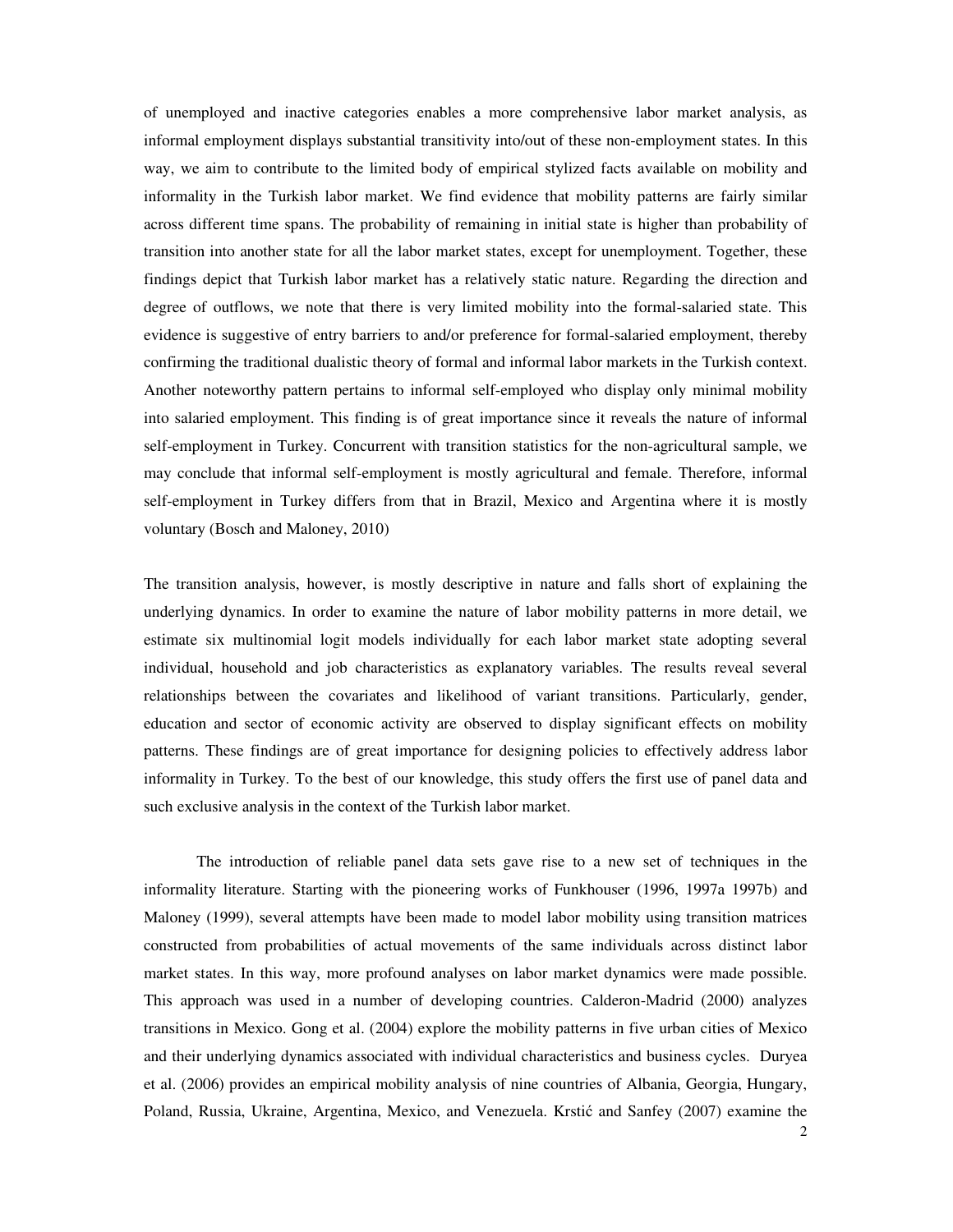of unemployed and inactive categories enables a more comprehensive labor market analysis, as informal employment displays substantial transitivity into/out of these non-employment states. In this way, we aim to contribute to the limited body of empirical stylized facts available on mobility and informality in the Turkish labor market. We find evidence that mobility patterns are fairly similar across different time spans. The probability of remaining in initial state is higher than probability of transition into another state for all the labor market states, except for unemployment. Together, these findings depict that Turkish labor market has a relatively static nature. Regarding the direction and degree of outflows, we note that there is very limited mobility into the formal-salaried state. This evidence is suggestive of entry barriers to and/or preference for formal-salaried employment, thereby confirming the traditional dualistic theory of formal and informal labor markets in the Turkish context. Another noteworthy pattern pertains to informal self-employed who display only minimal mobility into salaried employment. This finding is of great importance since it reveals the nature of informal self-employment in Turkey. Concurrent with transition statistics for the non-agricultural sample, we may conclude that informal self-employment is mostly agricultural and female. Therefore, informal self-employment in Turkey differs from that in Brazil, Mexico and Argentina where it is mostly voluntary (Bosch and Maloney, 2010)

The transition analysis, however, is mostly descriptive in nature and falls short of explaining the underlying dynamics. In order to examine the nature of labor mobility patterns in more detail, we estimate six multinomial logit models individually for each labor market state adopting several individual, household and job characteristics as explanatory variables. The results reveal several relationships between the covariates and likelihood of variant transitions. Particularly, gender, education and sector of economic activity are observed to display significant effects on mobility patterns. These findings are of great importance for designing policies to effectively address labor informality in Turkey. To the best of our knowledge, this study offers the first use of panel data and such exclusive analysis in the context of the Turkish labor market.

The introduction of reliable panel data sets gave rise to a new set of techniques in the informality literature. Starting with the pioneering works of Funkhouser (1996, 1997a 1997b) and Maloney (1999), several attempts have been made to model labor mobility using transition matrices constructed from probabilities of actual movements of the same individuals across distinct labor market states. In this way, more profound analyses on labor market dynamics were made possible. This approach was used in a number of developing countries. Calderon-Madrid (2000) analyzes transitions in Mexico. Gong et al. (2004) explore the mobility patterns in five urban cities of Mexico and their underlying dynamics associated with individual characteristics and business cycles. Duryea et al. (2006) provides an empirical mobility analysis of nine countries of Albania, Georgia, Hungary, Poland, Russia, Ukraine, Argentina, Mexico, and Venezuela. Krstić and Sanfey (2007) examine the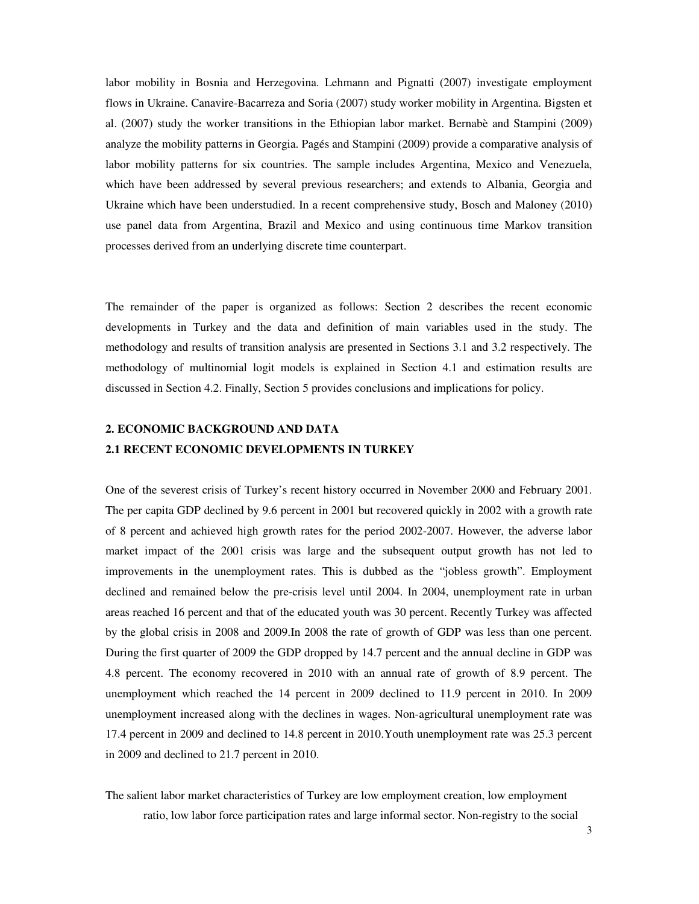labor mobility in Bosnia and Herzegovina. Lehmann and Pignatti (2007) investigate employment flows in Ukraine. Canavire-Bacarreza and Soria (2007) study worker mobility in Argentina. Bigsten et al. (2007) study the worker transitions in the Ethiopian labor market. Bernabè and Stampini (2009) analyze the mobility patterns in Georgia. Pagés and Stampini (2009) provide a comparative analysis of labor mobility patterns for six countries. The sample includes Argentina, Mexico and Venezuela, which have been addressed by several previous researchers; and extends to Albania, Georgia and Ukraine which have been understudied. In a recent comprehensive study, Bosch and Maloney (2010) use panel data from Argentina, Brazil and Mexico and using continuous time Markov transition processes derived from an underlying discrete time counterpart.

The remainder of the paper is organized as follows: Section 2 describes the recent economic developments in Turkey and the data and definition of main variables used in the study. The methodology and results of transition analysis are presented in Sections 3.1 and 3.2 respectively. The methodology of multinomial logit models is explained in Section 4.1 and estimation results are discussed in Section 4.2. Finally, Section 5 provides conclusions and implications for policy.

## 2. ECONOMIC BACKGROUND AND DATA

### 2.1 RECENT ECONOMIC DEVELOPMENTS IN TURKEY

One of the severest crisis of Turkey's recent history occurred in November 2000 and February 2001. The per capita GDP declined by 9.6 percent in 2001 but recovered quickly in 2002 with a growth rate of 8 percent and achieved high growth rates for the period 2002-2007. However, the adverse labor market impact of the 2001 crisis was large and the subsequent output growth has not led to improvements in the unemployment rates. This is dubbed as the "jobless growth". Employment declined and remained below the pre-crisis level until 2004. In 2004, unemployment rate in urban areas reached 16 percent and that of the educated youth was 30 percent. Recently Turkey was affected by the global crisis in 2008 and 2009.In 2008 the rate of growth of GDP was less than one percent. During the first quarter of 2009 the GDP dropped by 14.7 percent and the annual decline in GDP was 4.8 percent. The economy recovered in 2010 with an annual rate of growth of 8.9 percent. The unemployment which reached the 14 percent in 2009 declined to 11.9 percent in 2010. In 2009 unemployment increased along with the declines in wages. Non-agricultural unemployment rate was 17.4 percent in 2009 and declined to 14.8 percent in 2010.Youth unemployment rate was 25.3 percent in 2009 and declined to 21.7 percent in 2010.

The salient labor market characteristics of Turkey are low employment creation, low employment ratio, low labor force participation rates and large informal sector. Non-registry to the social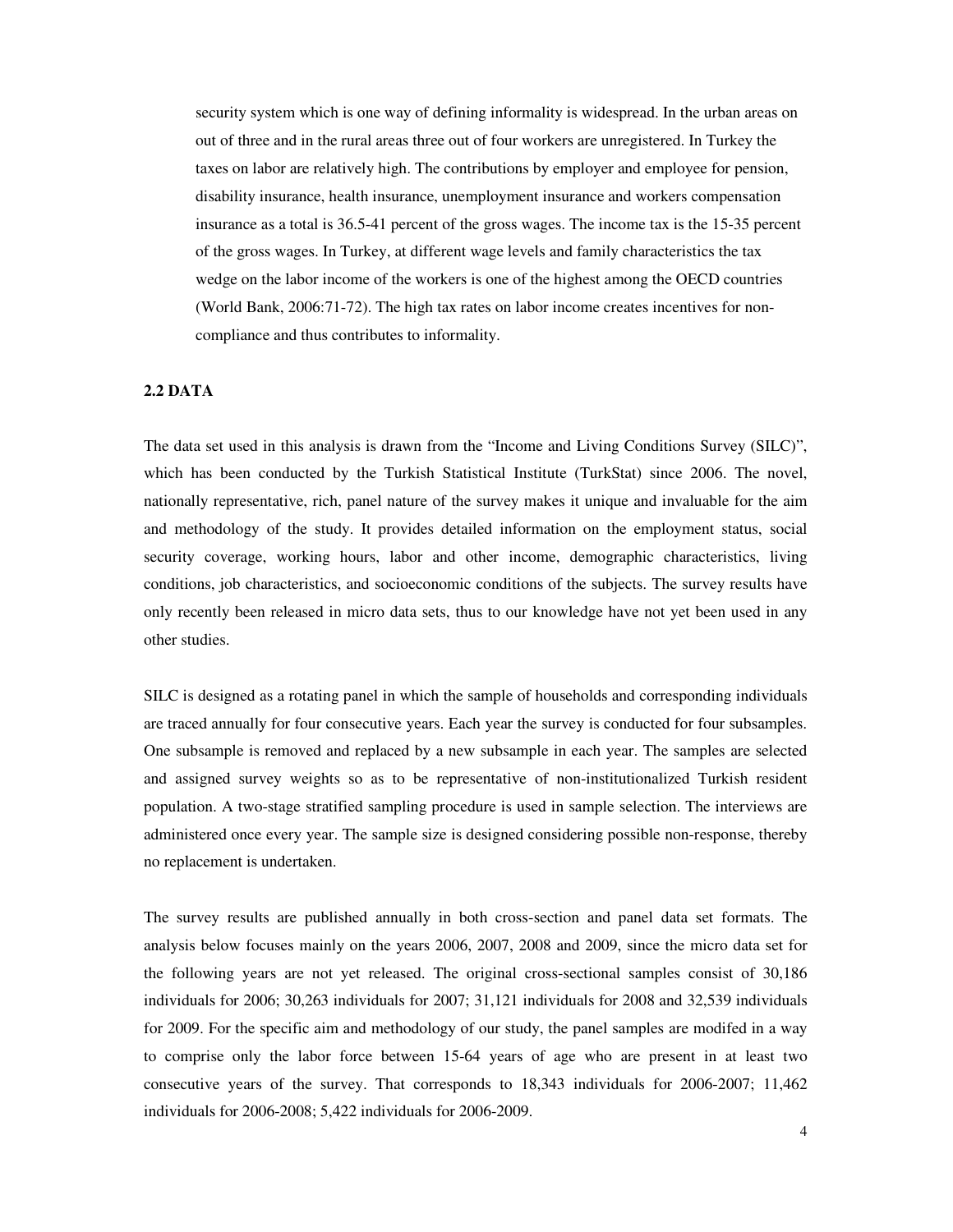security system which is one way of defining informality is widespread. In the urban areas on out of three and in the rural areas three out of four workers are unregistered. In Turkey the taxes on labor are relatively high. The contributions by employer and employee for pension, disability insurance, health insurance, unemployment insurance and workers compensation insurance as a total is 36.5-41 percent of the gross wages. The income tax is the 15-35 percent of the gross wages. In Turkey, at different wage levels and family characteristics the tax wedge on the labor income of the workers is one of the highest among the OECD countries (World Bank, 2006:71-72). The high tax rates on labor income creates incentives for non-compliance and thus contributes to informality.

## 2.2 DATA

The data set used in this analysis is drawn from the "Income and Living Conditions Survey (SILC)", which has been conducted by the Turkish Statistical Institute (TurkStat) since 2006. The novel, nationally representative, rich, panel nature of the survey makes it unique and invaluable for the aim and methodology of the study. It provides detailed information on the employment status, social security coverage, working hours, labor and other income, demographic characteristics, living conditions, job characteristics, and socioeconomic conditions of the subjects. The survey results have only recently been released in micro data sets, thus to our knowledge have not yet been used in any other studies.

SILC is designed as a rotating panel in which the sample of households and corresponding individuals are traced annually for four consecutive years. Each year the survey is conducted for four subsamples. One subsample is removed and replaced by a new subsample in each year. The samples are selected and assigned survey weights so as to be representative of non-institutionalized Turkish resident population. A two-stage stratified sampling procedure is used in sample selection. The interviews are administered once every year. The sample size is designed considering possible non-response, thereby no replacement is undertaken.

The survey results are published annually in both cross-section and panel data set formats. The analysis below focuses mainly on the years 2006, 2007, 2008 and 2009, since the micro data set for the following years are not yet released. The original cross-sectional samples consist of 30,186 individuals for 2006; 30,263 individuals for 2007; 31,121 individuals for 2008 and 32,539 individuals for 2009. For the specific aim and methodology of our study, the panel samples are modifed in a way to comprise only the labor force between 15-64 years of age who are present in at least two consecutive years of the survey. That corresponds to 18,343 individuals for 2006-2007; 11,462 individuals for 2006-2008; 5,422 individuals for 2006-2009.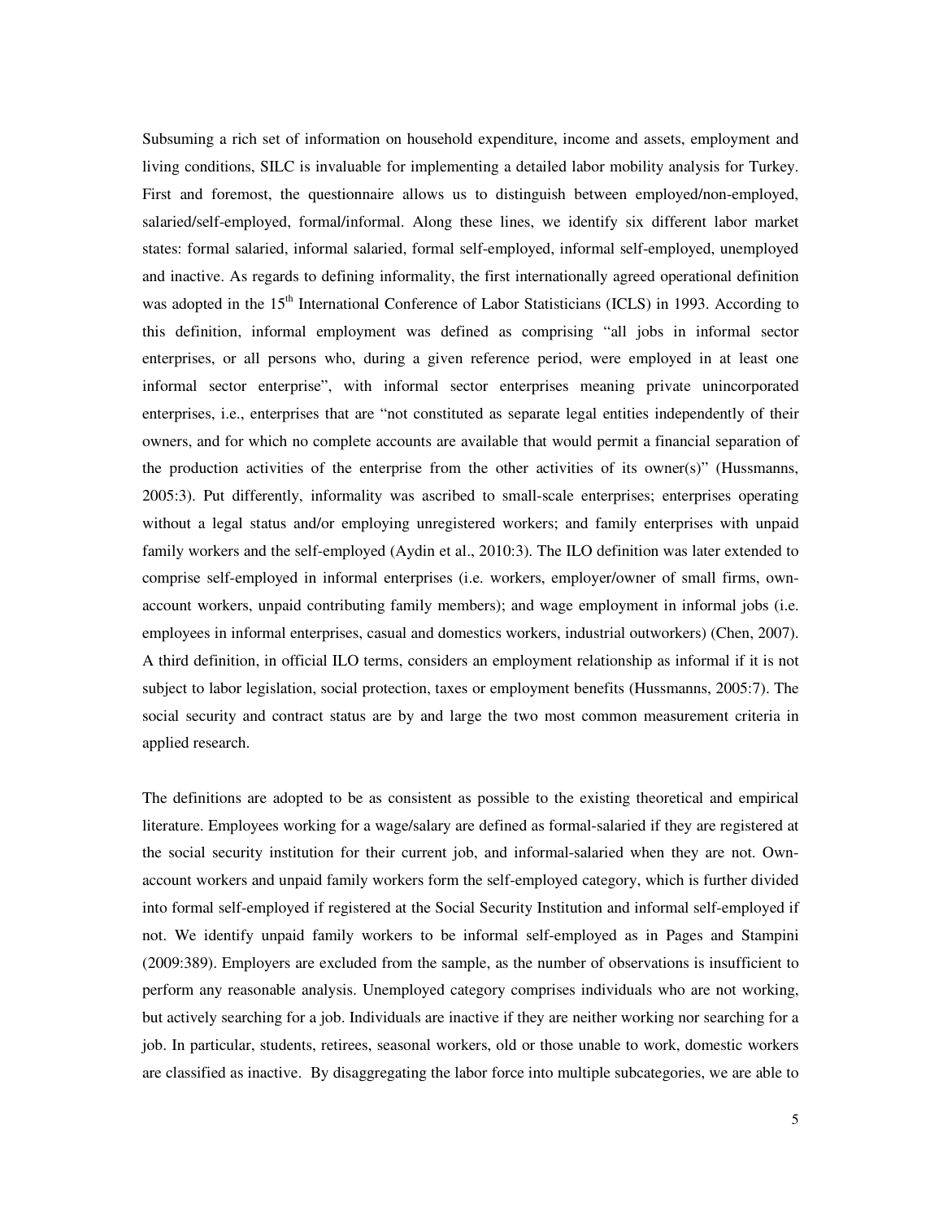Subsuming a rich set of information on household expenditure, income and assets, employment and living conditions, SILC is invaluable for implementing a detailed labor mobility analysis for Turkey. First and foremost, the questionnaire allows us to distinguish between employed/non-employed, salaried/self-employed, formal/informal. Along these lines, we identify six different labor market states: formal salaried, informal salaried, formal self-employed, informal self-employed, unemployed and inactive. As regards to defining informality, the first internationally agreed operational definition was adopted in the 15th International Conference of Labor Statisticians (ICLS) in 1993. According to this definition, informal employment was defined as comprising "all jobs in informal sector enterprises, or all persons who, during a given reference period, were employed in at least one informal sector enterprise", with informal sector enterprises meaning private unincorporated enterprises, i.e., enterprises that are "not constituted as separate legal entities independently of their owners, and for which no complete accounts are available that would permit a financial separation of the production activities of the enterprise from the other activities of its owner(s)" (Hussmanns, 2005:3). Put differently, informality was ascribed to small-scale enterprises; enterprises operating without a legal status and/or employing unregistered workers; and family enterprises with unpaid family workers and the self-employed (Aydin et al., 2010:3). The ILO definition was later extended to comprise self-employed in informal enterprises (i.e. workers, employer/owner of small firms, own-account workers, unpaid contributing family members); and wage employment in informal jobs (i.e. employees in informal enterprises, casual and domestics workers, industrial outworkers) (Chen, 2007). A third definition, in official ILO terms, considers an employment relationship as informal if it is not subject to labor legislation, social protection, taxes or employment benefits (Hussmanns, 2005:7). The social security and contract status are by and large the two most common measurement criteria in applied research.

The definitions are adopted to be as consistent as possible to the existing theoretical and empirical literature. Employees working for a wage/salary are defined as formal-salaried if they are registered at the social security institution for their current job, and informal-salaried when they are not. Own-account workers and unpaid family workers form the self-employed category, which is further divided into formal self-employed if registered at the Social Security Institution and informal self-employed if not. We identify unpaid family workers to be informal self-employed as in Pages and Stampini (2009:389). Employers are excluded from the sample, as the number of observations is insufficient to perform any reasonable analysis. Unemployed category comprises individuals who are not working, but actively searching for a job. Individuals are inactive if they are neither working nor searching for a job. In particular, students, retirees, seasonal workers, old or those unable to work, domestic workers are classified as inactive. By disaggregating the labor force into multiple subcategories, we are able to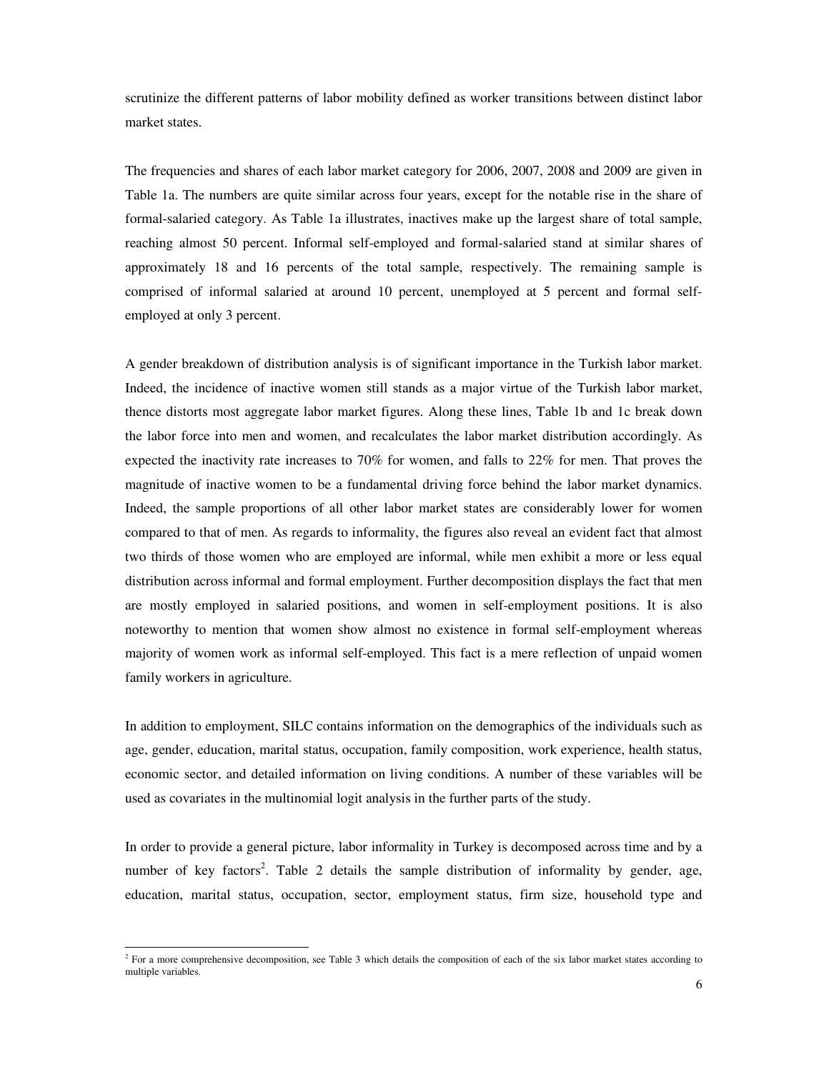scrutinize the different patterns of labor mobility defined as worker transitions between distinct labor market states.

The frequencies and shares of each labor market category for 2006, 2007, 2008 and 2009 are given in Table 1a. The numbers are quite similar across four years, except for the notable rise in the share of formal-salaried category. As Table 1a illustrates, inactives make up the largest share of total sample, reaching almost 50 percent. Informal self-employed and formal-salaried stand at similar shares of approximately 18 and 16 percents of the total sample, respectively. The remaining sample is comprised of informal salaried at around 10 percent, unemployed at 5 percent and formal self-employed at only 3 percent.

A gender breakdown of distribution analysis is of significant importance in the Turkish labor market. Indeed, the incidence of inactive women still stands as a major virtue of the Turkish labor market, thence distorts most aggregate labor market figures. Along these lines, Table 1b and 1c break down the labor force into men and women, and recalculates the labor market distribution accordingly. As expected the inactivity rate increases to 70% for women, and falls to 22% for men. That proves the magnitude of inactive women to be a fundamental driving force behind the labor market dynamics. Indeed, the sample proportions of all other labor market states are considerably lower for women compared to that of men. As regards to informality, the figures also reveal an evident fact that almost two thirds of those women who are employed are informal, while men exhibit a more or less equal distribution across informal and formal employment. Further decomposition displays the fact that men are mostly employed in salaried positions, and women in self-employment positions. It is also noteworthy to mention that women show almost no existence in formal self-employment whereas majority of women work as informal self-employed. This fact is a mere reflection of unpaid women family workers in agriculture.

In addition to employment, SILC contains information on the demographics of the individuals such as age, gender, education, marital status, occupation, family composition, work experience, health status, economic sector, and detailed information on living conditions. A number of these variables will be used as covariates in the multinomial logit analysis in the further parts of the study.

In order to provide a general picture, labor informality in Turkey is decomposed across time and by a number of key factors[2]. Table 2 details the sample distribution of informality by gender, age, education, marital status, occupation, sector, employment status, firm size, household type and

[2] For a more comprehensive decomposition, see Table 3 which details the composition of each of the six labor market states according to multiple variables.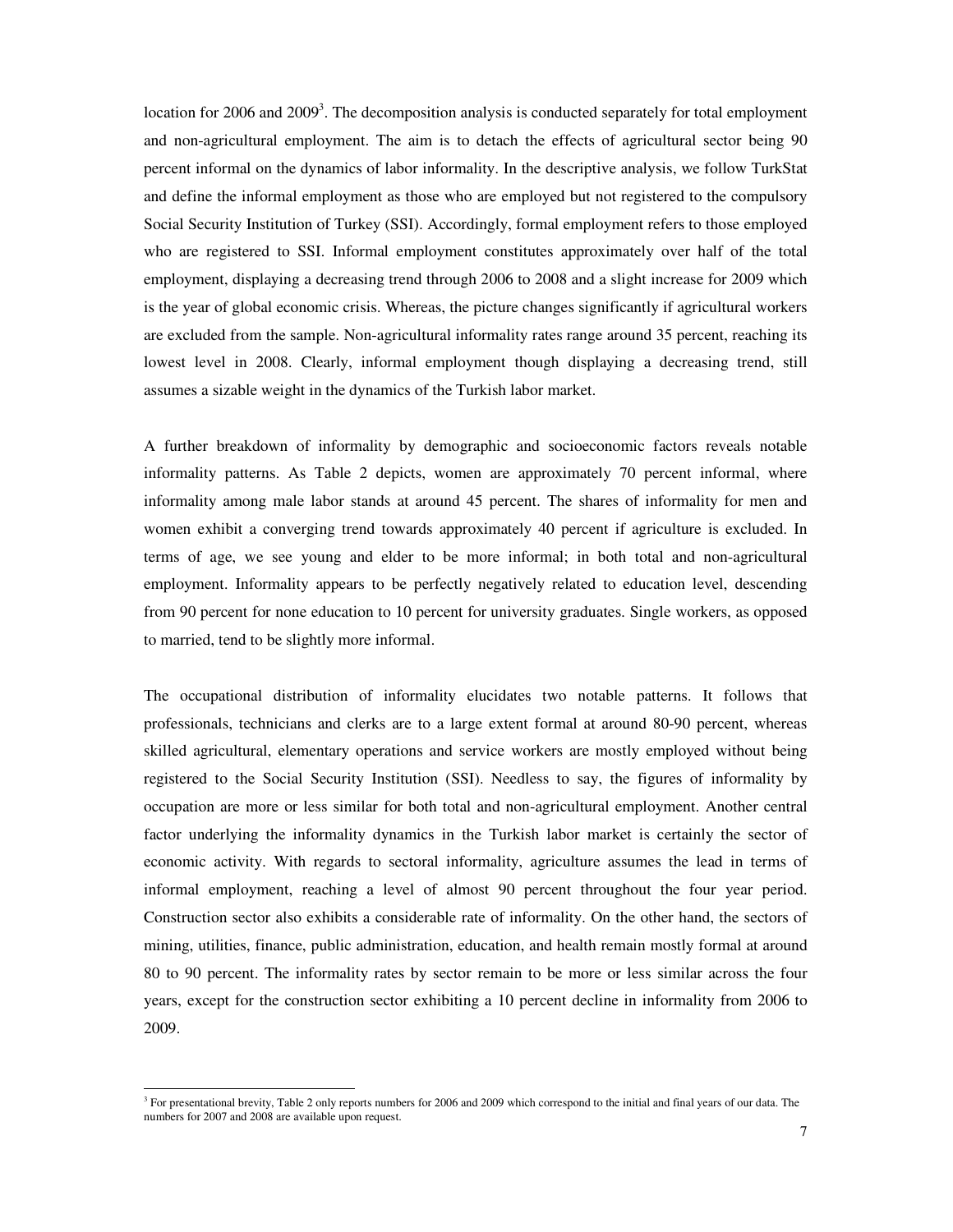location for 2006 and 2009[3]. The decomposition analysis is conducted separately for total employment and non-agricultural employment. The aim is to detach the effects of agricultural sector being 90 percent informal on the dynamics of labor informality. In the descriptive analysis, we follow TurkStat and define the informal employment as those who are employed but not registered to the compulsory Social Security Institution of Turkey (SSI). Accordingly, formal employment refers to those employed who are registered to SSI. Informal employment constitutes approximately over half of the total employment, displaying a decreasing trend through 2006 to 2008 and a slight increase for 2009 which is the year of global economic crisis. Whereas, the picture changes significantly if agricultural workers are excluded from the sample. Non-agricultural informality rates range around 35 percent, reaching its lowest level in 2008. Clearly, informal employment though displaying a decreasing trend, still assumes a sizable weight in the dynamics of the Turkish labor market.

A further breakdown of informality by demographic and socioeconomic factors reveals notable informality patterns. As Table 2 depicts, women are approximately 70 percent informal, where informality among male labor stands at around 45 percent. The shares of informality for men and women exhibit a converging trend towards approximately 40 percent if agriculture is excluded. In terms of age, we see young and elder to be more informal; in both total and non-agricultural employment. Informality appears to be perfectly negatively related to education level, descending from 90 percent for none education to 10 percent for university graduates. Single workers, as opposed to married, tend to be slightly more informal.

The occupational distribution of informality elucidates two notable patterns. It follows that professionals, technicians and clerks are to a large extent formal at around 80-90 percent, whereas skilled agricultural, elementary operations and service workers are mostly employed without being registered to the Social Security Institution (SSI). Needless to say, the figures of informality by occupation are more or less similar for both total and non-agricultural employment. Another central factor underlying the informality dynamics in the Turkish labor market is certainly the sector of economic activity. With regards to sectoral informality, agriculture assumes the lead in terms of informal employment, reaching a level of almost 90 percent throughout the four year period. Construction sector also exhibits a considerable rate of informality. On the other hand, the sectors of mining, utilities, finance, public administration, education, and health remain mostly formal at around 80 to 90 percent. The informality rates by sector remain to be more or less similar across the four years, except for the construction sector exhibiting a 10 percent decline in informality from 2006 to 2009.

---

[3] For presentational brevity, Table 2 only reports numbers for 2006 and 2009 which correspond to the initial and final years of our data. The numbers for 2007 and 2008 are available upon request.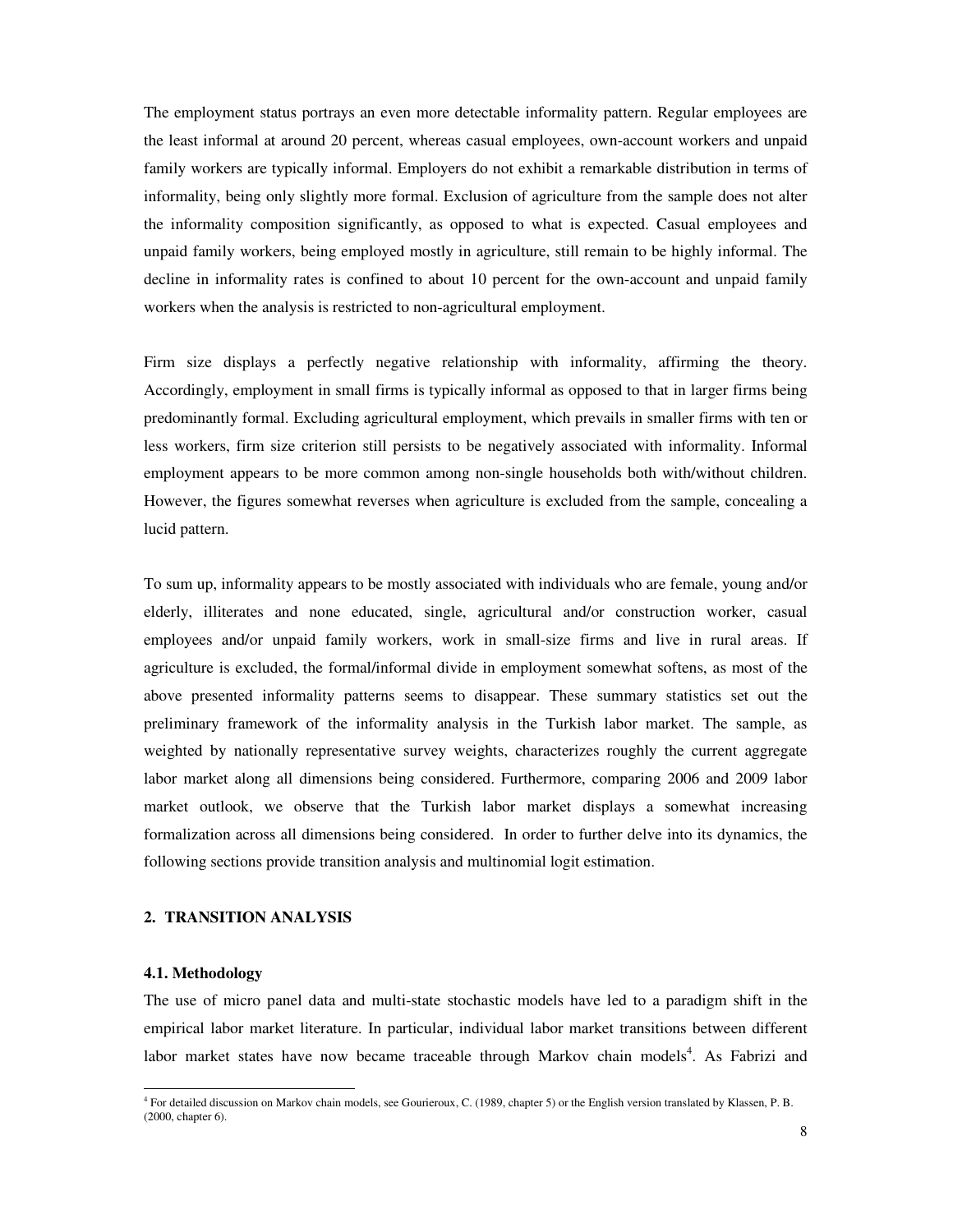The employment status portrays an even more detectable informality pattern. Regular employees are the least informal at around 20 percent, whereas casual employees, own-account workers and unpaid family workers are typically informal. Employers do not exhibit a remarkable distribution in terms of informality, being only slightly more formal. Exclusion of agriculture from the sample does not alter the informality composition significantly, as opposed to what is expected. Casual employees and unpaid family workers, being employed mostly in agriculture, still remain to be highly informal. The decline in informality rates is confined to about 10 percent for the own-account and unpaid family workers when the analysis is restricted to non-agricultural employment.

Firm size displays a perfectly negative relationship with informality, affirming the theory. Accordingly, employment in small firms is typically informal as opposed to that in larger firms being predominantly formal. Excluding agricultural employment, which prevails in smaller firms with ten or less workers, firm size criterion still persists to be negatively associated with informality. Informal employment appears to be more common among non-single households both with/without children. However, the figures somewhat reverses when agriculture is excluded from the sample, concealing a lucid pattern.

To sum up, informality appears to be mostly associated with individuals who are female, young and/or elderly, illiterates and none educated, single, agricultural and/or construction worker, casual employees and/or unpaid family workers, work in small-size firms and live in rural areas. If agriculture is excluded, the formal/informal divide in employment somewhat softens, as most of the above presented informality patterns seems to disappear. These summary statistics set out the preliminary framework of the informality analysis in the Turkish labor market. The sample, as weighted by nationally representative survey weights, characterizes roughly the current aggregate labor market along all dimensions being considered. Furthermore, comparing 2006 and 2009 labor market outlook, we observe that the Turkish labor market displays a somewhat increasing formalization across all dimensions being considered. In order to further delve into its dynamics, the following sections provide transition analysis and multinomial logit estimation.

## 2. TRANSITION ANALYSIS

### 4.1. Methodology

The use of micro panel data and multi-state stochastic models have led to a paradigm shift in the empirical labor market literature. In particular, individual labor market transitions between different labor market states have now became traceable through Markov chain models[4]. As Fabrizi and

---

[4] For detailed discussion on Markov chain models, see Gourieroux, C. (1989, chapter 5) or the English version translated by Klassen, P. B. (2000, chapter 6).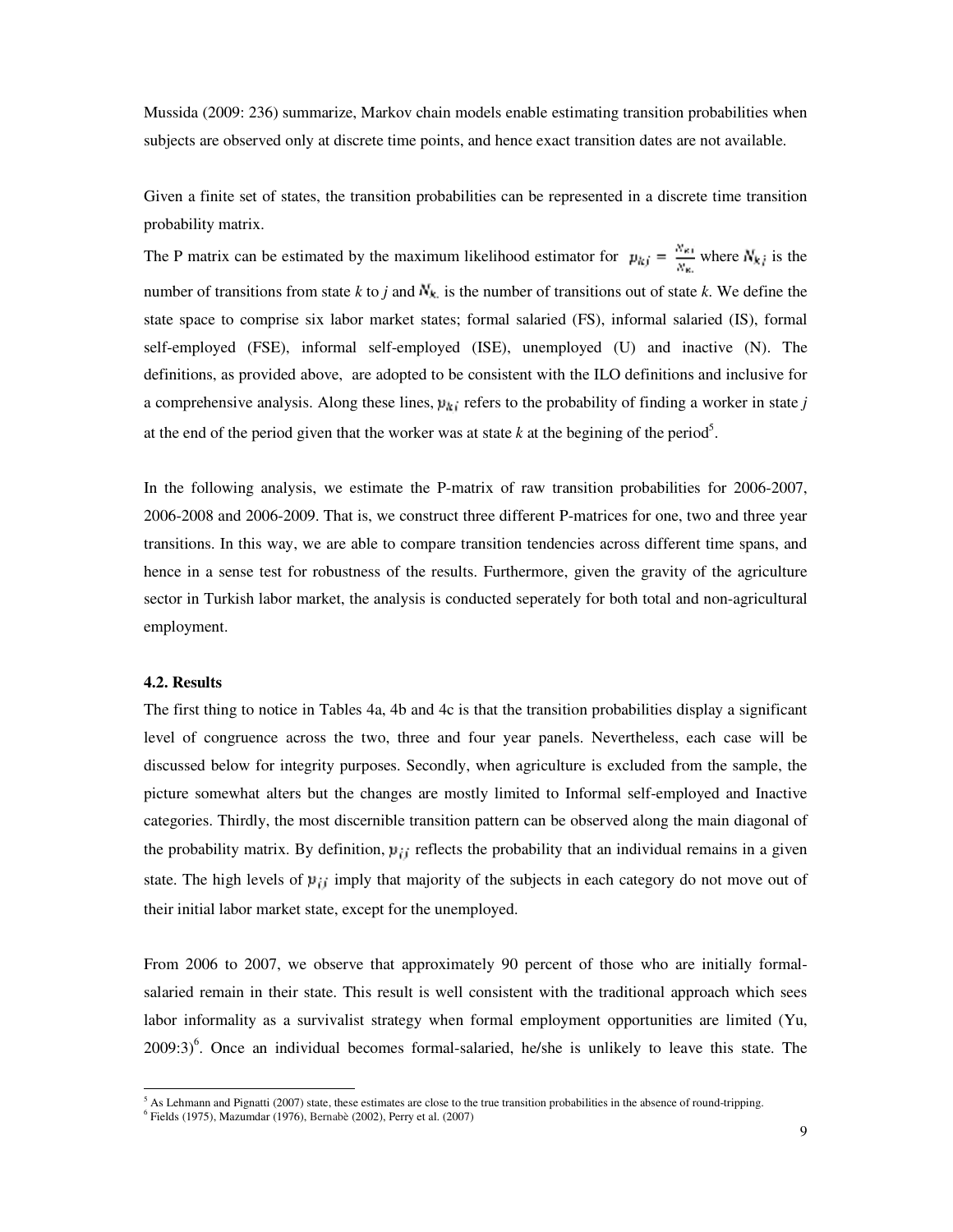Mussida (2009: 236) summarize, Markov chain models enable estimating transition probabilities when subjects are observed only at discrete time points, and hence exact transition dates are not available.

Given a finite set of states, the transition probabilities can be represented in a discrete time transition probability matrix.

The P matrix can be estimated by the maximum likelihood estimator for $p_{kj} = \frac{N_{kj}}{N_{k.}}$ where $N_{kj}$ is the number of transitions from state *k* to *j* and $N_{k.}$ is the number of transitions out of state *k*. We define the state space to comprise six labor market states; formal salaried (FS), informal salaried (IS), formal self-employed (FSE), informal self-employed (ISE), unemployed (U) and inactive (N). The definitions, as provided above, are adopted to be consistent with the ILO definitions and inclusive for a comprehensive analysis. Along these lines, $p_{kj}$ refers to the probability of finding a worker in state *j* at the end of the period given that the worker was at state *k* at the begining of the period[5].

In the following analysis, we estimate the P-matrix of raw transition probabilities for 2006-2007, 2006-2008 and 2006-2009. That is, we construct three different P-matrices for one, two and three year transitions. In this way, we are able to compare transition tendencies across different time spans, and hence in a sense test for robustness of the results. Furthermore, given the gravity of the agriculture sector in Turkish labor market, the analysis is conducted seperately for both total and non-agricultural employment.

#### 4.2. Results

The first thing to notice in Tables 4a, 4b and 4c is that the transition probabilities display a significant level of congruence across the two, three and four year panels. Nevertheless, each case will be discussed below for integrity purposes. Secondly, when agriculture is excluded from the sample, the picture somewhat alters but the changes are mostly limited to Informal self-employed and Inactive categories. Thirdly, the most discernible transition pattern can be observed along the main diagonal of the probability matrix. By definition, $p_{ij}$ reflects the probability that an individual remains in a given state. The high levels of $p_{ij}$ imply that majority of the subjects in each category do not move out of their initial labor market state, except for the unemployed.

From 2006 to 2007, we observe that approximately 90 percent of those who are initially formal-salaried remain in their state. This result is well consistent with the traditional approach which sees labor informality as a survivalist strategy when formal employment opportunities are limited (Yu, 2009:3)[6]. Once an individual becomes formal-salaried, he/she is unlikely to leave this state. The

[5] As Lehmann and Pignatti (2007) state, these estimates are close to the true transition probabilities in the absence of round-tripping.

[6] Fields (1975), Mazumdar (1976), Bernabè (2002), Perry et al. (2007)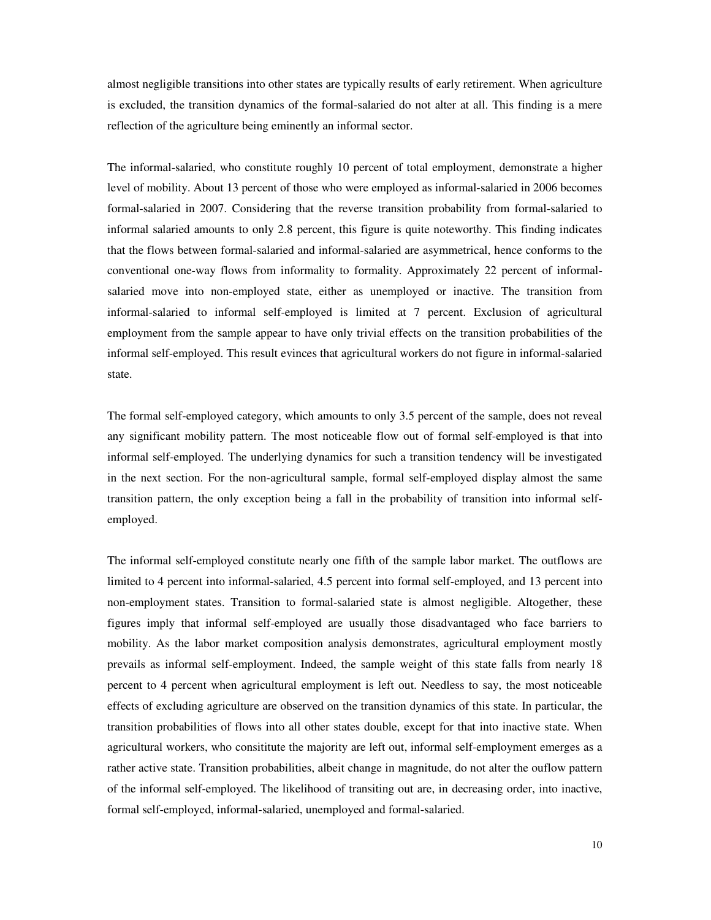almost negligible transitions into other states are typically results of early retirement. When agriculture is excluded, the transition dynamics of the formal-salaried do not alter at all. This finding is a mere reflection of the agriculture being eminently an informal sector.

The informal-salaried, who constitute roughly 10 percent of total employment, demonstrate a higher level of mobility. About 13 percent of those who were employed as informal-salaried in 2006 becomes formal-salaried in 2007. Considering that the reverse transition probability from formal-salaried to informal salaried amounts to only 2.8 percent, this figure is quite noteworthy. This finding indicates that the flows between formal-salaried and informal-salaried are asymmetrical, hence conforms to the conventional one-way flows from informality to formality. Approximately 22 percent of informal-salaried move into non-employed state, either as unemployed or inactive. The transition from informal-salaried to informal self-employed is limited at 7 percent. Exclusion of agricultural employment from the sample appear to have only trivial effects on the transition probabilities of the informal self-employed. This result evinces that agricultural workers do not figure in informal-salaried state.

The formal self-employed category, which amounts to only 3.5 percent of the sample, does not reveal any significant mobility pattern. The most noticeable flow out of formal self-employed is that into informal self-employed. The underlying dynamics for such a transition tendency will be investigated in the next section. For the non-agricultural sample, formal self-employed display almost the same transition pattern, the only exception being a fall in the probability of transition into informal self-employed.

The informal self-employed constitute nearly one fifth of the sample labor market. The outflows are limited to 4 percent into informal-salaried, 4.5 percent into formal self-employed, and 13 percent into non-employment states. Transition to formal-salaried state is almost negligible. Altogether, these figures imply that informal self-employed are usually those disadvantaged who face barriers to mobility. As the labor market composition analysis demonstrates, agricultural employment mostly prevails as informal self-employment. Indeed, the sample weight of this state falls from nearly 18 percent to 4 percent when agricultural employment is left out. Needless to say, the most noticeable effects of excluding agriculture are observed on the transition dynamics of this state. In particular, the transition probabilities of flows into all other states double, except for that into inactive state. When agricultural workers, who consititute the majority are left out, informal self-employment emerges as a rather active state. Transition probabilities, albeit change in magnitude, do not alter the ouflow pattern of the informal self-employed. The likelihood of transiting out are, in decreasing order, into inactive, formal self-employed, informal-salaried, unemployed and formal-salaried.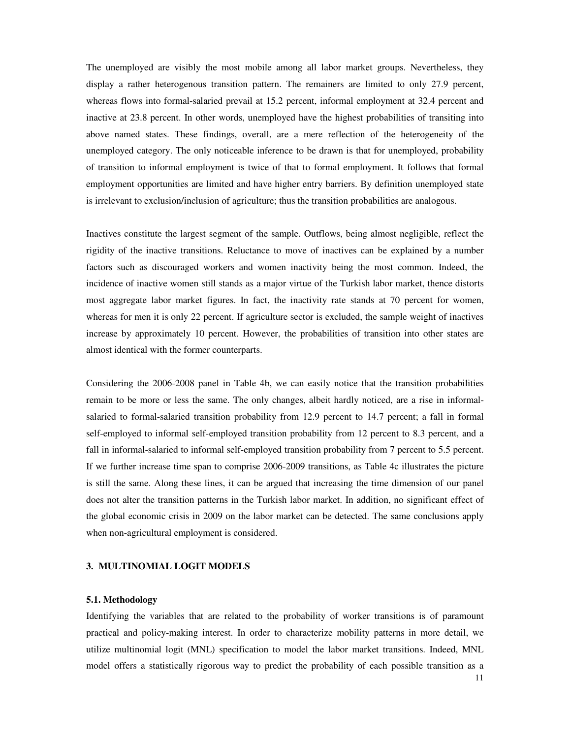The unemployed are visibly the most mobile among all labor market groups. Nevertheless, they display a rather heterogenous transition pattern. The remainers are limited to only 27.9 percent, whereas flows into formal-salaried prevail at 15.2 percent, informal employment at 32.4 percent and inactive at 23.8 percent. In other words, unemployed have the highest probabilities of transiting into above named states. These findings, overall, are a mere reflection of the heterogeneity of the unemployed category. The only noticeable inference to be drawn is that for unemployed, probability of transition to informal employment is twice of that to formal employment. It follows that formal employment opportunities are limited and have higher entry barriers. By definition unemployed state is irrelevant to exclusion/inclusion of agriculture; thus the transition probabilities are analogous.

Inactives constitute the largest segment of the sample. Outflows, being almost negligible, reflect the rigidity of the inactive transitions. Reluctance to move of inactives can be explained by a number factors such as discouraged workers and women inactivity being the most common. Indeed, the incidence of inactive women still stands as a major virtue of the Turkish labor market, thence distorts most aggregate labor market figures. In fact, the inactivity rate stands at 70 percent for women, whereas for men it is only 22 percent. If agriculture sector is excluded, the sample weight of inactives increase by approximately 10 percent. However, the probabilities of transition into other states are almost identical with the former counterparts.

Considering the 2006-2008 panel in Table 4b, we can easily notice that the transition probabilities remain to be more or less the same. The only changes, albeit hardly noticed, are a rise in informal-salaried to formal-salaried transition probability from 12.9 percent to 14.7 percent; a fall in formal self-employed to informal self-employed transition probability from 12 percent to 8.3 percent, and a fall in informal-salaried to informal self-employed transition probability from 7 percent to 5.5 percent. If we further increase time span to comprise 2006-2009 transitions, as Table 4c illustrates the picture is still the same. Along these lines, it can be argued that increasing the time dimension of our panel does not alter the transition patterns in the Turkish labor market. In addition, no significant effect of the global economic crisis in 2009 on the labor market can be detected. The same conclusions apply when non-agricultural employment is considered.

## 3. MULTINOMIAL LOGIT MODELS

### 5.1. Methodology

Identifying the variables that are related to the probability of worker transitions is of paramount practical and policy-making interest. In order to characterize mobility patterns in more detail, we utilize multinomial logit (MNL) specification to model the labor market transitions. Indeed, MNL model offers a statistically rigorous way to predict the probability of each possible transition as a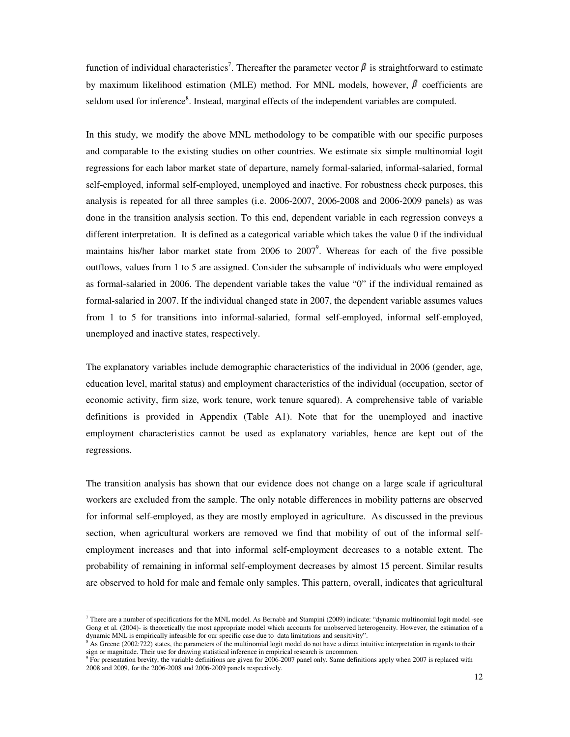function of individual characteristics[7]. Thereafter the parameter vector $\beta$ is straightforward to estimate by maximum likelihood estimation (MLE) method. For MNL models, however, $\beta$ coefficients are seldom used for inference[8]. Instead, marginal effects of the independent variables are computed.

In this study, we modify the above MNL methodology to be compatible with our specific purposes and comparable to the existing studies on other countries. We estimate six simple multinomial logit regressions for each labor market state of departure, namely formal-salaried, informal-salaried, formal self-employed, informal self-employed, unemployed and inactive. For robustness check purposes, this analysis is repeated for all three samples (i.e. 2006-2007, 2006-2008 and 2006-2009 panels) as was done in the transition analysis section. To this end, dependent variable in each regression conveys a different interpretation. It is defined as a categorical variable which takes the value 0 if the individual maintains his/her labor market state from 2006 to 2007[9]. Whereas for each of the five possible outflows, values from 1 to 5 are assigned. Consider the subsample of individuals who were employed as formal-salaried in 2006. The dependent variable takes the value "0" if the individual remained as formal-salaried in 2007. If the individual changed state in 2007, the dependent variable assumes values from 1 to 5 for transitions into informal-salaried, formal self-employed, informal self-employed, unemployed and inactive states, respectively.

The explanatory variables include demographic characteristics of the individual in 2006 (gender, age, education level, marital status) and employment characteristics of the individual (occupation, sector of economic activity, firm size, work tenure, work tenure squared). A comprehensive table of variable definitions is provided in Appendix (Table A1). Note that for the unemployed and inactive employment characteristics cannot be used as explanatory variables, hence are kept out of the regressions.

The transition analysis has shown that our evidence does not change on a large scale if agricultural workers are excluded from the sample. The only notable differences in mobility patterns are observed for informal self-employed, as they are mostly employed in agriculture. As discussed in the previous section, when agricultural workers are removed we find that mobility of out of the informal self-employment increases and that into informal self-employment decreases to a notable extent. The probability of remaining in informal self-employment decreases by almost 15 percent. Similar results are observed to hold for male and female only samples. This pattern, overall, indicates that agricultural

---

[7] There are a number of specifications for the MNL model. As Bernabè and Stampini (2009) indicate: "dynamic multinomial logit model -see Gong et al. (2004)- is theoretically the most appropriate model which accounts for unobserved heterogeneity. However, the estimation of a dynamic MNL is empirically infeasible for our specific case due to data limitations and sensitivity".

[8] As Greene (2002:722) states, the parameters of the multinomial logit model do not have a direct intuitive interpretation in regards to their sign or magnitude. Their use for drawing statistical inference in empirical research is uncommon.

[9] For presentation brevity, the variable definitions are given for 2006-2007 panel only. Same definitions apply when 2007 is replaced with 2008 and 2009, for the 2006-2008 and 2006-2009 panels respectively.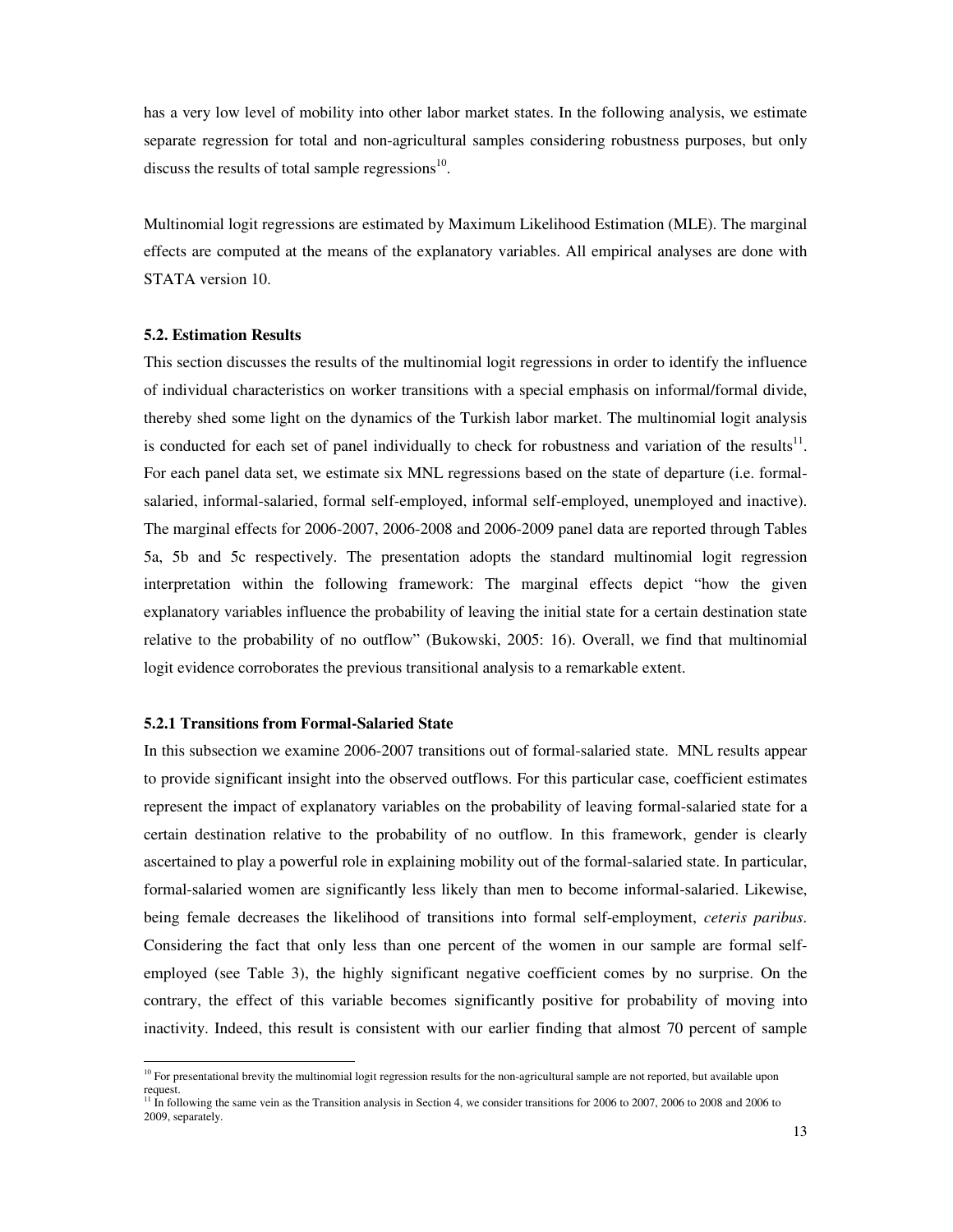has a very low level of mobility into other labor market states. In the following analysis, we estimate separate regression for total and non-agricultural samples considering robustness purposes, but only discuss the results of total sample regressions[10].

Multinomial logit regressions are estimated by Maximum Likelihood Estimation (MLE). The marginal effects are computed at the means of the explanatory variables. All empirical analyses are done with STATA version 10.

### 5.2. Estimation Results

This section discusses the results of the multinomial logit regressions in order to identify the influence of individual characteristics on worker transitions with a special emphasis on informal/formal divide, thereby shed some light on the dynamics of the Turkish labor market. The multinomial logit analysis is conducted for each set of panel individually to check for robustness and variation of the results[11]. For each panel data set, we estimate six MNL regressions based on the state of departure (i.e. formal-salaried, informal-salaried, formal self-employed, informal self-employed, unemployed and inactive). The marginal effects for 2006-2007, 2006-2008 and 2006-2009 panel data are reported through Tables 5a, 5b and 5c respectively. The presentation adopts the standard multinomial logit regression interpretation within the following framework: The marginal effects depict "how the given explanatory variables influence the probability of leaving the initial state for a certain destination state relative to the probability of no outflow" (Bukowski, 2005: 16). Overall, we find that multinomial logit evidence corroborates the previous transitional analysis to a remarkable extent.

#### 5.2.1 Transitions from Formal-Salaried State

In this subsection we examine 2006-2007 transitions out of formal-salaried state. MNL results appear to provide significant insight into the observed outflows. For this particular case, coefficient estimates represent the impact of explanatory variables on the probability of leaving formal-salaried state for a certain destination relative to the probability of no outflow. In this framework, gender is clearly ascertained to play a powerful role in explaining mobility out of the formal-salaried state. In particular, formal-salaried women are significantly less likely than men to become informal-salaried. Likewise, being female decreases the likelihood of transitions into formal self-employment, *ceteris paribus*. Considering the fact that only less than one percent of the women in our sample are formal self-employed (see Table 3), the highly significant negative coefficient comes by no surprise. On the contrary, the effect of this variable becomes significantly positive for probability of moving into inactivity. Indeed, this result is consistent with our earlier finding that almost 70 percent of sample

---

[10] For presentational brevity the multinomial logit regression results for the non-agricultural sample are not reported, but available upon request.

[11] In following the same vein as the Transition analysis in Section 4, we consider transitions for 2006 to 2007, 2006 to 2008 and 2006 to 2009, separately.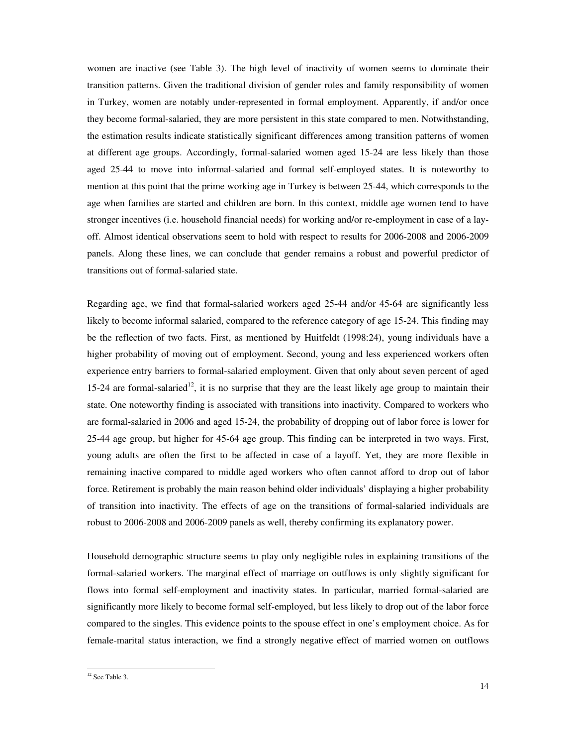women are inactive (see Table 3). The high level of inactivity of women seems to dominate their transition patterns. Given the traditional division of gender roles and family responsibility of women in Turkey, women are notably under-represented in formal employment. Apparently, if and/or once they become formal-salaried, they are more persistent in this state compared to men. Notwithstanding, the estimation results indicate statistically significant differences among transition patterns of women at different age groups. Accordingly, formal-salaried women aged 15-24 are less likely than those aged 25-44 to move into informal-salaried and formal self-employed states. It is noteworthy to mention at this point that the prime working age in Turkey is between 25-44, which corresponds to the age when families are started and children are born. In this context, middle age women tend to have stronger incentives (i.e. household financial needs) for working and/or re-employment in case of a lay-off. Almost identical observations seem to hold with respect to results for 2006-2008 and 2006-2009 panels. Along these lines, we can conclude that gender remains a robust and powerful predictor of transitions out of formal-salaried state.

Regarding age, we find that formal-salaried workers aged 25-44 and/or 45-64 are significantly less likely to become informal salaried, compared to the reference category of age 15-24. This finding may be the reflection of two facts. First, as mentioned by Huitfeldt (1998:24), young individuals have a higher probability of moving out of employment. Second, young and less experienced workers often experience entry barriers to formal-salaried employment. Given that only about seven percent of aged 15-24 are formal-salaried[12], it is no surprise that they are the least likely age group to maintain their state. One noteworthy finding is associated with transitions into inactivity. Compared to workers who are formal-salaried in 2006 and aged 15-24, the probability of dropping out of labor force is lower for 25-44 age group, but higher for 45-64 age group. This finding can be interpreted in two ways. First, young adults are often the first to be affected in case of a layoff. Yet, they are more flexible in remaining inactive compared to middle aged workers who often cannot afford to drop out of labor force. Retirement is probably the main reason behind older individuals' displaying a higher probability of transition into inactivity. The effects of age on the transitions of formal-salaried individuals are robust to 2006-2008 and 2006-2009 panels as well, thereby confirming its explanatory power.

Household demographic structure seems to play only negligible roles in explaining transitions of the formal-salaried workers. The marginal effect of marriage on outflows is only slightly significant for flows into formal self-employment and inactivity states. In particular, married formal-salaried are significantly more likely to become formal self-employed, but less likely to drop out of the labor force compared to the singles. This evidence points to the spouse effect in one's employment choice. As for female-marital status interaction, we find a strongly negative effect of married women on outflows

[12] See Table 3.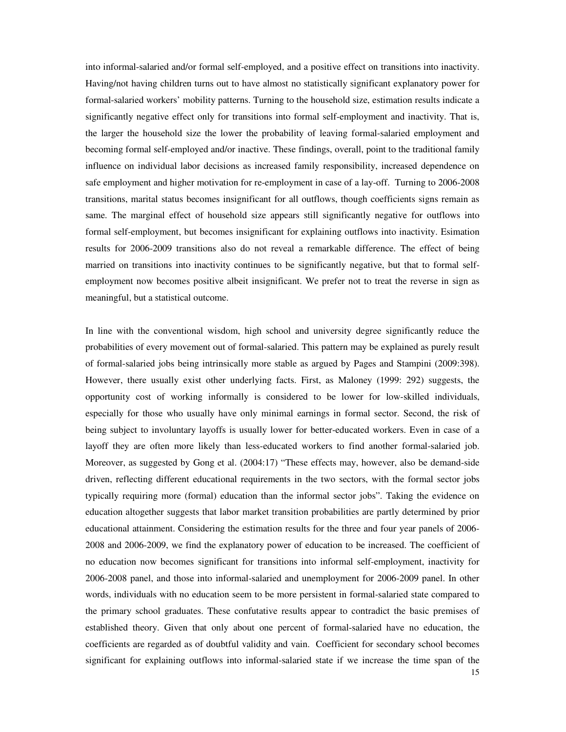into informal-salaried and/or formal self-employed, and a positive effect on transitions into inactivity. Having/not having children turns out to have almost no statistically significant explanatory power for formal-salaried workers' mobility patterns. Turning to the household size, estimation results indicate a significantly negative effect only for transitions into formal self-employment and inactivity. That is, the larger the household size the lower the probability of leaving formal-salaried employment and becoming formal self-employed and/or inactive. These findings, overall, point to the traditional family influence on individual labor decisions as increased family responsibility, increased dependence on safe employment and higher motivation for re-employment in case of a lay-off. Turning to 2006-2008 transitions, marital status becomes insignificant for all outflows, though coefficients signs remain as same. The marginal effect of household size appears still significantly negative for outflows into formal self-employment, but becomes insignificant for explaining outflows into inactivity. Esimation results for 2006-2009 transitions also do not reveal a remarkable difference. The effect of being married on transitions into inactivity continues to be significantly negative, but that to formal self-employment now becomes positive albeit insignificant. We prefer not to treat the reverse in sign as meaningful, but a statistical outcome.

In line with the conventional wisdom, high school and university degree significantly reduce the probabilities of every movement out of formal-salaried. This pattern may be explained as purely result of formal-salaried jobs being intrinsically more stable as argued by Pages and Stampini (2009:398). However, there usually exist other underlying facts. First, as Maloney (1999: 292) suggests, the opportunity cost of working informally is considered to be lower for low-skilled individuals, especially for those who usually have only minimal earnings in formal sector. Second, the risk of being subject to involuntary layoffs is usually lower for better-educated workers. Even in case of a layoff they are often more likely than less-educated workers to find another formal-salaried job. Moreover, as suggested by Gong et al. (2004:17) "These effects may, however, also be demand-side driven, reflecting different educational requirements in the two sectors, with the formal sector jobs typically requiring more (formal) education than the informal sector jobs". Taking the evidence on education altogether suggests that labor market transition probabilities are partly determined by prior educational attainment. Considering the estimation results for the three and four year panels of 2006-2008 and 2006-2009, we find the explanatory power of education to be increased. The coefficient of no education now becomes significant for transitions into informal self-employment, inactivity for 2006-2008 panel, and those into informal-salaried and unemployment for 2006-2009 panel. In other words, individuals with no education seem to be more persistent in formal-salaried state compared to the primary school graduates. These confutative results appear to contradict the basic premises of established theory. Given that only about one percent of formal-salaried have no education, the coefficients are regarded as of doubtful validity and vain. Coefficient for secondary school becomes significant for explaining outflows into informal-salaried state if we increase the time span of the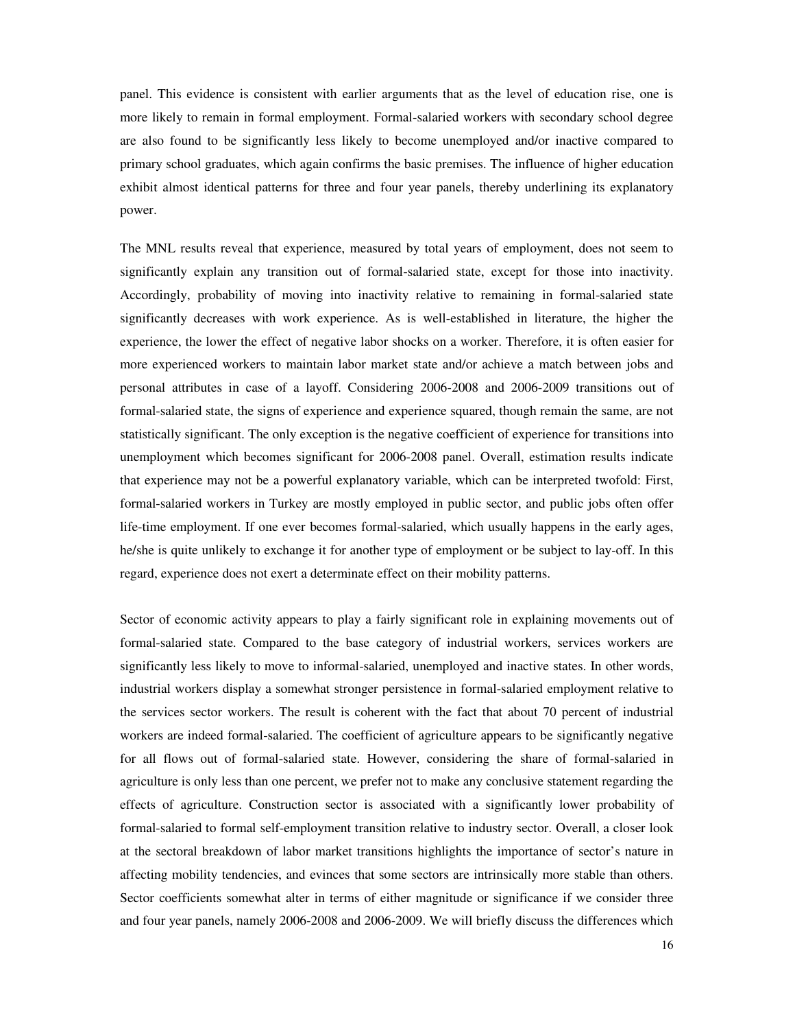panel. This evidence is consistent with earlier arguments that as the level of education rise, one is more likely to remain in formal employment. Formal-salaried workers with secondary school degree are also found to be significantly less likely to become unemployed and/or inactive compared to primary school graduates, which again confirms the basic premises. The influence of higher education exhibit almost identical patterns for three and four year panels, thereby underlining its explanatory power.

The MNL results reveal that experience, measured by total years of employment, does not seem to significantly explain any transition out of formal-salaried state, except for those into inactivity. Accordingly, probability of moving into inactivity relative to remaining in formal-salaried state significantly decreases with work experience. As is well-established in literature, the higher the experience, the lower the effect of negative labor shocks on a worker. Therefore, it is often easier for more experienced workers to maintain labor market state and/or achieve a match between jobs and personal attributes in case of a layoff. Considering 2006-2008 and 2006-2009 transitions out of formal-salaried state, the signs of experience and experience squared, though remain the same, are not statistically significant. The only exception is the negative coefficient of experience for transitions into unemployment which becomes significant for 2006-2008 panel. Overall, estimation results indicate that experience may not be a powerful explanatory variable, which can be interpreted twofold: First, formal-salaried workers in Turkey are mostly employed in public sector, and public jobs often offer life-time employment. If one ever becomes formal-salaried, which usually happens in the early ages, he/she is quite unlikely to exchange it for another type of employment or be subject to lay-off. In this regard, experience does not exert a determinate effect on their mobility patterns.

Sector of economic activity appears to play a fairly significant role in explaining movements out of formal-salaried state. Compared to the base category of industrial workers, services workers are significantly less likely to move to informal-salaried, unemployed and inactive states. In other words, industrial workers display a somewhat stronger persistence in formal-salaried employment relative to the services sector workers. The result is coherent with the fact that about 70 percent of industrial workers are indeed formal-salaried. The coefficient of agriculture appears to be significantly negative for all flows out of formal-salaried state. However, considering the share of formal-salaried in agriculture is only less than one percent, we prefer not to make any conclusive statement regarding the effects of agriculture. Construction sector is associated with a significantly lower probability of formal-salaried to formal self-employment transition relative to industry sector. Overall, a closer look at the sectoral breakdown of labor market transitions highlights the importance of sector's nature in affecting mobility tendencies, and evinces that some sectors are intrinsically more stable than others. Sector coefficients somewhat alter in terms of either magnitude or significance if we consider three and four year panels, namely 2006-2008 and 2006-2009. We will briefly discuss the differences which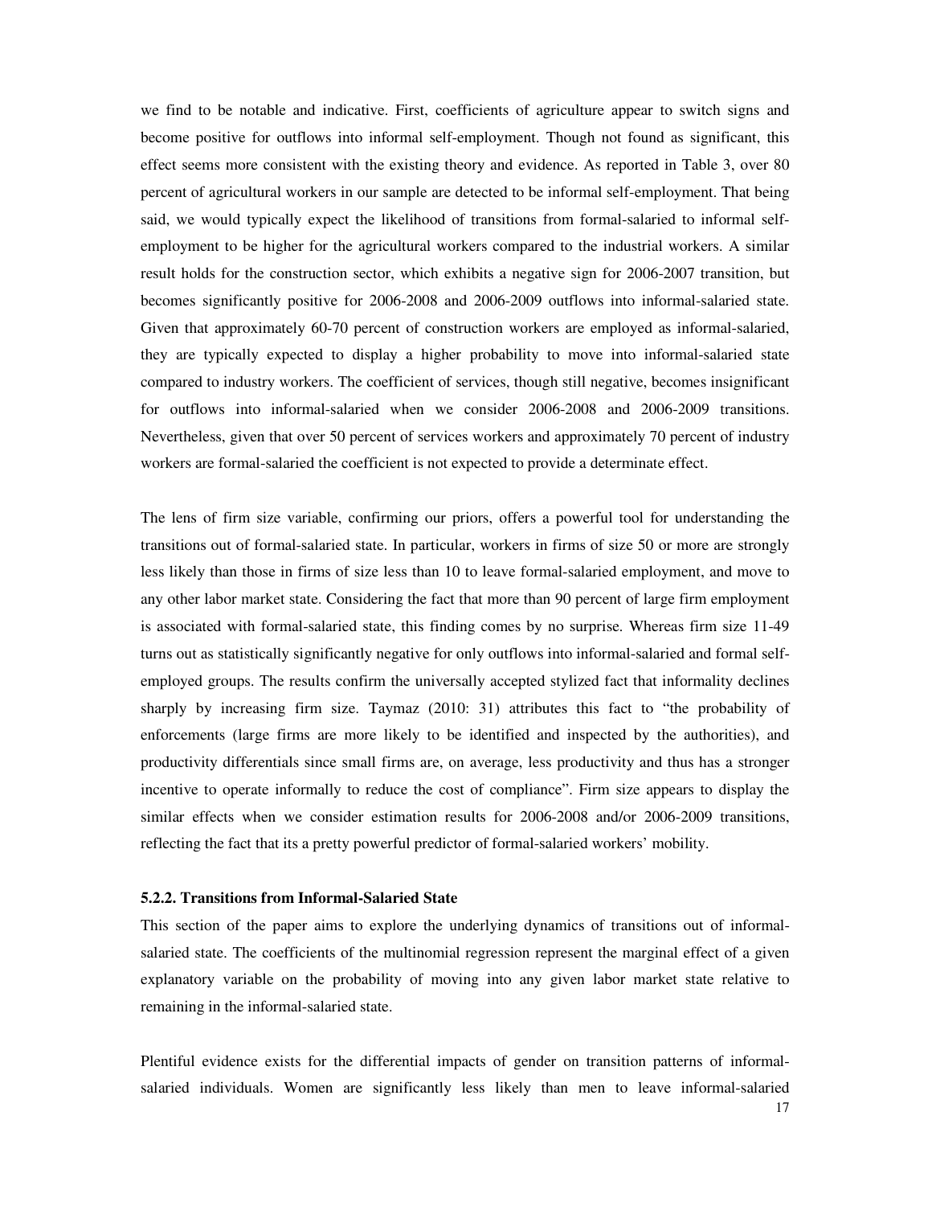we find to be notable and indicative. First, coefficients of agriculture appear to switch signs and become positive for outflows into informal self-employment. Though not found as significant, this effect seems more consistent with the existing theory and evidence. As reported in Table 3, over 80 percent of agricultural workers in our sample are detected to be informal self-employment. That being said, we would typically expect the likelihood of transitions from formal-salaried to informal self-employment to be higher for the agricultural workers compared to the industrial workers. A similar result holds for the construction sector, which exhibits a negative sign for 2006-2007 transition, but becomes significantly positive for 2006-2008 and 2006-2009 outflows into informal-salaried state. Given that approximately 60-70 percent of construction workers are employed as informal-salaried, they are typically expected to display a higher probability to move into informal-salaried state compared to industry workers. The coefficient of services, though still negative, becomes insignificant for outflows into informal-salaried when we consider 2006-2008 and 2006-2009 transitions. Nevertheless, given that over 50 percent of services workers and approximately 70 percent of industry workers are formal-salaried the coefficient is not expected to provide a determinate effect.

The lens of firm size variable, confirming our priors, offers a powerful tool for understanding the transitions out of formal-salaried state. In particular, workers in firms of size 50 or more are strongly less likely than those in firms of size less than 10 to leave formal-salaried employment, and move to any other labor market state. Considering the fact that more than 90 percent of large firm employment is associated with formal-salaried state, this finding comes by no surprise. Whereas firm size 11-49 turns out as statistically significantly negative for only outflows into informal-salaried and formal self-employed groups. The results confirm the universally accepted stylized fact that informality declines sharply by increasing firm size. Taymaz (2010: 31) attributes this fact to "the probability of enforcements (large firms are more likely to be identified and inspected by the authorities), and productivity differentials since small firms are, on average, less productivity and thus has a stronger incentive to operate informally to reduce the cost of compliance". Firm size appears to display the similar effects when we consider estimation results for 2006-2008 and/or 2006-2009 transitions, reflecting the fact that its a pretty powerful predictor of formal-salaried workers' mobility.

### 5.2.2. Transitions from Informal-Salaried State

This section of the paper aims to explore the underlying dynamics of transitions out of informal-salaried state. The coefficients of the multinomial regression represent the marginal effect of a given explanatory variable on the probability of moving into any given labor market state relative to remaining in the informal-salaried state.

Plentiful evidence exists for the differential impacts of gender on transition patterns of informal-salaried individuals. Women are significantly less likely than men to leave informal-salaried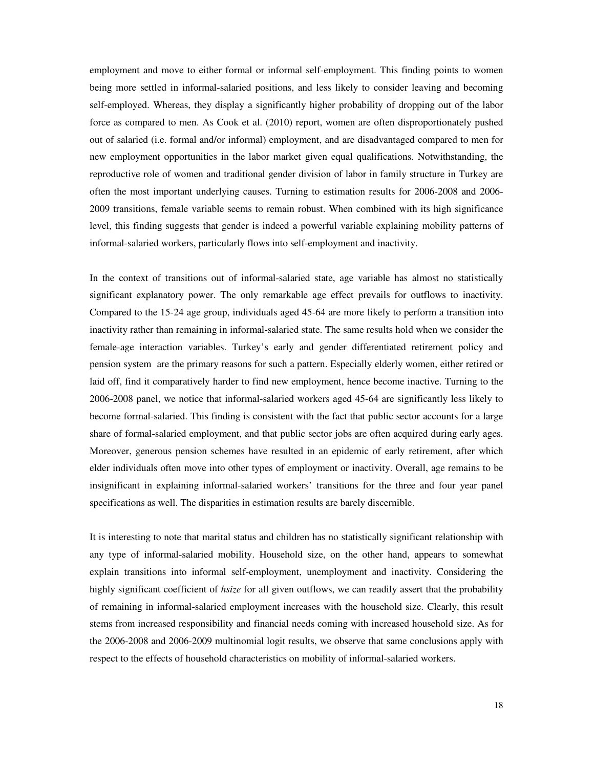employment and move to either formal or informal self-employment. This finding points to women being more settled in informal-salaried positions, and less likely to consider leaving and becoming self-employed. Whereas, they display a significantly higher probability of dropping out of the labor force as compared to men. As Cook et al. (2010) report, women are often disproportionately pushed out of salaried (i.e. formal and/or informal) employment, and are disadvantaged compared to men for new employment opportunities in the labor market given equal qualifications. Notwithstanding, the reproductive role of women and traditional gender division of labor in family structure in Turkey are often the most important underlying causes. Turning to estimation results for 2006-2008 and 2006-2009 transitions, female variable seems to remain robust. When combined with its high significance level, this finding suggests that gender is indeed a powerful variable explaining mobility patterns of informal-salaried workers, particularly flows into self-employment and inactivity.

In the context of transitions out of informal-salaried state, age variable has almost no statistically significant explanatory power. The only remarkable age effect prevails for outflows to inactivity. Compared to the 15-24 age group, individuals aged 45-64 are more likely to perform a transition into inactivity rather than remaining in informal-salaried state. The same results hold when we consider the female-age interaction variables. Turkey's early and gender differentiated retirement policy and pension system are the primary reasons for such a pattern. Especially elderly women, either retired or laid off, find it comparatively harder to find new employment, hence become inactive. Turning to the 2006-2008 panel, we notice that informal-salaried workers aged 45-64 are significantly less likely to become formal-salaried. This finding is consistent with the fact that public sector accounts for a large share of formal-salaried employment, and that public sector jobs are often acquired during early ages. Moreover, generous pension schemes have resulted in an epidemic of early retirement, after which elder individuals often move into other types of employment or inactivity. Overall, age remains to be insignificant in explaining informal-salaried workers' transitions for the three and four year panel specifications as well. The disparities in estimation results are barely discernible.

It is interesting to note that marital status and children has no statistically significant relationship with any type of informal-salaried mobility. Household size, on the other hand, appears to somewhat explain transitions into informal self-employment, unemployment and inactivity. Considering the highly significant coefficient of *hsize* for all given outflows, we can readily assert that the probability of remaining in informal-salaried employment increases with the household size. Clearly, this result stems from increased responsibility and financial needs coming with increased household size. As for the 2006-2008 and 2006-2009 multinomial logit results, we observe that same conclusions apply with respect to the effects of household characteristics on mobility of informal-salaried workers.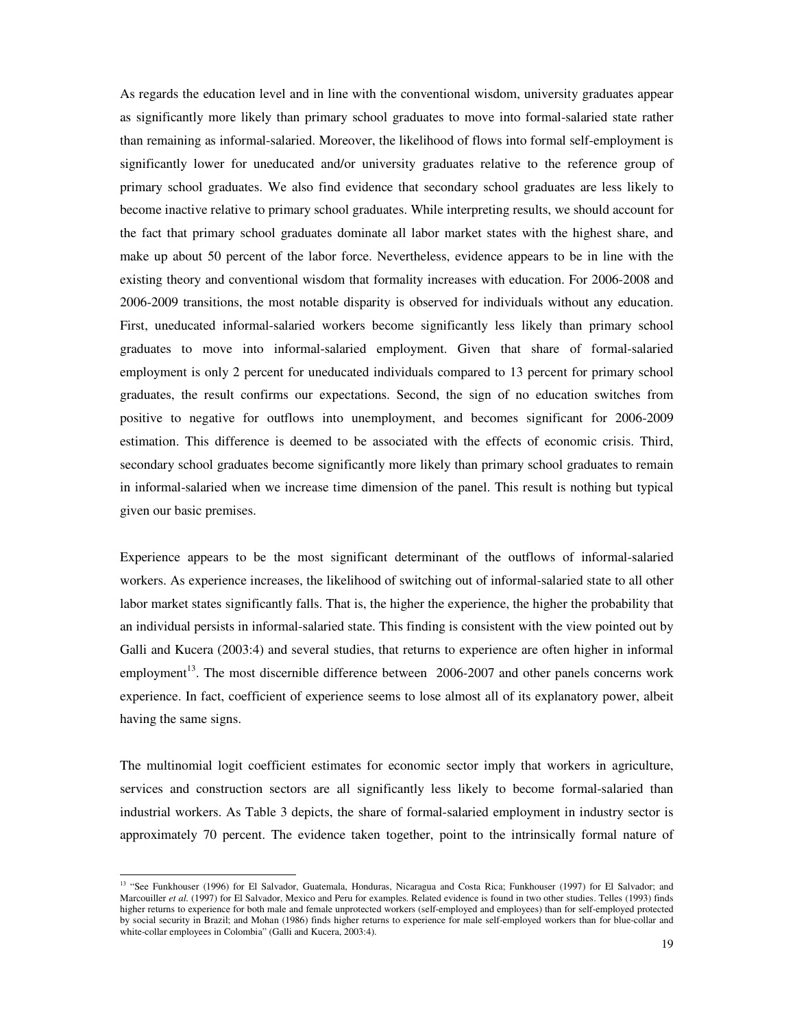As regards the education level and in line with the conventional wisdom, university graduates appear as significantly more likely than primary school graduates to move into formal-salaried state rather than remaining as informal-salaried. Moreover, the likelihood of flows into formal self-employment is significantly lower for uneducated and/or university graduates relative to the reference group of primary school graduates. We also find evidence that secondary school graduates are less likely to become inactive relative to primary school graduates. While interpreting results, we should account for the fact that primary school graduates dominate all labor market states with the highest share, and make up about 50 percent of the labor force. Nevertheless, evidence appears to be in line with the existing theory and conventional wisdom that formality increases with education. For 2006-2008 and 2006-2009 transitions, the most notable disparity is observed for individuals without any education. First, uneducated informal-salaried workers become significantly less likely than primary school graduates to move into informal-salaried employment. Given that share of formal-salaried employment is only 2 percent for uneducated individuals compared to 13 percent for primary school graduates, the result confirms our expectations. Second, the sign of no education switches from positive to negative for outflows into unemployment, and becomes significant for 2006-2009 estimation. This difference is deemed to be associated with the effects of economic crisis. Third, secondary school graduates become significantly more likely than primary school graduates to remain in informal-salaried when we increase time dimension of the panel. This result is nothing but typical given our basic premises.

Experience appears to be the most significant determinant of the outflows of informal-salaried workers. As experience increases, the likelihood of switching out of informal-salaried state to all other labor market states significantly falls. That is, the higher the experience, the higher the probability that an individual persists in informal-salaried state. This finding is consistent with the view pointed out by Galli and Kucera (2003:4) and several studies, that returns to experience are often higher in informal employment[13]. The most discernible difference between 2006-2007 and other panels concerns work experience. In fact, coefficient of experience seems to lose almost all of its explanatory power, albeit having the same signs.

The multinomial logit coefficient estimates for economic sector imply that workers in agriculture, services and construction sectors are all significantly less likely to become formal-salaried than industrial workers. As Table 3 depicts, the share of formal-salaried employment in industry sector is approximately 70 percent. The evidence taken together, point to the intrinsically formal nature of

---

[13] "See Funkhouser (1996) for El Salvador, Guatemala, Honduras, Nicaragua and Costa Rica; Funkhouser (1997) for El Salvador; and Marcouiller *et al.* (1997) for El Salvador, Mexico and Peru for examples. Related evidence is found in two other studies. Telles (1993) finds higher returns to experience for both male and female unprotected workers (self-employed and employees) than for self-employed protected by social security in Brazil; and Mohan (1986) finds higher returns to experience for male self-employed workers than for blue-collar and white-collar employees in Colombia" (Galli and Kucera, 2003:4).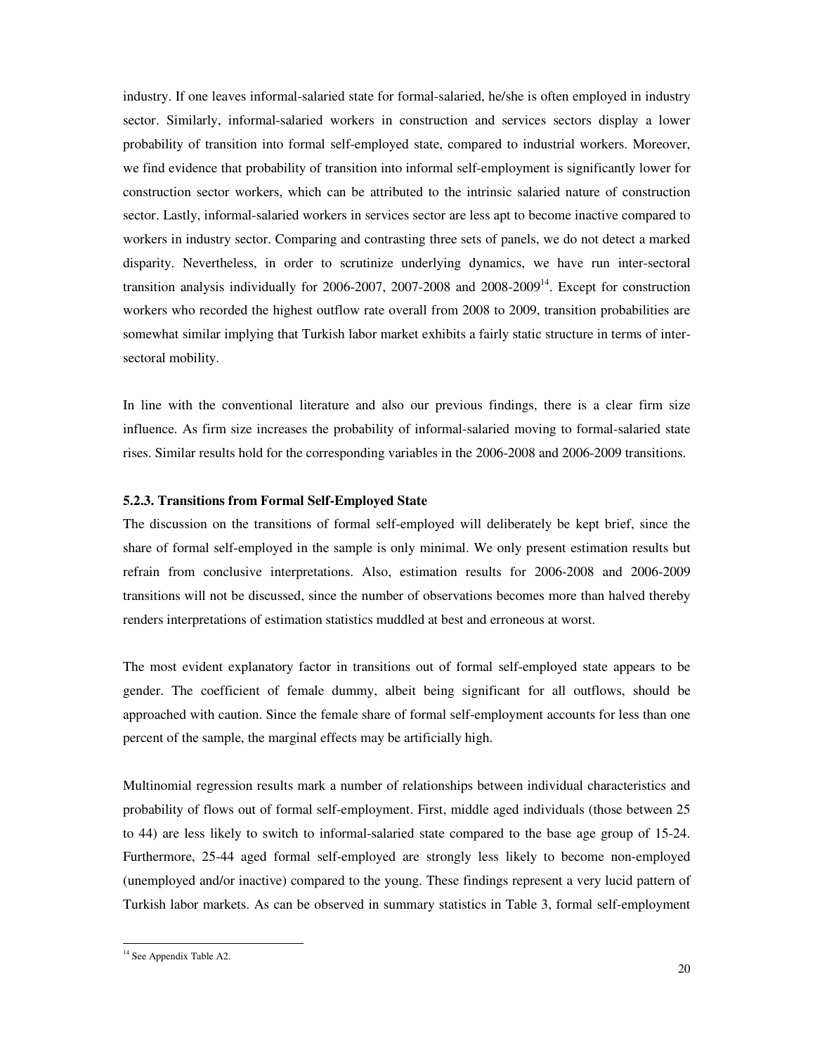industry. If one leaves informal-salaried state for formal-salaried, he/she is often employed in industry sector. Similarly, informal-salaried workers in construction and services sectors display a lower probability of transition into formal self-employed state, compared to industrial workers. Moreover, we find evidence that probability of transition into informal self-employment is significantly lower for construction sector workers, which can be attributed to the intrinsic salaried nature of construction sector. Lastly, informal-salaried workers in services sector are less apt to become inactive compared to workers in industry sector. Comparing and contrasting three sets of panels, we do not detect a marked disparity. Nevertheless, in order to scrutinize underlying dynamics, we have run inter-sectoral transition analysis individually for 2006-2007, 2007-2008 and 2008-2009[14]. Except for construction workers who recorded the highest outflow rate overall from 2008 to 2009, transition probabilities are somewhat similar implying that Turkish labor market exhibits a fairly static structure in terms of inter-sectoral mobility.

In line with the conventional literature and also our previous findings, there is a clear firm size influence. As firm size increases the probability of informal-salaried moving to formal-salaried state rises. Similar results hold for the corresponding variables in the 2006-2008 and 2006-2009 transitions.

### 5.2.3. Transitions from Formal Self-Employed State

The discussion on the transitions of formal self-employed will deliberately be kept brief, since the share of formal self-employed in the sample is only minimal. We only present estimation results but refrain from conclusive interpretations. Also, estimation results for 2006-2008 and 2006-2009 transitions will not be discussed, since the number of observations becomes more than halved thereby renders interpretations of estimation statistics muddled at best and erroneous at worst.

The most evident explanatory factor in transitions out of formal self-employed state appears to be gender. The coefficient of female dummy, albeit being significant for all outflows, should be approached with caution. Since the female share of formal self-employment accounts for less than one percent of the sample, the marginal effects may be artificially high.

Multinomial regression results mark a number of relationships between individual characteristics and probability of flows out of formal self-employment. First, middle aged individuals (those between 25 to 44) are less likely to switch to informal-salaried state compared to the base age group of 15-24. Furthermore, 25-44 aged formal self-employed are strongly less likely to become non-employed (unemployed and/or inactive) compared to the young. These findings represent a very lucid pattern of Turkish labor markets. As can be observed in summary statistics in Table 3, formal self-employment

[14] See Appendix Table A2.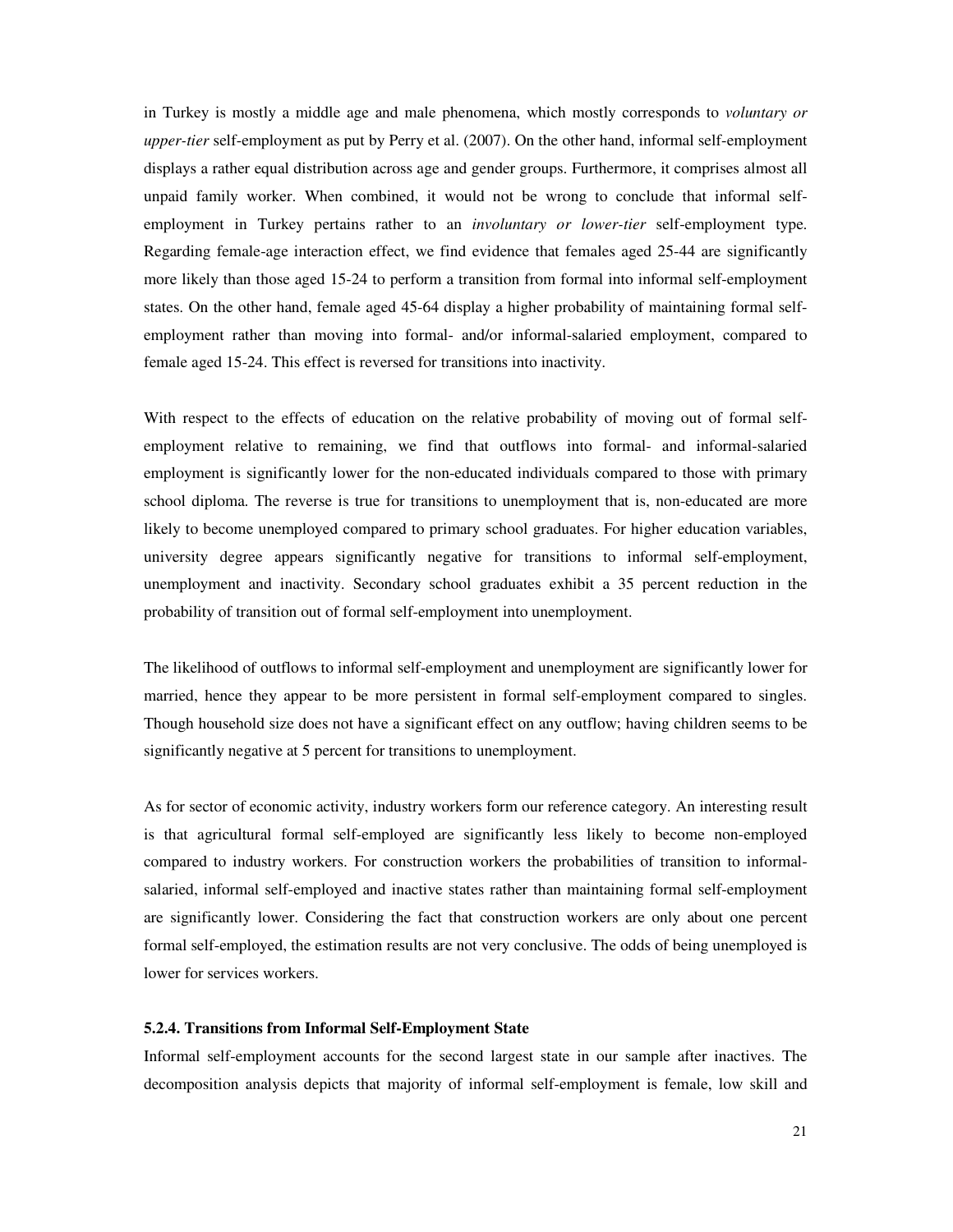in Turkey is mostly a middle age and male phenomena, which mostly corresponds to *voluntary or upper-tier* self-employment as put by Perry et al. (2007). On the other hand, informal self-employment displays a rather equal distribution across age and gender groups. Furthermore, it comprises almost all unpaid family worker. When combined, it would not be wrong to conclude that informal self-employment in Turkey pertains rather to an *involuntary or lower-tier* self-employment type. Regarding female-age interaction effect, we find evidence that females aged 25-44 are significantly more likely than those aged 15-24 to perform a transition from formal into informal self-employment states. On the other hand, female aged 45-64 display a higher probability of maintaining formal self-employment rather than moving into formal- and/or informal-salaried employment, compared to female aged 15-24. This effect is reversed for transitions into inactivity.

With respect to the effects of education on the relative probability of moving out of formal self-employment relative to remaining, we find that outflows into formal- and informal-salaried employment is significantly lower for the non-educated individuals compared to those with primary school diploma. The reverse is true for transitions to unemployment that is, non-educated are more likely to become unemployed compared to primary school graduates. For higher education variables, university degree appears significantly negative for transitions to informal self-employment, unemployment and inactivity. Secondary school graduates exhibit a 35 percent reduction in the probability of transition out of formal self-employment into unemployment.

The likelihood of outflows to informal self-employment and unemployment are significantly lower for married, hence they appear to be more persistent in formal self-employment compared to singles. Though household size does not have a significant effect on any outflow; having children seems to be significantly negative at 5 percent for transitions to unemployment.

As for sector of economic activity, industry workers form our reference category. An interesting result is that agricultural formal self-employed are significantly less likely to become non-employed compared to industry workers. For construction workers the probabilities of transition to informal-salaried, informal self-employed and inactive states rather than maintaining formal self-employment are significantly lower. Considering the fact that construction workers are only about one percent formal self-employed, the estimation results are not very conclusive. The odds of being unemployed is lower for services workers.

#### 5.2.4. Transitions from Informal Self-Employment State

Informal self-employment accounts for the second largest state in our sample after inactives. The decomposition analysis depicts that majority of informal self-employment is female, low skill and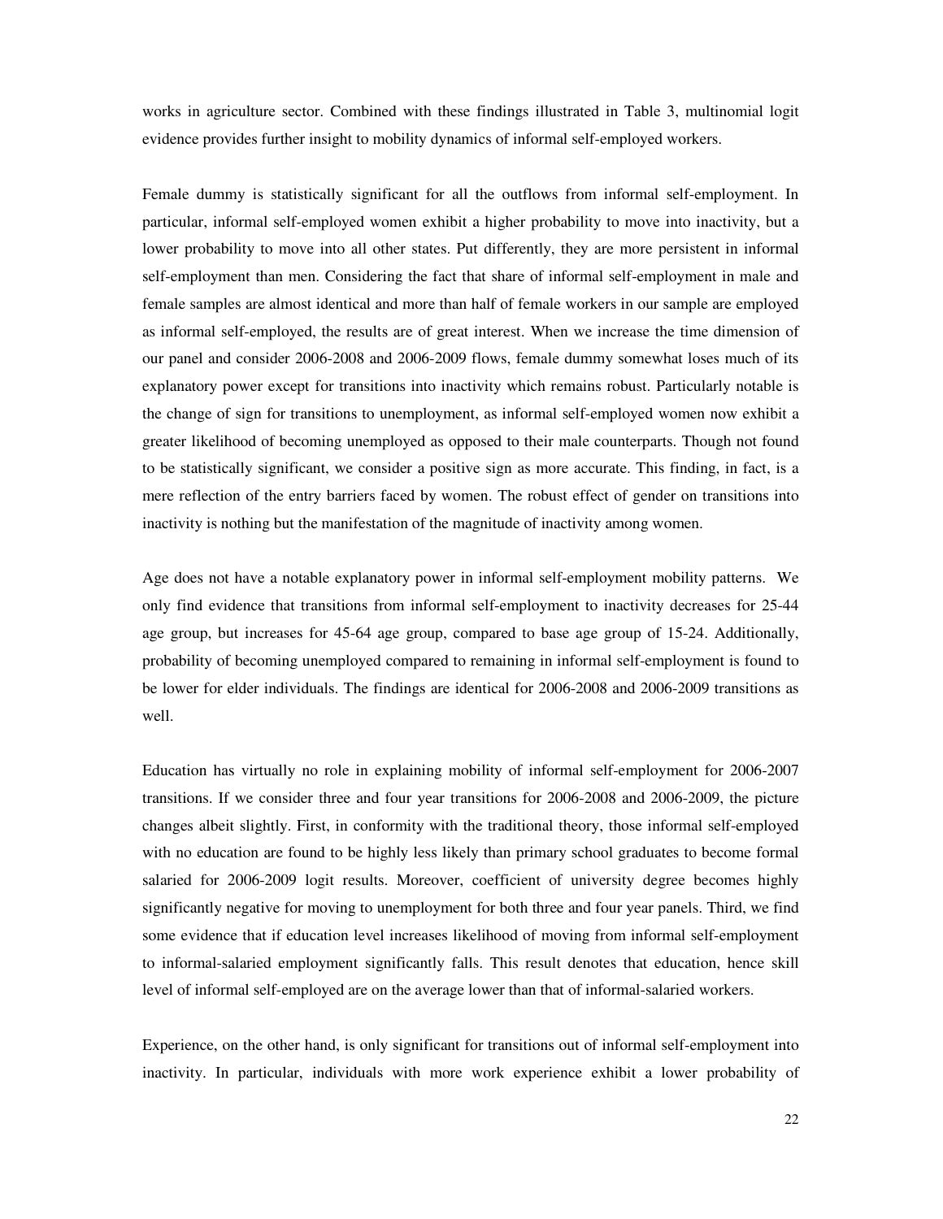works in agriculture sector. Combined with these findings illustrated in Table 3, multinomial logit evidence provides further insight to mobility dynamics of informal self-employed workers.

Female dummy is statistically significant for all the outflows from informal self-employment. In particular, informal self-employed women exhibit a higher probability to move into inactivity, but a lower probability to move into all other states. Put differently, they are more persistent in informal self-employment than men. Considering the fact that share of informal self-employment in male and female samples are almost identical and more than half of female workers in our sample are employed as informal self-employed, the results are of great interest. When we increase the time dimension of our panel and consider 2006-2008 and 2006-2009 flows, female dummy somewhat loses much of its explanatory power except for transitions into inactivity which remains robust. Particularly notable is the change of sign for transitions to unemployment, as informal self-employed women now exhibit a greater likelihood of becoming unemployed as opposed to their male counterparts. Though not found to be statistically significant, we consider a positive sign as more accurate. This finding, in fact, is a mere reflection of the entry barriers faced by women. The robust effect of gender on transitions into inactivity is nothing but the manifestation of the magnitude of inactivity among women.

Age does not have a notable explanatory power in informal self-employment mobility patterns. We only find evidence that transitions from informal self-employment to inactivity decreases for 25-44 age group, but increases for 45-64 age group, compared to base age group of 15-24. Additionally, probability of becoming unemployed compared to remaining in informal self-employment is found to be lower for elder individuals. The findings are identical for 2006-2008 and 2006-2009 transitions as well.

Education has virtually no role in explaining mobility of informal self-employment for 2006-2007 transitions. If we consider three and four year transitions for 2006-2008 and 2006-2009, the picture changes albeit slightly. First, in conformity with the traditional theory, those informal self-employed with no education are found to be highly less likely than primary school graduates to become formal salaried for 2006-2009 logit results. Moreover, coefficient of university degree becomes highly significantly negative for moving to unemployment for both three and four year panels. Third, we find some evidence that if education level increases likelihood of moving from informal self-employment to informal-salaried employment significantly falls. This result denotes that education, hence skill level of informal self-employed are on the average lower than that of informal-salaried workers.

Experience, on the other hand, is only significant for transitions out of informal self-employment into inactivity. In particular, individuals with more work experience exhibit a lower probability of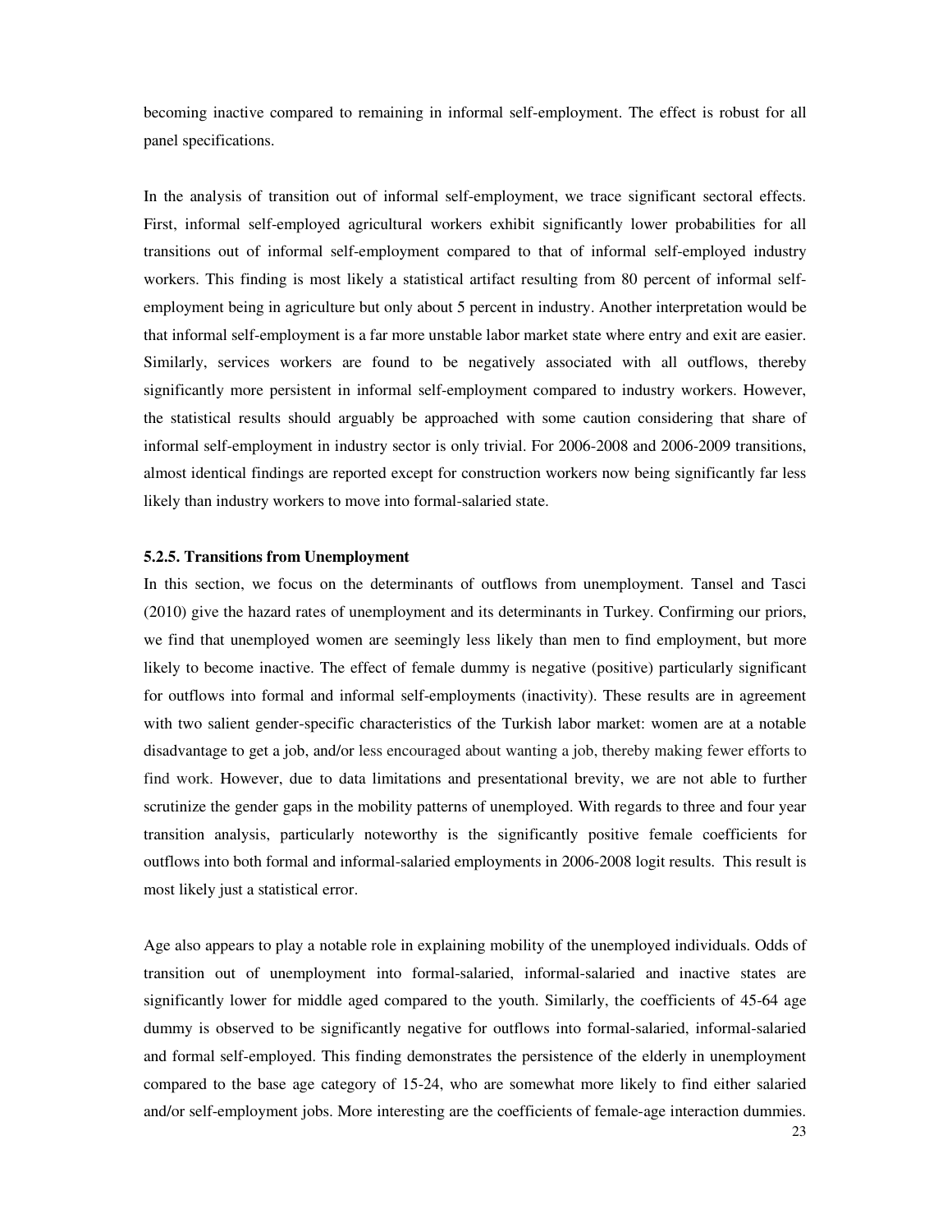becoming inactive compared to remaining in informal self-employment. The effect is robust for all panel specifications.

In the analysis of transition out of informal self-employment, we trace significant sectoral effects. First, informal self-employed agricultural workers exhibit significantly lower probabilities for all transitions out of informal self-employment compared to that of informal self-employed industry workers. This finding is most likely a statistical artifact resulting from 80 percent of informal self-employment being in agriculture but only about 5 percent in industry. Another interpretation would be that informal self-employment is a far more unstable labor market state where entry and exit are easier. Similarly, services workers are found to be negatively associated with all outflows, thereby significantly more persistent in informal self-employment compared to industry workers. However, the statistical results should arguably be approached with some caution considering that share of informal self-employment in industry sector is only trivial. For 2006-2008 and 2006-2009 transitions, almost identical findings are reported except for construction workers now being significantly far less likely than industry workers to move into formal-salaried state.

### 5.2.5. Transitions from Unemployment

In this section, we focus on the determinants of outflows from unemployment. Tansel and Tasci (2010) give the hazard rates of unemployment and its determinants in Turkey. Confirming our priors, we find that unemployed women are seemingly less likely than men to find employment, but more likely to become inactive. The effect of female dummy is negative (positive) particularly significant for outflows into formal and informal self-employments (inactivity). These results are in agreement with two salient gender-specific characteristics of the Turkish labor market: women are at a notable disadvantage to get a job, and/or less encouraged about wanting a job, thereby making fewer efforts to find work. However, due to data limitations and presentational brevity, we are not able to further scrutinize the gender gaps in the mobility patterns of unemployed. With regards to three and four year transition analysis, particularly noteworthy is the significantly positive female coefficients for outflows into both formal and informal-salaried employments in 2006-2008 logit results. This result is most likely just a statistical error.

Age also appears to play a notable role in explaining mobility of the unemployed individuals. Odds of transition out of unemployment into formal-salaried, informal-salaried and inactive states are significantly lower for middle aged compared to the youth. Similarly, the coefficients of 45-64 age dummy is observed to be significantly negative for outflows into formal-salaried, informal-salaried and formal self-employed. This finding demonstrates the persistence of the elderly in unemployment compared to the base age category of 15-24, who are somewhat more likely to find either salaried and/or self-employment jobs. More interesting are the coefficients of female-age interaction dummies.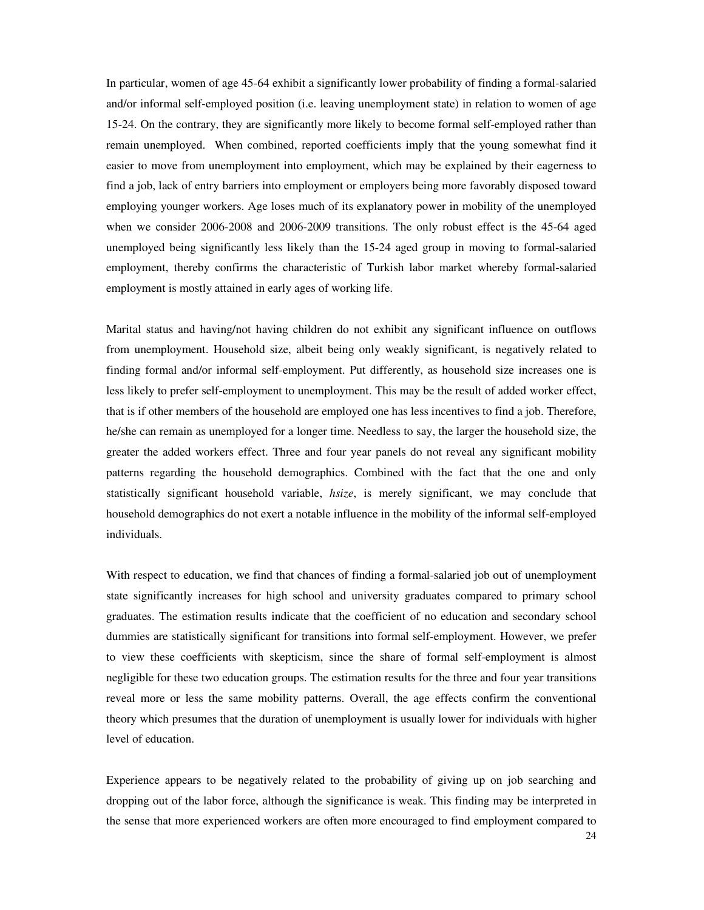In particular, women of age 45-64 exhibit a significantly lower probability of finding a formal-salaried and/or informal self-employed position (i.e. leaving unemployment state) in relation to women of age 15-24. On the contrary, they are significantly more likely to become formal self-employed rather than remain unemployed. When combined, reported coefficients imply that the young somewhat find it easier to move from unemployment into employment, which may be explained by their eagerness to find a job, lack of entry barriers into employment or employers being more favorably disposed toward employing younger workers. Age loses much of its explanatory power in mobility of the unemployed when we consider 2006-2008 and 2006-2009 transitions. The only robust effect is the 45-64 aged unemployed being significantly less likely than the 15-24 aged group in moving to formal-salaried employment, thereby confirms the characteristic of Turkish labor market whereby formal-salaried employment is mostly attained in early ages of working life.

Marital status and having/not having children do not exhibit any significant influence on outflows from unemployment. Household size, albeit being only weakly significant, is negatively related to finding formal and/or informal self-employment. Put differently, as household size increases one is less likely to prefer self-employment to unemployment. This may be the result of added worker effect, that is if other members of the household are employed one has less incentives to find a job. Therefore, he/she can remain as unemployed for a longer time. Needless to say, the larger the household size, the greater the added workers effect. Three and four year panels do not reveal any significant mobility patterns regarding the household demographics. Combined with the fact that the one and only statistically significant household variable, *hsize*, is merely significant, we may conclude that household demographics do not exert a notable influence in the mobility of the informal self-employed individuals.

With respect to education, we find that chances of finding a formal-salaried job out of unemployment state significantly increases for high school and university graduates compared to primary school graduates. The estimation results indicate that the coefficient of no education and secondary school dummies are statistically significant for transitions into formal self-employment. However, we prefer to view these coefficients with skepticism, since the share of formal self-employment is almost negligible for these two education groups. The estimation results for the three and four year transitions reveal more or less the same mobility patterns. Overall, the age effects confirm the conventional theory which presumes that the duration of unemployment is usually lower for individuals with higher level of education.

Experience appears to be negatively related to the probability of giving up on job searching and dropping out of the labor force, although the significance is weak. This finding may be interpreted in the sense that more experienced workers are often more encouraged to find employment compared to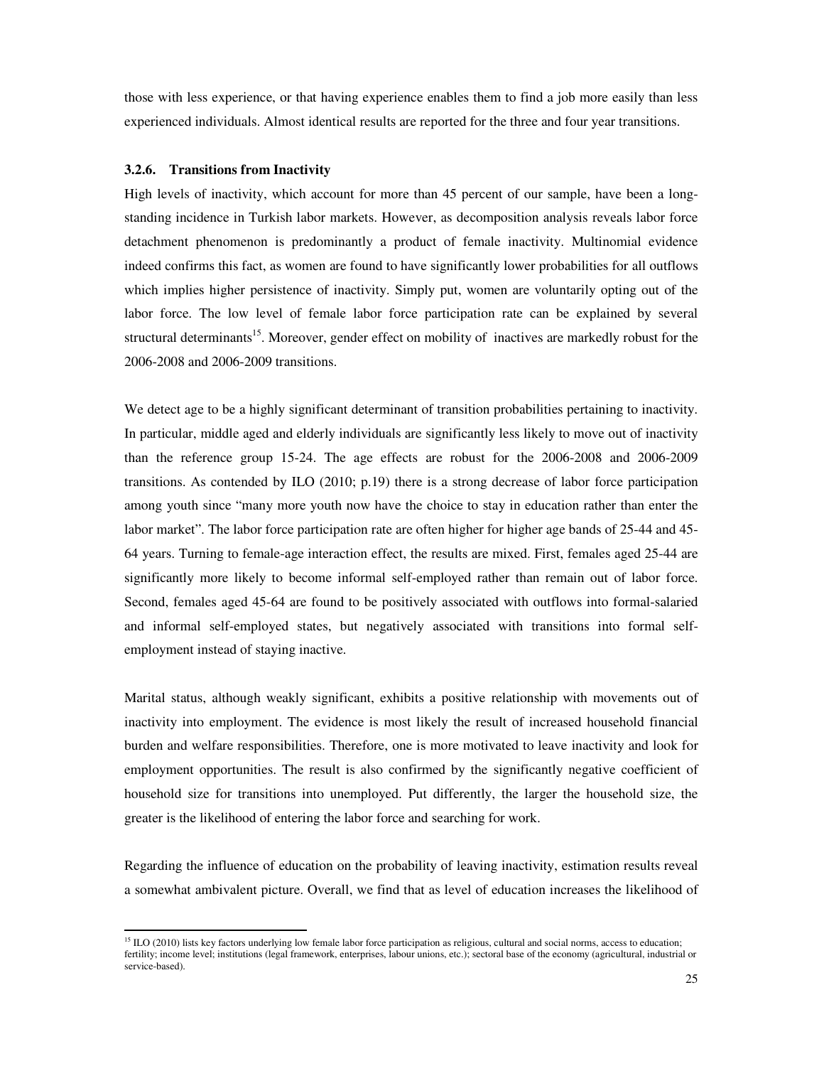those with less experience, or that having experience enables them to find a job more easily than less experienced individuals. Almost identical results are reported for the three and four year transitions.

### 3.2.6. Transitions from Inactivity

High levels of inactivity, which account for more than 45 percent of our sample, have been a long-standing incidence in Turkish labor markets. However, as decomposition analysis reveals labor force detachment phenomenon is predominantly a product of female inactivity. Multinomial evidence indeed confirms this fact, as women are found to have significantly lower probabilities for all outflows which implies higher persistence of inactivity. Simply put, women are voluntarily opting out of the labor force. The low level of female labor force participation rate can be explained by several structural determinants[15]. Moreover, gender effect on mobility of inactives are markedly robust for the 2006-2008 and 2006-2009 transitions.

We detect age to be a highly significant determinant of transition probabilities pertaining to inactivity. In particular, middle aged and elderly individuals are significantly less likely to move out of inactivity than the reference group 15-24. The age effects are robust for the 2006-2008 and 2006-2009 transitions. As contended by ILO (2010; p.19) there is a strong decrease of labor force participation among youth since "many more youth now have the choice to stay in education rather than enter the labor market". The labor force participation rate are often higher for higher age bands of 25-44 and 45-64 years. Turning to female-age interaction effect, the results are mixed. First, females aged 25-44 are significantly more likely to become informal self-employed rather than remain out of labor force. Second, females aged 45-64 are found to be positively associated with outflows into formal-salaried and informal self-employed states, but negatively associated with transitions into formal self-employment instead of staying inactive.

Marital status, although weakly significant, exhibits a positive relationship with movements out of inactivity into employment. The evidence is most likely the result of increased household financial burden and welfare responsibilities. Therefore, one is more motivated to leave inactivity and look for employment opportunities. The result is also confirmed by the significantly negative coefficient of household size for transitions into unemployed. Put differently, the larger the household size, the greater is the likelihood of entering the labor force and searching for work.

Regarding the influence of education on the probability of leaving inactivity, estimation results reveal a somewhat ambivalent picture. Overall, we find that as level of education increases the likelihood of

[15] ILO (2010) lists key factors underlying low female labor force participation as religious, cultural and social norms, access to education; fertility; income level; institutions (legal framework, enterprises, labour unions, etc.); sectoral base of the economy (agricultural, industrial or service-based).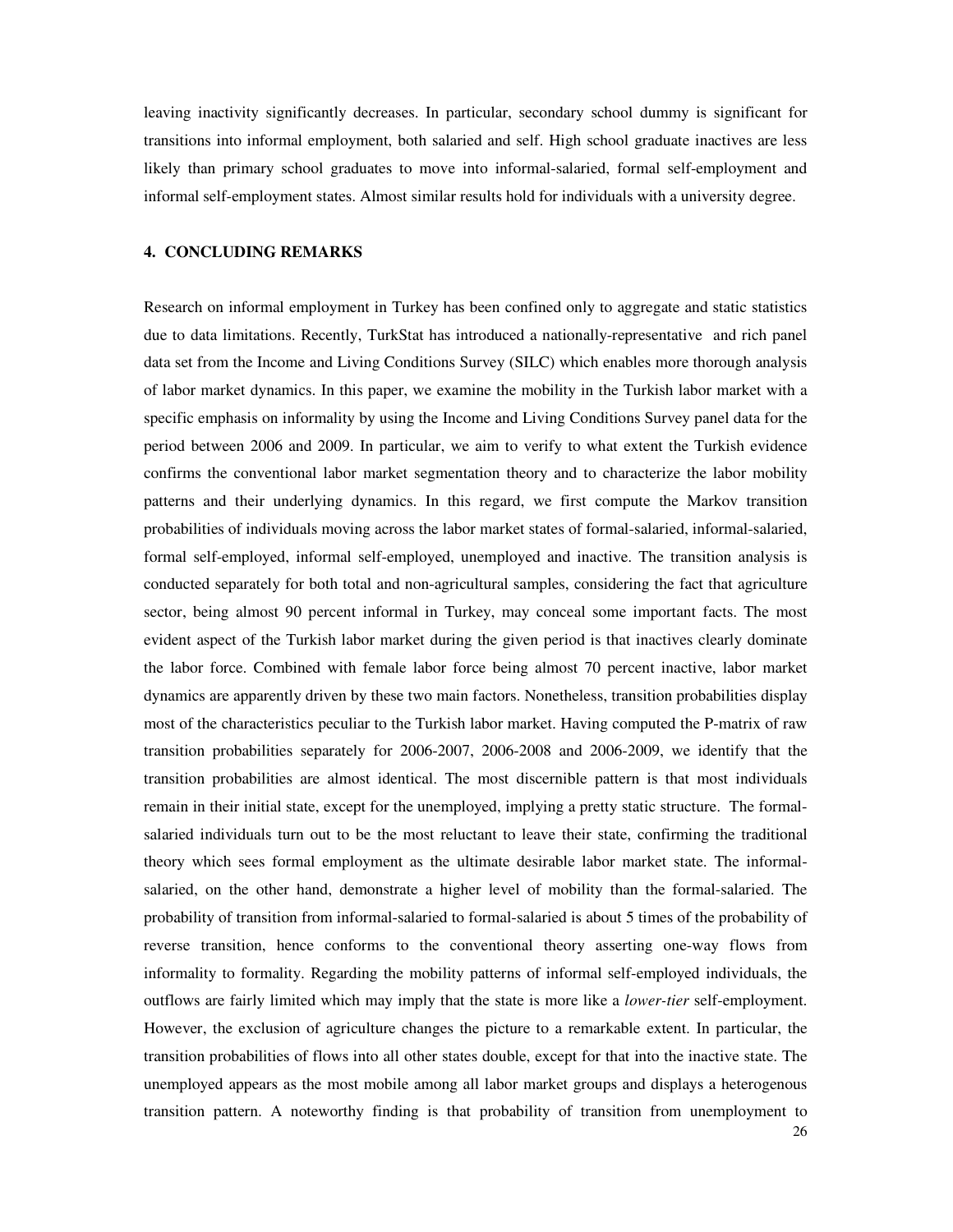leaving inactivity significantly decreases. In particular, secondary school dummy is significant for transitions into informal employment, both salaried and self. High school graduate inactives are less likely than primary school graduates to move into informal-salaried, formal self-employment and informal self-employment states. Almost similar results hold for individuals with a university degree.

## 4. CONCLUDING REMARKS

Research on informal employment in Turkey has been confined only to aggregate and static statistics due to data limitations. Recently, TurkStat has introduced a nationally-representative and rich panel data set from the Income and Living Conditions Survey (SILC) which enables more thorough analysis of labor market dynamics. In this paper, we examine the mobility in the Turkish labor market with a specific emphasis on informality by using the Income and Living Conditions Survey panel data for the period between 2006 and 2009. In particular, we aim to verify to what extent the Turkish evidence confirms the conventional labor market segmentation theory and to characterize the labor mobility patterns and their underlying dynamics. In this regard, we first compute the Markov transition probabilities of individuals moving across the labor market states of formal-salaried, informal-salaried, formal self-employed, informal self-employed, unemployed and inactive. The transition analysis is conducted separately for both total and non-agricultural samples, considering the fact that agriculture sector, being almost 90 percent informal in Turkey, may conceal some important facts. The most evident aspect of the Turkish labor market during the given period is that inactives clearly dominate the labor force. Combined with female labor force being almost 70 percent inactive, labor market dynamics are apparently driven by these two main factors. Nonetheless, transition probabilities display most of the characteristics peculiar to the Turkish labor market. Having computed the P-matrix of raw transition probabilities separately for 2006-2007, 2006-2008 and 2006-2009, we identify that the transition probabilities are almost identical. The most discernible pattern is that most individuals remain in their initial state, except for the unemployed, implying a pretty static structure. The formal-salaried individuals turn out to be the most reluctant to leave their state, confirming the traditional theory which sees formal employment as the ultimate desirable labor market state. The informal-salaried, on the other hand, demonstrate a higher level of mobility than the formal-salaried. The probability of transition from informal-salaried to formal-salaried is about 5 times of the probability of reverse transition, hence conforms to the conventional theory asserting one-way flows from informality to formality. Regarding the mobility patterns of informal self-employed individuals, the outflows are fairly limited which may imply that the state is more like a *lower-tier* self-employment. However, the exclusion of agriculture changes the picture to a remarkable extent. In particular, the transition probabilities of flows into all other states double, except for that into the inactive state. The unemployed appears as the most mobile among all labor market groups and displays a heterogenous transition pattern. A noteworthy finding is that probability of transition from unemployment to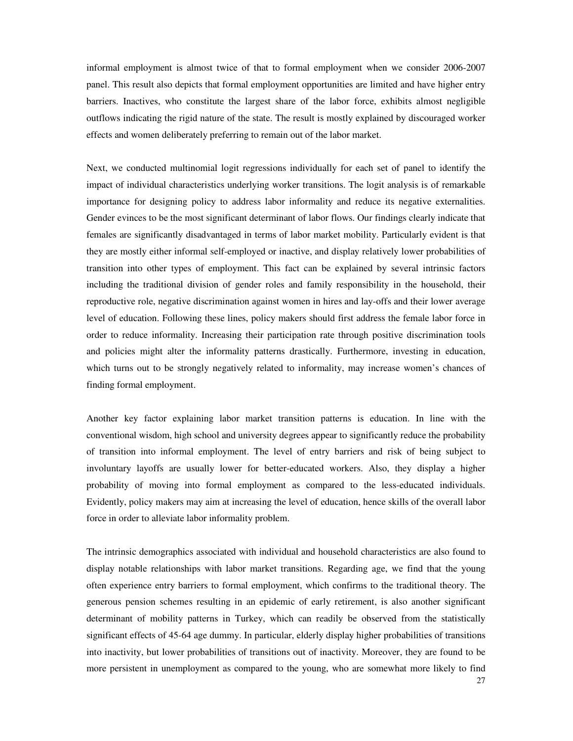informal employment is almost twice of that to formal employment when we consider 2006-2007 panel. This result also depicts that formal employment opportunities are limited and have higher entry barriers. Inactives, who constitute the largest share of the labor force, exhibits almost negligible outflows indicating the rigid nature of the state. The result is mostly explained by discouraged worker effects and women deliberately preferring to remain out of the labor market.

Next, we conducted multinomial logit regressions individually for each set of panel to identify the impact of individual characteristics underlying worker transitions. The logit analysis is of remarkable importance for designing policy to address labor informality and reduce its negative externalities. Gender evinces to be the most significant determinant of labor flows. Our findings clearly indicate that females are significantly disadvantaged in terms of labor market mobility. Particularly evident is that they are mostly either informal self-employed or inactive, and display relatively lower probabilities of transition into other types of employment. This fact can be explained by several intrinsic factors including the traditional division of gender roles and family responsibility in the household, their reproductive role, negative discrimination against women in hires and lay-offs and their lower average level of education. Following these lines, policy makers should first address the female labor force in order to reduce informality. Increasing their participation rate through positive discrimination tools and policies might alter the informality patterns drastically. Furthermore, investing in education, which turns out to be strongly negatively related to informality, may increase women's chances of finding formal employment.

Another key factor explaining labor market transition patterns is education. In line with the conventional wisdom, high school and university degrees appear to significantly reduce the probability of transition into informal employment. The level of entry barriers and risk of being subject to involuntary layoffs are usually lower for better-educated workers. Also, they display a higher probability of moving into formal employment as compared to the less-educated individuals. Evidently, policy makers may aim at increasing the level of education, hence skills of the overall labor force in order to alleviate labor informality problem.

The intrinsic demographics associated with individual and household characteristics are also found to display notable relationships with labor market transitions. Regarding age, we find that the young often experience entry barriers to formal employment, which confirms to the traditional theory. The generous pension schemes resulting in an epidemic of early retirement, is also another significant determinant of mobility patterns in Turkey, which can readily be observed from the statistically significant effects of 45-64 age dummy. In particular, elderly display higher probabilities of transitions into inactivity, but lower probabilities of transitions out of inactivity. Moreover, they are found to be more persistent in unemployment as compared to the young, who are somewhat more likely to find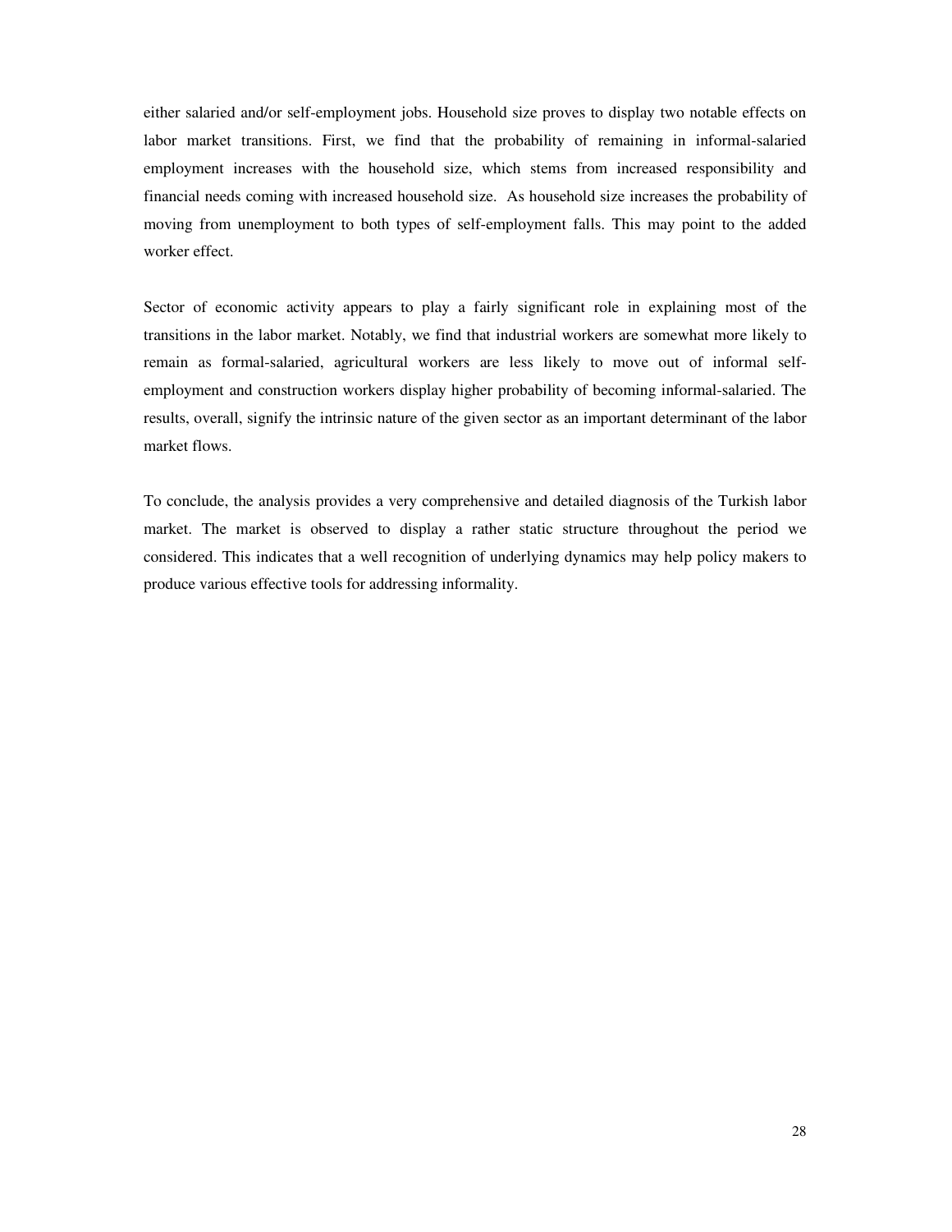either salaried and/or self-employment jobs. Household size proves to display two notable effects on labor market transitions. First, we find that the probability of remaining in informal-salaried employment increases with the household size, which stems from increased responsibility and financial needs coming with increased household size. As household size increases the probability of moving from unemployment to both types of self-employment falls. This may point to the added worker effect.

Sector of economic activity appears to play a fairly significant role in explaining most of the transitions in the labor market. Notably, we find that industrial workers are somewhat more likely to remain as formal-salaried, agricultural workers are less likely to move out of informal self-employment and construction workers display higher probability of becoming informal-salaried. The results, overall, signify the intrinsic nature of the given sector as an important determinant of the labor market flows.

To conclude, the analysis provides a very comprehensive and detailed diagnosis of the Turkish labor market. The market is observed to display a rather static structure throughout the period we considered. This indicates that a well recognition of underlying dynamics may help policy makers to produce various effective tools for addressing informality.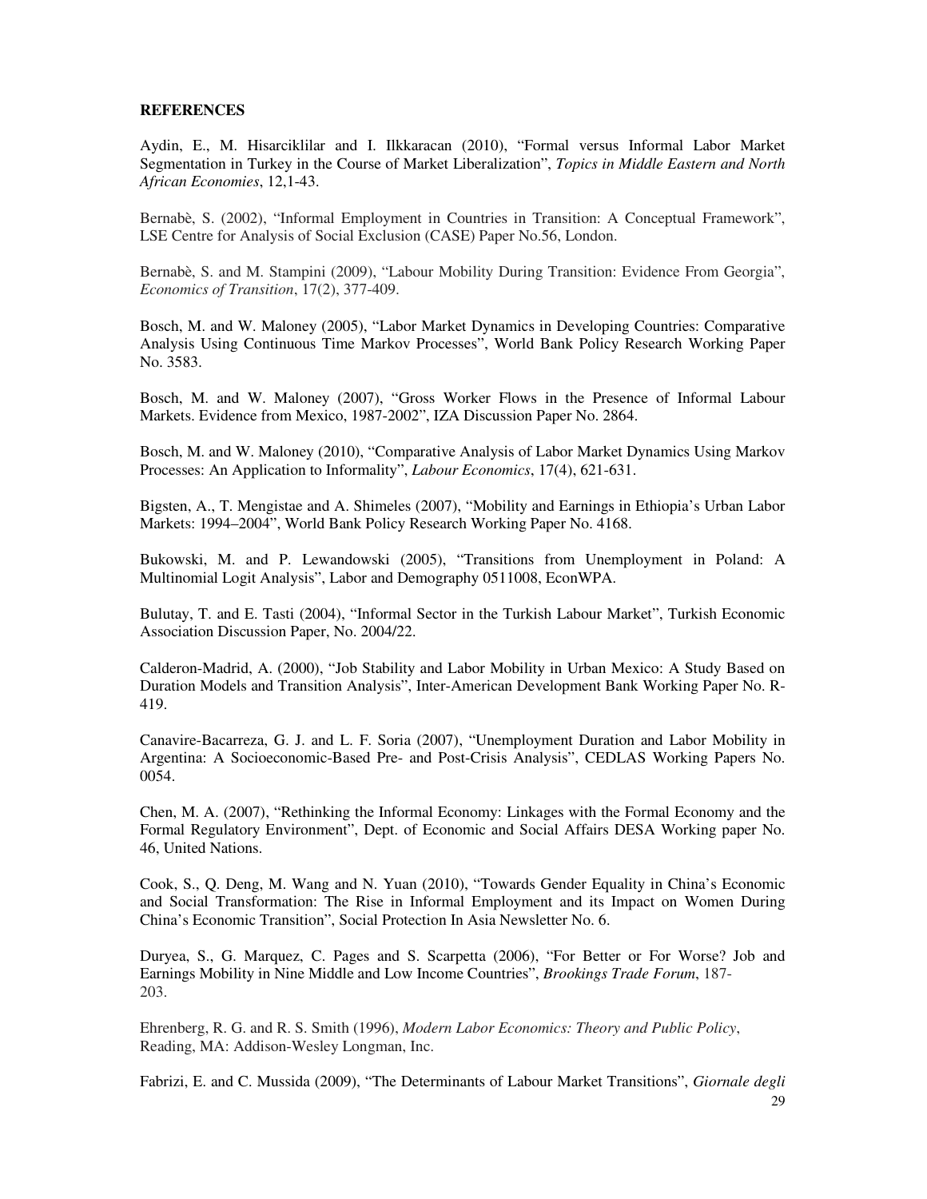**REFERENCES**

Aydin, E., M. Hisarciklilar and I. Ilkkaracan (2010), "Formal versus Informal Labor Market Segmentation in Turkey in the Course of Market Liberalization", *Topics in Middle Eastern and North African Economies*, 12,1-43.

Bernabè, S. (2002), "Informal Employment in Countries in Transition: A Conceptual Framework", LSE Centre for Analysis of Social Exclusion (CASE) Paper No.56, London.

Bernabè, S. and M. Stampini (2009), "Labour Mobility During Transition: Evidence From Georgia", *Economics of Transition*, 17(2), 377-409.

Bosch, M. and W. Maloney (2005), "Labor Market Dynamics in Developing Countries: Comparative Analysis Using Continuous Time Markov Processes", World Bank Policy Research Working Paper No. 3583.

Bosch, M. and W. Maloney (2007), "Gross Worker Flows in the Presence of Informal Labour Markets. Evidence from Mexico, 1987-2002", IZA Discussion Paper No. 2864.

Bosch, M. and W. Maloney (2010), "Comparative Analysis of Labor Market Dynamics Using Markov Processes: An Application to Informality", *Labour Economics*, 17(4), 621-631.

Bigsten, A., T. Mengistae and A. Shimeles (2007), "Mobility and Earnings in Ethiopia's Urban Labor Markets: 1994–2004", World Bank Policy Research Working Paper No. 4168.

Bukowski, M. and P. Lewandowski (2005), "Transitions from Unemployment in Poland: A Multinomial Logit Analysis", Labor and Demography 0511008, EconWPA.

Bulutay, T. and E. Tasti (2004), "Informal Sector in the Turkish Labour Market", Turkish Economic Association Discussion Paper, No. 2004/22.

Calderon-Madrid, A. (2000), "Job Stability and Labor Mobility in Urban Mexico: A Study Based on Duration Models and Transition Analysis", Inter-American Development Bank Working Paper No. R-419.

Canavire-Bacarreza, G. J. and L. F. Soria (2007), "Unemployment Duration and Labor Mobility in Argentina: A Socioeconomic-Based Pre- and Post-Crisis Analysis", CEDLAS Working Papers No. 0054.

Chen, M. A. (2007), "Rethinking the Informal Economy: Linkages with the Formal Economy and the Formal Regulatory Environment", Dept. of Economic and Social Affairs DESA Working paper No. 46, United Nations.

Cook, S., Q. Deng, M. Wang and N. Yuan (2010), "Towards Gender Equality in China's Economic and Social Transformation: The Rise in Informal Employment and its Impact on Women During China's Economic Transition", Social Protection In Asia Newsletter No. 6.

Duryea, S., G. Marquez, C. Pages and S. Scarpetta (2006), "For Better or For Worse? Job and Earnings Mobility in Nine Middle and Low Income Countries", *Brookings Trade Forum*, 187-203.

Ehrenberg, R. G. and R. S. Smith (1996), *Modern Labor Economics: Theory and Public Policy*, Reading, MA: Addison-Wesley Longman, Inc.

Fabrizi, E. and C. Mussida (2009), "The Determinants of Labour Market Transitions", *Giornale degli*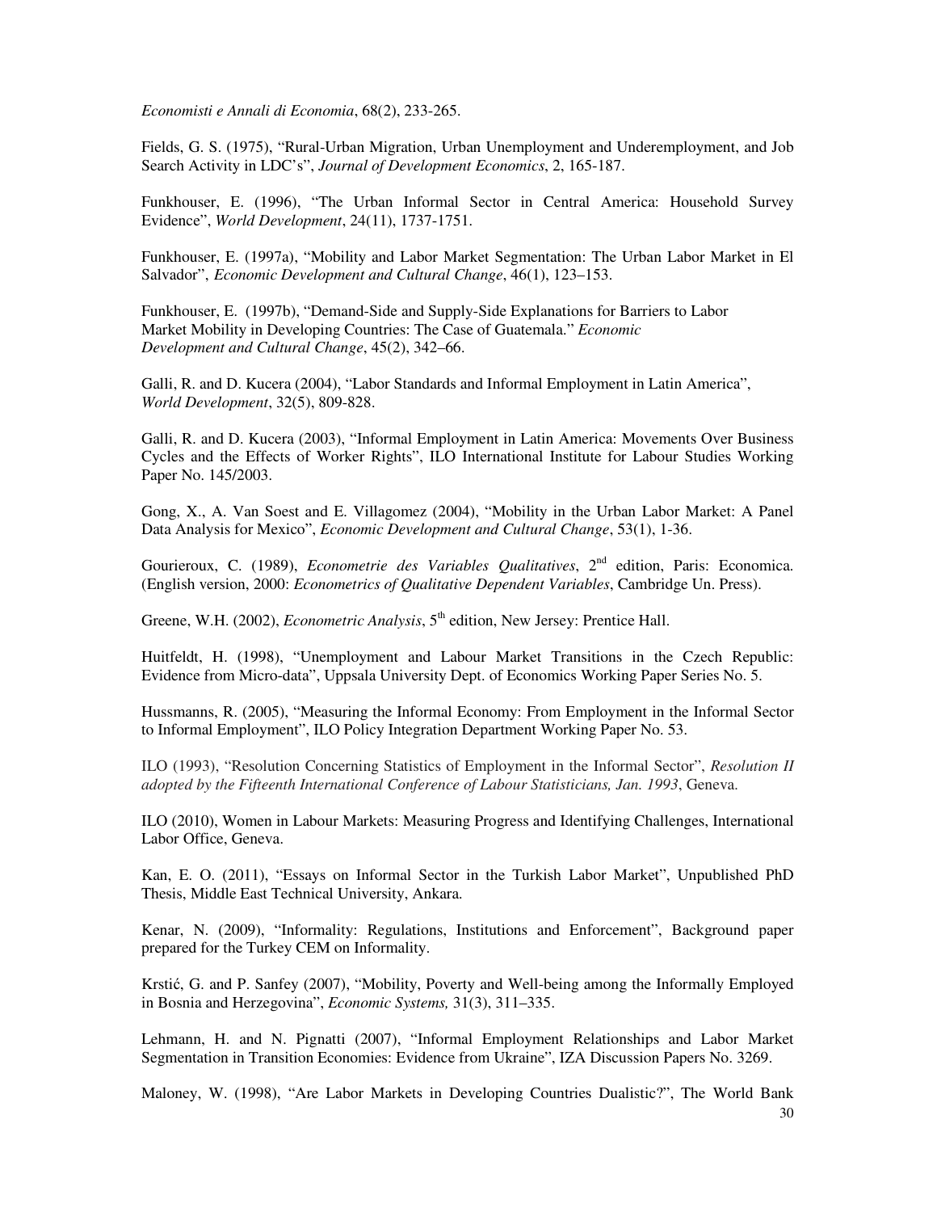*Economisti e Annali di Economia*, 68(2), 233-265.

Fields, G. S. (1975), "Rural-Urban Migration, Urban Unemployment and Underemployment, and Job Search Activity in LDC's", *Journal of Development Economics*, 2, 165-187.

Funkhouser, E. (1996), "The Urban Informal Sector in Central America: Household Survey Evidence", *World Development*, 24(11), 1737-1751.

Funkhouser, E. (1997a), "Mobility and Labor Market Segmentation: The Urban Labor Market in El Salvador", *Economic Development and Cultural Change*, 46(1), 123–153.

Funkhouser, E. (1997b), "Demand-Side and Supply-Side Explanations for Barriers to Labor Market Mobility in Developing Countries: The Case of Guatemala." *Economic Development and Cultural Change*, 45(2), 342–66.

Galli, R. and D. Kucera (2004), "Labor Standards and Informal Employment in Latin America", *World Development*, 32(5), 809-828.

Galli, R. and D. Kucera (2003), "Informal Employment in Latin America: Movements Over Business Cycles and the Effects of Worker Rights", ILO International Institute for Labour Studies Working Paper No. 145/2003.

Gong, X., A. Van Soest and E. Villagomez (2004), "Mobility in the Urban Labor Market: A Panel Data Analysis for Mexico", *Economic Development and Cultural Change*, 53(1), 1-36.

Gourieroux, C. (1989), *Econometrie des Variables Qualitatives*, 2nd edition, Paris: Economica. (English version, 2000: *Econometrics of Qualitative Dependent Variables*, Cambridge Un. Press).

Greene, W.H. (2002), *Econometric Analysis*, 5th edition, New Jersey: Prentice Hall.

Huitfeldt, H. (1998), "Unemployment and Labour Market Transitions in the Czech Republic: Evidence from Micro-data", Uppsala University Dept. of Economics Working Paper Series No. 5.

Hussmanns, R. (2005), "Measuring the Informal Economy: From Employment in the Informal Sector to Informal Employment", ILO Policy Integration Department Working Paper No. 53.

ILO (1993), "Resolution Concerning Statistics of Employment in the Informal Sector", *Resolution II adopted by the Fifteenth International Conference of Labour Statisticians, Jan. 1993*, Geneva.

ILO (2010), Women in Labour Markets: Measuring Progress and Identifying Challenges, International Labor Office, Geneva.

Kan, E. O. (2011), "Essays on Informal Sector in the Turkish Labor Market", Unpublished PhD Thesis, Middle East Technical University, Ankara.

Kenar, N. (2009), "Informality: Regulations, Institutions and Enforcement", Background paper prepared for the Turkey CEM on Informality.

Krstić, G. and P. Sanfey (2007), "Mobility, Poverty and Well-being among the Informally Employed in Bosnia and Herzegovina", *Economic Systems,* 31(3), 311–335.

Lehmann, H. and N. Pignatti (2007), "Informal Employment Relationships and Labor Market Segmentation in Transition Economies: Evidence from Ukraine", IZA Discussion Papers No. 3269.

Maloney, W. (1998), "Are Labor Markets in Developing Countries Dualistic?", The World Bank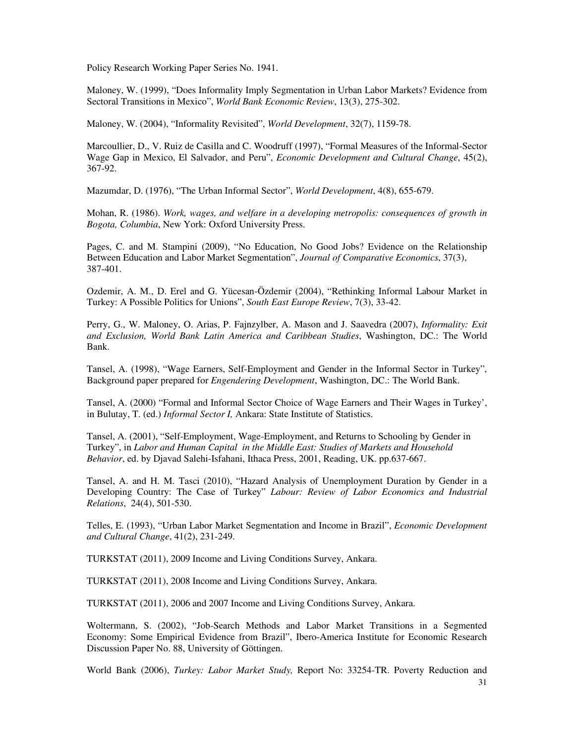Policy Research Working Paper Series No. 1941.

Maloney, W. (1999), "Does Informality Imply Segmentation in Urban Labor Markets? Evidence from Sectoral Transitions in Mexico", *World Bank Economic Review*, 13(3), 275-302.

Maloney, W. (2004), "Informality Revisited", *World Development*, 32(7), 1159-78.

Marcoullier, D., V. Ruiz de Casilla and C. Woodruff (1997), "Formal Measures of the Informal-Sector Wage Gap in Mexico, El Salvador, and Peru", *Economic Development and Cultural Change*, 45(2), 367-92.

Mazumdar, D. (1976), "The Urban Informal Sector", *World Development*, 4(8), 655-679.

Mohan, R. (1986). *Work, wages, and welfare in a developing metropolis: consequences of growth in Bogota, Columbia*, New York: Oxford University Press.

Pages, C. and M. Stampini (2009), "No Education, No Good Jobs? Evidence on the Relationship Between Education and Labor Market Segmentation", *Journal of Comparative Economics*, 37(3), 387-401.

Ozdemir, A. M., D. Erel and G. Yücesan-Özdemir (2004), "Rethinking Informal Labour Market in Turkey: A Possible Politics for Unions", *South East Europe Review*, 7(3), 33-42.

Perry, G., W. Maloney, O. Arias, P. Fajnzylber, A. Mason and J. Saavedra (2007), *Informality: Exit and Exclusion, World Bank Latin America and Caribbean Studies*, Washington, DC.: The World Bank.

Tansel, A. (1998), "Wage Earners, Self-Employment and Gender in the Informal Sector in Turkey", Background paper prepared for *Engendering Development*, Washington, DC.: The World Bank.

Tansel, A. (2000) "Formal and Informal Sector Choice of Wage Earners and Their Wages in Turkey', in Bulutay, T. (ed.) *Informal Sector I,* Ankara: State Institute of Statistics.

Tansel, A. (2001), "Self-Employment, Wage-Employment, and Returns to Schooling by Gender in Turkey", in *Labor and Human Capital in the Middle East: Studies of Markets and Household Behavior*, ed. by Djavad Salehi-Isfahani, Ithaca Press, 2001, Reading, UK. pp.637-667.

Tansel, A. and H. M. Tasci (2010), "Hazard Analysis of Unemployment Duration by Gender in a Developing Country: The Case of Turkey" *Labour: Review of Labor Economics and Industrial Relations*, 24(4), 501-530.

Telles, E. (1993), "Urban Labor Market Segmentation and Income in Brazil", *Economic Development and Cultural Change*, 41(2), 231-249.

TURKSTAT (2011), 2009 Income and Living Conditions Survey, Ankara.

TURKSTAT (2011), 2008 Income and Living Conditions Survey, Ankara.

TURKSTAT (2011), 2006 and 2007 Income and Living Conditions Survey, Ankara.

Woltermann, S. (2002), "Job-Search Methods and Labor Market Transitions in a Segmented Economy: Some Empirical Evidence from Brazil", Ibero-America Institute for Economic Research Discussion Paper No. 88, University of Göttingen.

World Bank (2006), *Turkey: Labor Market Study,* Report No: 33254-TR. Poverty Reduction and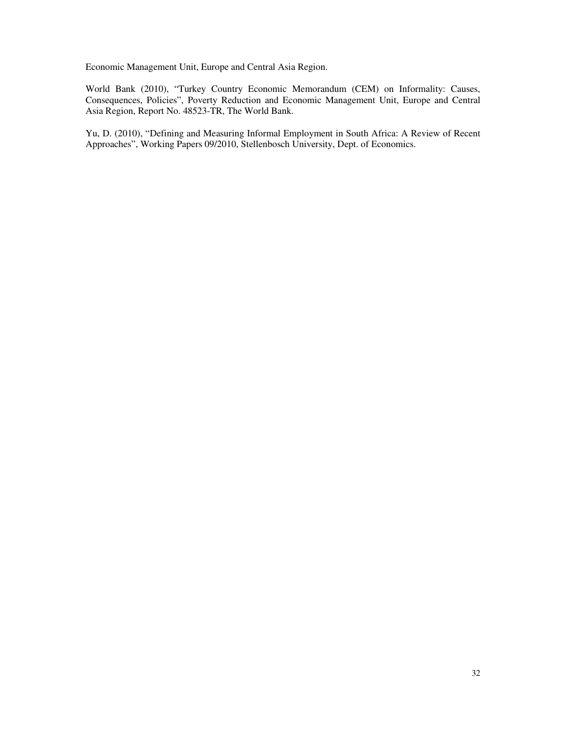Economic Management Unit, Europe and Central Asia Region.

World Bank (2010), "Turkey Country Economic Memorandum (CEM) on Informality: Causes, Consequences, Policies", Poverty Reduction and Economic Management Unit, Europe and Central Asia Region, Report No. 48523-TR, The World Bank.

Yu, D. (2010), "Defining and Measuring Informal Employment in South Africa: A Review of Recent Approaches", Working Papers 09/2010, Stellenbosch University, Dept. of Economics.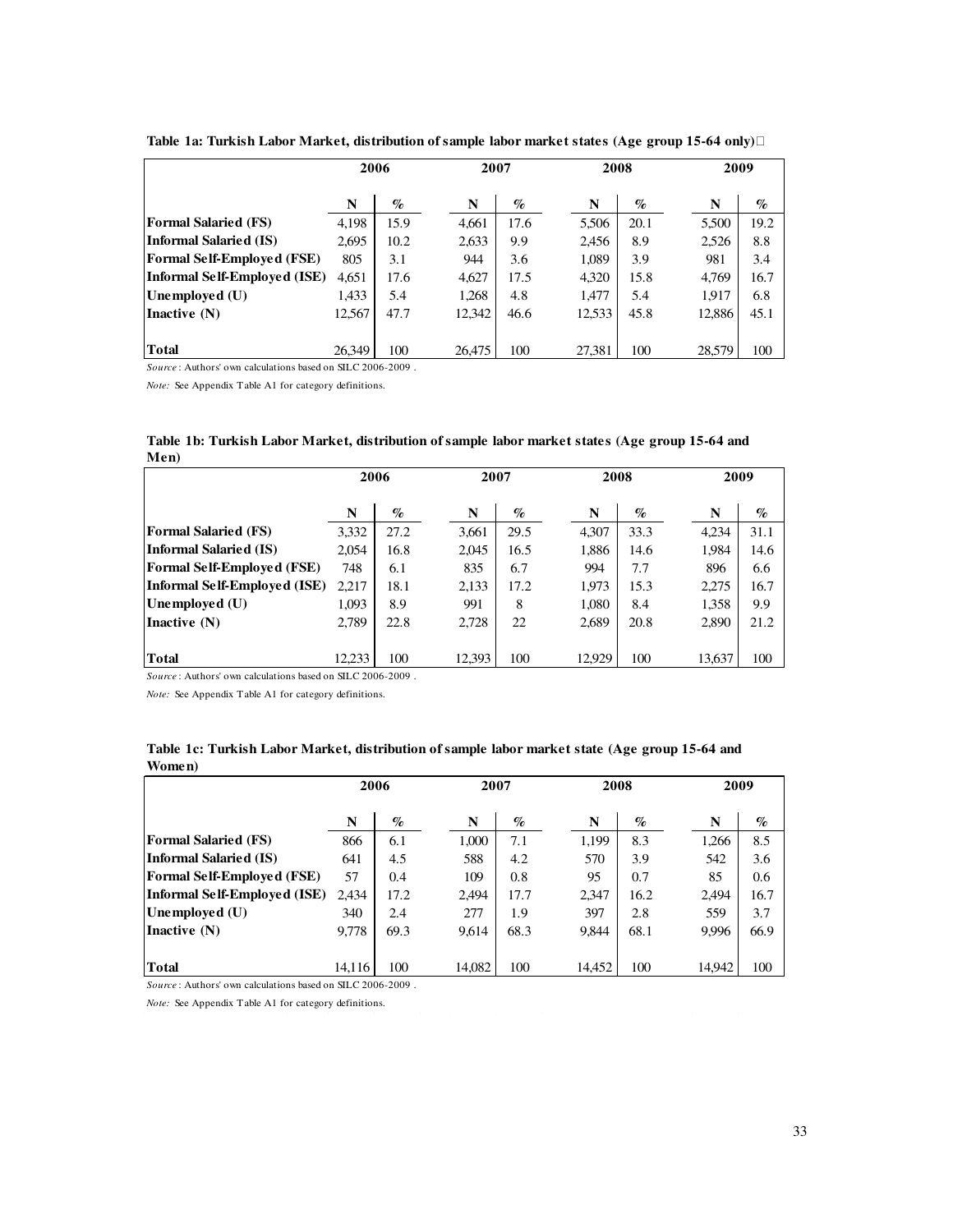**Table 1a: Turkish Labor Market, distribution of sample labor market states (Age group 15-64 only)**

| | 2006 | | 2007 | | 2008 | | 2009 | |
|---|---|---|---|---|---|---|---|---|
| | N | % | N | % | N | % | N | % |
| **Formal Salaried (FS)** | 4,198 | 15.9 | 4,661 | 17.6 | 5,506 | 20.1 | 5,500 | 19.2 |
| **Informal Salaried (IS)** | 2,695 | 10.2 | 2,633 | 9.9 | 2,456 | 8.9 | 2,526 | 8.8 |
| **Formal Self-Employed (FSE)** | 805 | 3.1 | 944 | 3.6 | 1,089 | 3.9 | 981 | 3.4 |
| **Informal Self-Employed (ISE)** | 4,651 | 17.6 | 4,627 | 17.5 | 4,320 | 15.8 | 4,769 | 16.7 |
| **Unemployed (U)** | 1,433 | 5.4 | 1,268 | 4.8 | 1,477 | 5.4 | 1,917 | 6.8 |
| **Inactive (N)** | 12,567 | 47.7 | 12,342 | 46.6 | 12,533 | 45.8 | 12,886 | 45.1 |
| **Total** | 26,349 | 100 | 26,475 | 100 | 27,381 | 100 | 28,579 | 100 |

*Source*: Authors' own calculations based on SILC 2006-2009 .

*Note:* See Appendix Table A1 for category definitions.

**Table 1b: Turkish Labor Market, distribution of sample labor market states (Age group 15-64 and Men)**

| | 2006 | | 2007 | | 2008 | | 2009 | |
|---|---|---|---|---|---|---|---|---|
| | N | % | N | % | N | % | N | % |
| **Formal Salaried (FS)** | 3,332 | 27.2 | 3,661 | 29.5 | 4,307 | 33.3 | 4,234 | 31.1 |
| **Informal Salaried (IS)** | 2,054 | 16.8 | 2,045 | 16.5 | 1,886 | 14.6 | 1,984 | 14.6 |
| **Formal Self-Employed (FSE)** | 748 | 6.1 | 835 | 6.7 | 994 | 7.7 | 896 | 6.6 |
| **Informal Self-Employed (ISE)** | 2,217 | 18.1 | 2,133 | 17.2 | 1,973 | 15.3 | 2,275 | 16.7 |
| **Unemployed (U)** | 1,093 | 8.9 | 991 | 8 | 1,080 | 8.4 | 1,358 | 9.9 |
| **Inactive (N)** | 2,789 | 22.8 | 2,728 | 22 | 2,689 | 20.8 | 2,890 | 21.2 |
| **Total** | 12,233 | 100 | 12,393 | 100 | 12,929 | 100 | 13,637 | 100 |

*Source*: Authors' own calculations based on SILC 2006-2009 .

*Note:* See Appendix Table A1 for category definitions.

**Table 1c: Turkish Labor Market, distribution of sample labor market state (Age group 15-64 and Women)**

| | 2006 | | 2007 | | 2008 | | 2009 | |
|---|---|---|---|---|---|---|---|---|
| | N | % | N | % | N | % | N | % |
| **Formal Salaried (FS)** | 866 | 6.1 | 1,000 | 7.1 | 1,199 | 8.3 | 1,266 | 8.5 |
| **Informal Salaried (IS)** | 641 | 4.5 | 588 | 4.2 | 570 | 3.9 | 542 | 3.6 |
| **Formal Self-Employed (FSE)** | 57 | 0.4 | 109 | 0.8 | 95 | 0.7 | 85 | 0.6 |
| **Informal Self-Employed (ISE)** | 2,434 | 17.2 | 2,494 | 17.7 | 2,347 | 16.2 | 2,494 | 16.7 |
| **Unemployed (U)** | 340 | 2.4 | 277 | 1.9 | 397 | 2.8 | 559 | 3.7 |
| **Inactive (N)** | 9,778 | 69.3 | 9,614 | 68.3 | 9,844 | 68.1 | 9,996 | 66.9 |
| **Total** | 14,116 | 100 | 14,082 | 100 | 14,452 | 100 | 14,942 | 100 |

*Source*: Authors' own calculations based on SILC 2006-2009 .

*Note:* See Appendix Table A1 for category definitions.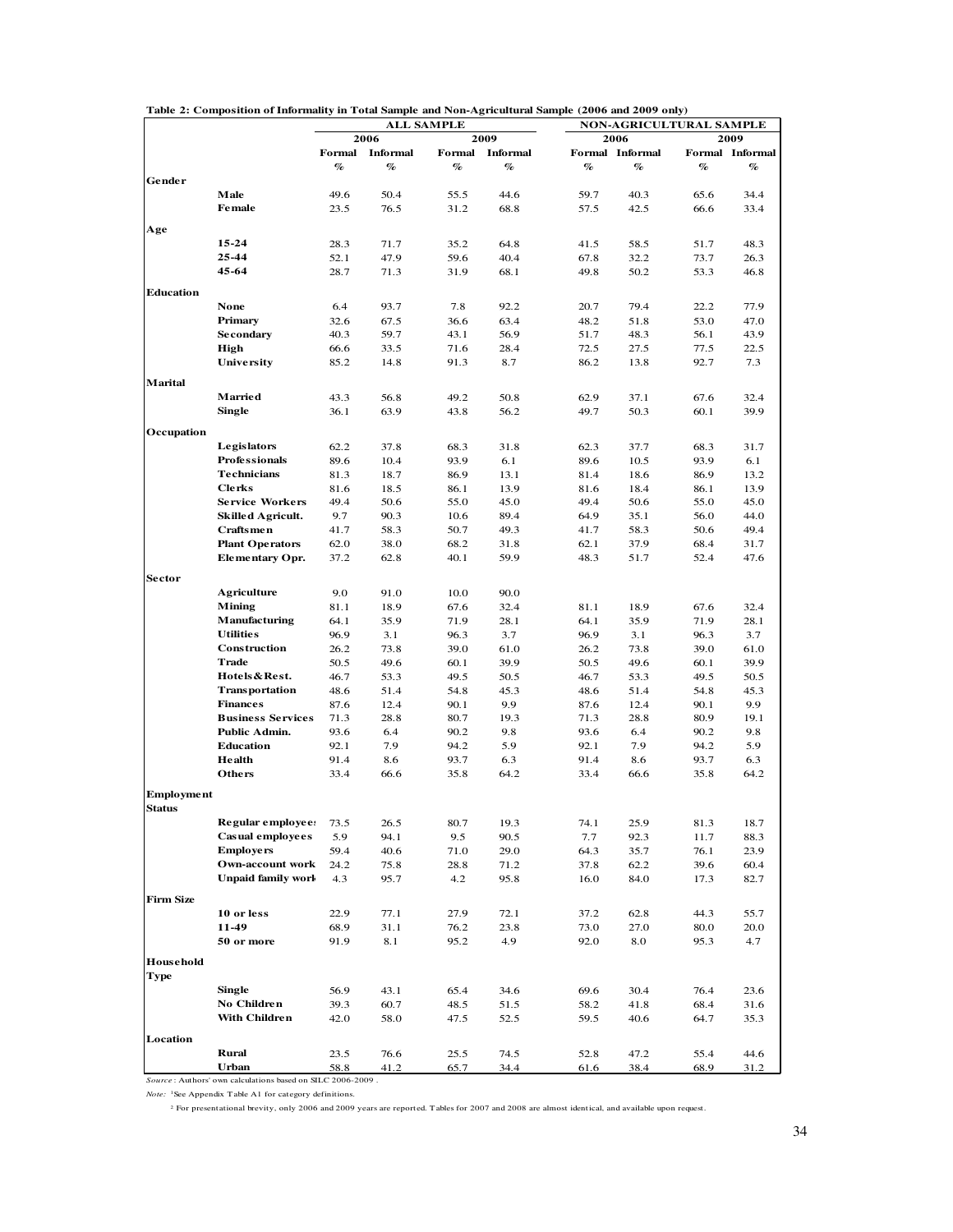**Table 2: Composition of Informality in Total Sample and Non-Agricultural Sample (2006 and 2009 only)**

| | | ALL SAMPLE | | | | NON-AGRICULTURAL SAMPLE | | | |
|---|---|---|---|---|---|---|---|---|---|
| | | 2006 | | 2009 | | 2006 | | 2009 | |
| | | Formal | Informal | Formal | Informal | Formal | Informal | Formal | Informal |
| | | % | % | % | % | % | % | % | % |
| **Gender** | | | | | | | | | |
| | Male | 49.6 | 50.4 | 55.5 | 44.6 | 59.7 | 40.3 | 65.6 | 34.4 |
| | Female | 23.5 | 76.5 | 31.2 | 68.8 | 57.5 | 42.5 | 66.6 | 33.4 |
| **Age** | | | | | | | | | |
| | 15-24 | 28.3 | 71.7 | 35.2 | 64.8 | 41.5 | 58.5 | 51.7 | 48.3 |
| | 25-44 | 52.1 | 47.9 | 59.6 | 40.4 | 67.8 | 32.2 | 73.7 | 26.3 |
| | 45-64 | 28.7 | 71.3 | 31.9 | 68.1 | 49.8 | 50.2 | 53.3 | 46.8 |
| **Education** | | | | | | | | | |
| | None | 6.4 | 93.7 | 7.8 | 92.2 | 20.7 | 79.4 | 22.2 | 77.9 |
| | Primary | 32.6 | 67.5 | 36.6 | 63.4 | 48.2 | 51.8 | 53.0 | 47.0 |
| | Secondary | 40.3 | 59.7 | 43.1 | 56.9 | 51.7 | 48.3 | 56.1 | 43.9 |
| | High | 66.6 | 33.5 | 71.6 | 28.4 | 72.5 | 27.5 | 77.5 | 22.5 |
| | University | 85.2 | 14.8 | 91.3 | 8.7 | 86.2 | 13.8 | 92.7 | 7.3 |
| **Marital** | | | | | | | | | |
| | Married | 43.3 | 56.8 | 49.2 | 50.8 | 62.9 | 37.1 | 67.6 | 32.4 |
| | Single | 36.1 | 63.9 | 43.8 | 56.2 | 49.7 | 50.3 | 60.1 | 39.9 |
| **Occupation** | | | | | | | | | |
| | Legislators | 62.2 | 37.8 | 68.3 | 31.8 | 62.3 | 37.7 | 68.3 | 31.7 |
| | Professionals | 89.6 | 10.4 | 93.9 | 6.1 | 89.6 | 10.5 | 93.9 | 6.1 |
| | Technicians | 81.3 | 18.7 | 86.9 | 13.1 | 81.4 | 18.6 | 86.9 | 13.2 |
| | Clerks | 81.6 | 18.5 | 86.1 | 13.9 | 81.6 | 18.4 | 86.1 | 13.9 |
| | Service Workers | 49.4 | 50.6 | 55.0 | 45.0 | 49.4 | 50.6 | 55.0 | 45.0 |
| | Skilled Agricult. | 9.7 | 90.3 | 10.6 | 89.4 | 64.9 | 35.1 | 56.0 | 44.0 |
| | Craftsmen | 41.7 | 58.3 | 50.7 | 49.3 | 41.7 | 58.3 | 50.6 | 49.4 |
| | Plant Operators | 62.0 | 38.0 | 68.2 | 31.8 | 62.1 | 37.9 | 68.4 | 31.7 |
| | Elementary Opr. | 37.2 | 62.8 | 40.1 | 59.9 | 48.3 | 51.7 | 52.4 | 47.6 |
| **Sector** | | | | | | | | | |
| | Agriculture | 9.0 | 91.0 | 10.0 | 90.0 | | | | |
| | Mining | 81.1 | 18.9 | 67.6 | 32.4 | 81.1 | 18.9 | 67.6 | 32.4 |
| | Manufacturing | 64.1 | 35.9 | 71.9 | 28.1 | 64.1 | 35.9 | 71.9 | 28.1 |
| | Utilities | 96.9 | 3.1 | 96.3 | 3.7 | 96.9 | 3.1 | 96.3 | 3.7 |
| | Construction | 26.2 | 73.8 | 39.0 | 61.0 | 26.2 | 73.8 | 39.0 | 61.0 |
| | Trade | 50.5 | 49.6 | 60.1 | 39.9 | 50.5 | 49.6 | 60.1 | 39.9 |
| | Hotels&Rest. | 46.7 | 53.3 | 49.5 | 50.5 | 46.7 | 53.3 | 49.5 | 50.5 |
| | Transportation | 48.6 | 51.4 | 54.8 | 45.3 | 48.6 | 51.4 | 54.8 | 45.3 |
| | Finances | 87.6 | 12.4 | 90.1 | 9.9 | 87.6 | 12.4 | 90.1 | 9.9 |
| | Business Services | 71.3 | 28.8 | 80.7 | 19.3 | 71.3 | 28.8 | 80.9 | 19.1 |
| | Public Admin. | 93.6 | 6.4 | 90.2 | 9.8 | 93.6 | 6.4 | 90.2 | 9.8 |
| | Education | 92.1 | 7.9 | 94.2 | 5.9 | 92.1 | 7.9 | 94.2 | 5.9 |
| | Health | 91.4 | 8.6 | 93.7 | 6.3 | 91.4 | 8.6 | 93.7 | 6.3 |
| | Others | 33.4 | 66.6 | 35.8 | 64.2 | 33.4 | 66.6 | 35.8 | 64.2 |
| **Employment Status** | | | | | | | | | |
| | Regular employees | 73.5 | 26.5 | 80.7 | 19.3 | 74.1 | 25.9 | 81.3 | 18.7 |
| | Casual employees | 5.9 | 94.1 | 9.5 | 90.5 | 7.7 | 92.3 | 11.7 | 88.3 |
| | Employers | 59.4 | 40.6 | 71.0 | 29.0 | 64.3 | 35.7 | 76.1 | 23.9 |
| | Own-account work | 24.2 | 75.8 | 28.8 | 71.2 | 37.8 | 62.2 | 39.6 | 60.4 |
| | Unpaid family work | 4.3 | 95.7 | 4.2 | 95.8 | 16.0 | 84.0 | 17.3 | 82.7 |
| **Firm Size** | | | | | | | | | |
| | 10 or less | 22.9 | 77.1 | 27.9 | 72.1 | 37.2 | 62.8 | 44.3 | 55.7 |
| | 11-49 | 68.9 | 31.1 | 76.2 | 23.8 | 73.0 | 27.0 | 80.0 | 20.0 |
| | 50 or more | 91.9 | 8.1 | 95.2 | 4.9 | 92.0 | 8.0 | 95.3 | 4.7 |
| **Household Type** | | | | | | | | | |
| | Single | 56.9 | 43.1 | 65.4 | 34.6 | 69.6 | 30.4 | 76.4 | 23.6 |
| | No Children | 39.3 | 60.7 | 48.5 | 51.5 | 58.2 | 41.8 | 68.4 | 31.6 |
| | With Children | 42.0 | 58.0 | 47.5 | 52.5 | 59.5 | 40.6 | 64.7 | 35.3 |
| **Location** | | | | | | | | | |
| | Rural | 23.5 | 76.6 | 25.5 | 74.5 | 52.8 | 47.2 | 55.4 | 44.6 |
| | Urban | 58.8 | 41.2 | 65.7 | 34.4 | 61.6 | 38.4 | 68.9 | 31.2 |

*Source*: Authors' own calculations based on SILC 2006-2009.

*Note:* [1]See Appendix Table A1 for category definitions.

[2] For presentational brevity, only 2006 and 2009 years are reported. Tables for 2007 and 2008 are almost identical, and available upon request.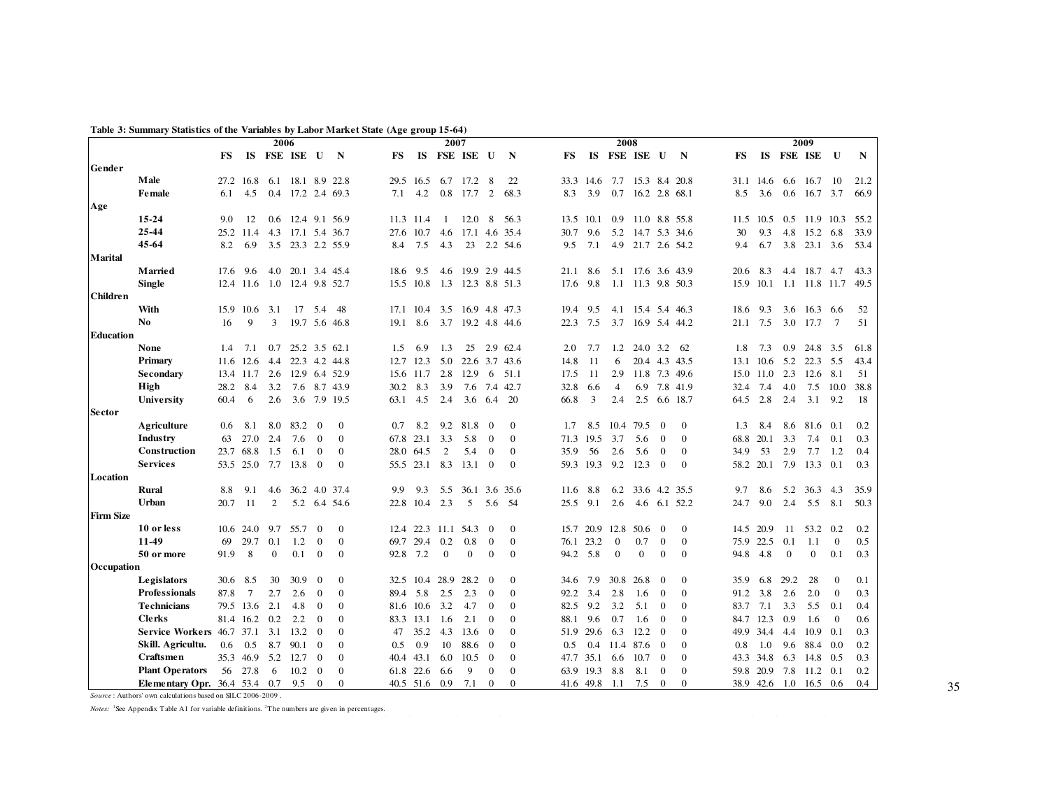**Table 3: Summary Statistics of the Variables by Labor Market State (Age group 15-64)**

| | | 2006 | | | | | | 2007 | | | | | | 2008 | | | | | | 2009 | | | | | |
|---|---|---|---|---|---|---|---|---|---|---|---|---|---|---|---|---|---|---|---|---|---|---|---|---|---|
| | | FS | IS | FSE | ISE | U | N | FS | IS | FSE | ISE | U | N | FS | IS | FSE | ISE | U | N | FS | IS | FSE | ISE | U | N |
| **Gender** | | | | | | | | | | | | | | | | | | | | | | | | | |
| | **Male** | 27.2 | 16.8 | 6.1 | 18.1 | 8.9 | 22.8 | 29.5 | 16.5 | 6.7 | 17.2 | 8 | 22 | 33.3 | 14.6 | 7.7 | 15.3 | 8.4 | 20.8 | 31.1 | 14.6 | 6.6 | 16.7 | 10 | 21.2 |
| | **Female** | 6.1 | 4.5 | 0.4 | 17.2 | 2.4 | 69.3 | 7.1 | 4.2 | 0.8 | 17.7 | 2 | 68.3 | 8.3 | 3.9 | 0.7 | 16.2 | 2.8 | 68.1 | 8.5 | 3.6 | 0.6 | 16.7 | 3.7 | 66.9 |
| **Age** | | | | | | | | | | | | | | | | | | | | | | | | | |
| | **15-24** | 9.0 | 12 | 0.6 | 12.4 | 9.1 | 56.9 | 11.3 | 11.4 | 1 | 12.0 | 8 | 56.3 | 13.5 | 10.1 | 0.9 | 11.0 | 8.8 | 55.8 | 11.5 | 10.5 | 0.5 | 11.9 | 10.3 | 55.2 |
| | **25-44** | 25.2 | 11.4 | 4.3 | 17.1 | 5.4 | 36.7 | 27.6 | 10.7 | 4.6 | 17.1 | 4.6 | 35.4 | 30.7 | 9.6 | 5.2 | 14.7 | 5.3 | 34.6 | 30 | 9.3 | 4.8 | 15.2 | 6.8 | 33.9 |
| | **45-64** | 8.2 | 6.9 | 3.5 | 23.3 | 2.2 | 55.9 | 8.4 | 7.5 | 4.3 | 23 | 2.2 | 54.6 | 9.5 | 7.1 | 4.9 | 21.7 | 2.6 | 54.2 | 9.4 | 6.7 | 3.8 | 23.1 | 3.6 | 53.4 |
| **Marital** | | | | | | | | | | | | | | | | | | | | | | | | | |
| | **Married** | 17.6 | 9.6 | 4.0 | 20.1 | 3.4 | 45.4 | 18.6 | 9.5 | 4.6 | 19.9 | 2.9 | 44.5 | 21.1 | 8.6 | 5.1 | 17.6 | 3.6 | 43.9 | 20.6 | 8.3 | 4.4 | 18.7 | 4.7 | 43.3 |
| | **Single** | 12.4 | 11.6 | 1.0 | 12.4 | 9.8 | 52.7 | 15.5 | 10.8 | 1.3 | 12.3 | 8.8 | 51.3 | 17.6 | 9.8 | 1.1 | 11.3 | 9.8 | 50.3 | 15.9 | 10.1 | 1.1 | 11.8 | 11.7 | 49.5 |
| **Children** | | | | | | | | | | | | | | | | | | | | | | | | | |
| | **With** | 15.9 | 10.6 | 3.1 | 17 | 5.4 | 48 | 17.1 | 10.4 | 3.5 | 16.9 | 4.8 | 47.3 | 19.4 | 9.5 | 4.1 | 15.4 | 5.4 | 46.3 | 18.6 | 9.3 | 3.6 | 16.3 | 6.6 | 52 |
| | **No** | 16 | 9 | 3 | 19.7 | 5.6 | 46.8 | 19.1 | 8.6 | 3.7 | 19.2 | 4.8 | 44.6 | 22.3 | 7.5 | 3.7 | 16.9 | 5.4 | 44.2 | 21.1 | 7.5 | 3.0 | 17.7 | 7 | 51 |
| **Education** | | | | | | | | | | | | | | | | | | | | | | | | | |
| | **None** | 1.4 | 7.1 | 0.7 | 25.2 | 3.5 | 62.1 | 1.5 | 6.9 | 1.3 | 25 | 2.9 | 62.4 | 2.0 | 7.7 | 1.2 | 24.0 | 3.2 | 62 | 1.8 | 7.3 | 0.9 | 24.8 | 3.5 | 61.8 |
| | **Primary** | 11.6 | 12.6 | 4.4 | 22.3 | 4.2 | 44.8 | 12.7 | 12.3 | 5.0 | 22.6 | 3.7 | 43.6 | 14.8 | 11 | 6 | 20.4 | 4.3 | 43.5 | 13.1 | 10.6 | 5.2 | 22.3 | 5.5 | 43.4 |
| | **Secondary** | 13.4 | 11.7 | 2.6 | 12.9 | 6.4 | 52.9 | 15.6 | 11.7 | 2.8 | 12.9 | 6 | 51.1 | 17.5 | 11 | 2.9 | 11.8 | 7.3 | 49.6 | 15.0 | 11.0 | 2.3 | 12.6 | 8.1 | 51 |
| | **High** | 28.2 | 8.4 | 3.2 | 7.6 | 8.7 | 43.9 | 30.2 | 8.3 | 3.9 | 7.6 | 7.4 | 42.7 | 32.8 | 6.6 | 4 | 6.9 | 7.8 | 41.9 | 32.4 | 7.4 | 4.0 | 7.5 | 10.0 | 38.8 |
| | **University** | 60.4 | 6 | 2.6 | 3.6 | 7.9 | 19.5 | 63.1 | 4.5 | 2.4 | 3.6 | 6.4 | 20 | 66.8 | 3 | 2.4 | 2.5 | 6.6 | 18.7 | 64.5 | 2.8 | 2.4 | 3.1 | 9.2 | 18 |
| **Sector** | | | | | | | | | | | | | | | | | | | | | | | | | |
| | **Agriculture** | 0.6 | 8.1 | 8.0 | 83.2 | 0 | 0 | 0.7 | 8.2 | 9.2 | 81.8 | 0 | 0 | 1.7 | 8.5 | 10.4 | 79.5 | 0 | 0 | 1.3 | 8.4 | 8.6 | 81.6 | 0.1 | 0.2 |
| | **Industry** | 63 | 27.0 | 2.4 | 7.6 | 0 | 0 | 67.8 | 23.1 | 3.3 | 5.8 | 0 | 0 | 71.3 | 19.5 | 3.7 | 5.6 | 0 | 0 | 68.8 | 20.1 | 3.3 | 7.4 | 0.1 | 0.3 |
| | **Construction** | 23.7 | 68.8 | 1.5 | 6.1 | 0 | 0 | 28.0 | 64.5 | 2 | 5.4 | 0 | 0 | 35.9 | 56 | 2.6 | 5.6 | 0 | 0 | 34.9 | 53 | 2.9 | 7.7 | 1.2 | 0.4 |
| | **Services** | 53.5 | 25.0 | 7.7 | 13.8 | 0 | 0 | 55.5 | 23.1 | 8.3 | 13.1 | 0 | 0 | 59.3 | 19.3 | 9.2 | 12.3 | 0 | 0 | 58.2 | 20.1 | 7.9 | 13.3 | 0.1 | 0.3 |
| **Location** | | | | | | | | | | | | | | | | | | | | | | | | | |
| | **Rural** | 8.8 | 9.1 | 4.6 | 36.2 | 4.0 | 37.4 | 9.9 | 9.3 | 5.5 | 36.1 | 3.6 | 35.6 | 11.6 | 8.8 | 6.2 | 33.6 | 4.2 | 35.5 | 9.7 | 8.6 | 5.2 | 36.3 | 4.3 | 35.9 |
| | **Urban** | 20.7 | 11 | 2 | 5.2 | 6.4 | 54.6 | 22.8 | 10.4 | 2.3 | 5 | 5.6 | 54 | 25.5 | 9.1 | 2.6 | 4.6 | 6.1 | 52.2 | 24.7 | 9.0 | 2.4 | 5.5 | 8.1 | 50.3 |
| **Firm Size** | | | | | | | | | | | | | | | | | | | | | | | | | |
| | **10 or less** | 10.6 | 24.0 | 9.7 | 55.7 | 0 | 0 | 12.4 | 22.3 | 11.1 | 54.3 | 0 | 0 | 15.7 | 20.9 | 12.8 | 50.6 | 0 | 0 | 14.5 | 20.9 | 11 | 53.2 | 0.2 | 0.2 |
| | **11-49** | 69 | 29.7 | 0.1 | 1.2 | 0 | 0 | 69.7 | 29.4 | 0.2 | 0.8 | 0 | 0 | 76.1 | 23.2 | 0 | 0.7 | 0 | 0 | 75.9 | 22.5 | 0.1 | 1.1 | 0 | 0.5 |
| | **50 or more** | 91.9 | 8 | 0 | 0.1 | 0 | 0 | 92.8 | 7.2 | 0 | 0 | 0 | 0 | 94.2 | 5.8 | 0 | 0 | 0 | 0 | 94.8 | 4.8 | 0 | 0 | 0.1 | 0.3 |
| **Occupation** | | | | | | | | | | | | | | | | | | | | | | | | | |
| | **Legislators** | 30.6 | 8.5 | 30 | 30.9 | 0 | 0 | 32.5 | 10.4 | 28.9 | 28.2 | 0 | 0 | 34.6 | 7.9 | 30.8 | 26.8 | 0 | 0 | 35.9 | 6.8 | 29.2 | 28 | 0 | 0.1 |
| | **Professionals** | 87.8 | 7 | 2.7 | 2.6 | 0 | 0 | 89.4 | 5.8 | 2.5 | 2.3 | 0 | 0 | 92.2 | 3.4 | 2.8 | 1.6 | 0 | 0 | 91.2 | 3.8 | 2.6 | 2.0 | 0 | 0.3 |
| | **Technicians** | 79.5 | 13.6 | 2.1 | 4.8 | 0 | 0 | 81.6 | 10.6 | 3.2 | 4.7 | 0 | 0 | 82.5 | 9.2 | 3.2 | 5.1 | 0 | 0 | 83.7 | 7.1 | 3.3 | 5.5 | 0.1 | 0.4 |
| | **Clerks** | 81.4 | 16.2 | 0.2 | 2.2 | 0 | 0 | 83.3 | 13.1 | 1.6 | 2.1 | 0 | 0 | 88.1 | 9.6 | 0.7 | 1.6 | 0 | 0 | 84.7 | 12.3 | 0.9 | 1.6 | 0 | 0.6 |
| | **Service Workers** | 46.7 | 37.1 | 3.1 | 13.2 | 0 | 0 | 47 | 35.2 | 4.3 | 13.6 | 0 | 0 | 51.9 | 29.6 | 6.3 | 12.2 | 0 | 0 | 49.9 | 34.4 | 4.4 | 10.9 | 0.1 | 0.3 |
| | **Skill. Agricultu.** | 0.6 | 0.5 | 8.7 | 90.1 | 0 | 0 | 0.5 | 0.9 | 10 | 88.6 | 0 | 0 | 0.5 | 0.4 | 11.4 | 87.6 | 0 | 0 | 0.8 | 1.0 | 9.6 | 88.4 | 0.0 | 0.2 |
| | **Craftsmen** | 35.3 | 46.9 | 5.2 | 12.7 | 0 | 0 | 40.4 | 43.1 | 6.0 | 10.5 | 0 | 0 | 47.7 | 35.1 | 6.6 | 10.7 | 0 | 0 | 43.3 | 34.8 | 6.3 | 14.8 | 0.5 | 0.3 |
| | **Plant Operators** | 56 | 27.8 | 6 | 10.2 | 0 | 0 | 61.8 | 22.6 | 6.6 | 9 | 0 | 0 | 63.9 | 19.3 | 8.8 | 8.1 | 0 | 0 | 59.8 | 20.9 | 7.8 | 11.2 | 0.1 | 0.2 |
| | **Elementary Opr.** | 36.4 | 53.4 | 0.7 | 9.5 | 0 | 0 | 40.5 | 51.6 | 0.9 | 7.1 | 0 | 0 | 41.6 | 49.8 | 1.1 | 7.5 | 0 | 0 | 38.9 | 42.6 | 1.0 | 16.5 | 0.6 | 0.4 |

*Source*: Authors' own calculations based on SILC 2006-2009.

*Notes:* [1]See Appendix Table A1 for variable definitions. [2]The numbers are given in percentages.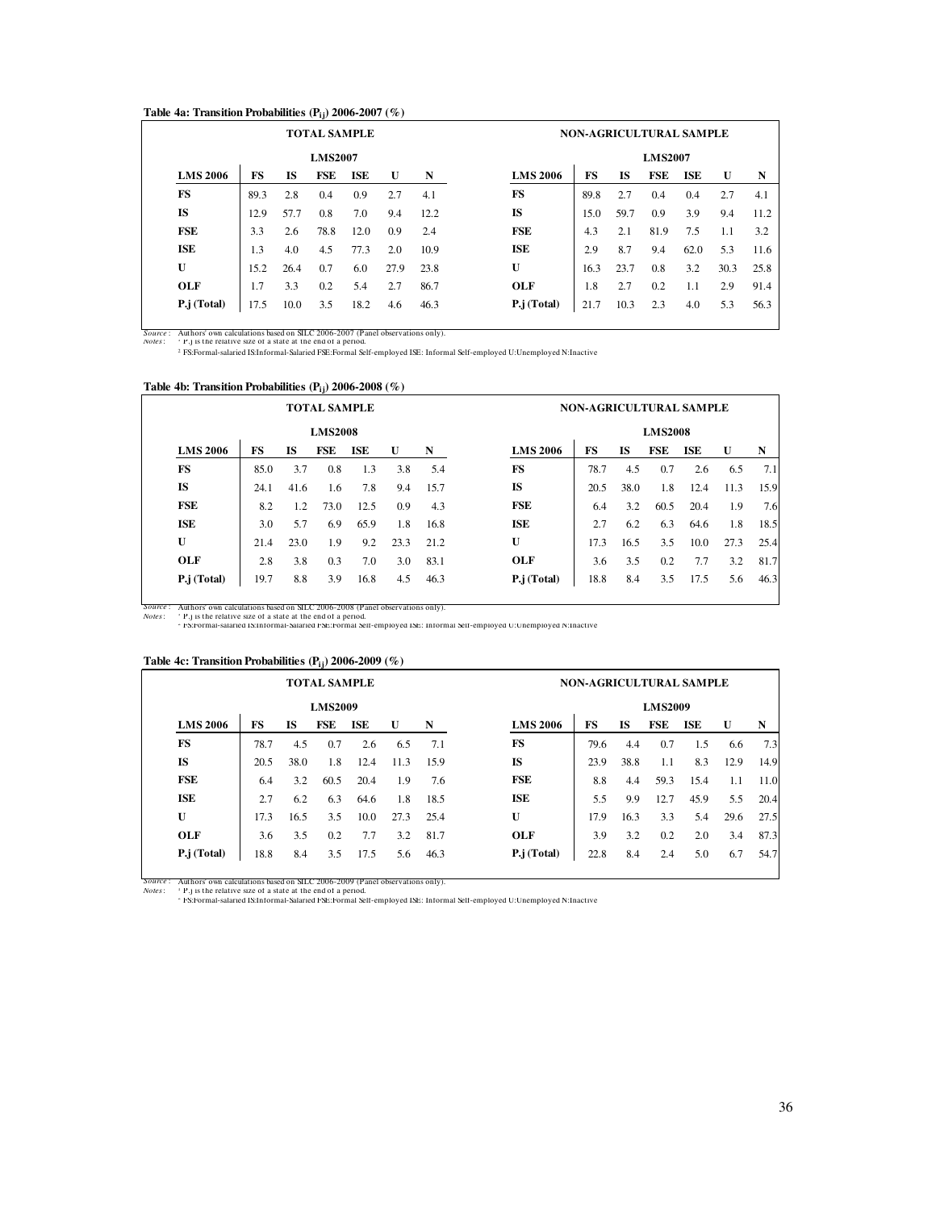**Table 4a: Transition Probabilities ($P_{ij}$) 2006-2007 (%)**

| | TOTAL SAMPLE | | | | | | | NON-AGRICULTURAL SAMPLE | | | | | |
|---|---|---|---|---|---|---|---|---|---|---|---|---|---|
| | LMS2007 | | | | | | | LMS2007 | | | | | |
| **LMS 2006** | **FS** | **IS** | **FSE** | **ISE** | **U** | **N** | **LMS 2006** | **FS** | **IS** | **FSE** | **ISE** | **U** | **N** |
| **FS** | 89.3 | 2.8 | 0.4 | 0.9 | 2.7 | 4.1 | **FS** | 89.8 | 2.7 | 0.4 | 0.4 | 2.7 | 4.1 |
| **IS** | 12.9 | 57.7 | 0.8 | 7.0 | 9.4 | 12.2 | **IS** | 15.0 | 59.7 | 0.9 | 3.9 | 9.4 | 11.2 |
| **FSE** | 3.3 | 2.6 | 78.8 | 12.0 | 0.9 | 2.4 | **FSE** | 4.3 | 2.1 | 81.9 | 7.5 | 1.1 | 3.2 |
| **ISE** | 1.3 | 4.0 | 4.5 | 77.3 | 2.0 | 10.9 | **ISE** | 2.9 | 8.7 | 9.4 | 62.0 | 5.3 | 11.6 |
| **U** | 15.2 | 26.4 | 0.7 | 6.0 | 27.9 | 23.8 | **U** | 16.3 | 23.7 | 0.8 | 3.2 | 30.3 | 25.8 |
| **OLF** | 1.7 | 3.3 | 0.2 | 5.4 | 2.7 | 86.7 | **OLF** | 1.8 | 2.7 | 0.2 | 1.1 | 2.9 | 91.4 |
| **P.j (Total)** | 17.5 | 10.0 | 3.5 | 18.2 | 4.6 | 46.3 | **P.j (Total)** | 21.7 | 10.3 | 2.3 | 4.0 | 5.3 | 56.3 |

*Source*: Authors' own calculations based on SILC 2006-2007 (Panel observations only).
*Notes*: [1] P.j is the relative size of a state at the end of a period.
[2] FS:Formal-salaried IS:Informal-Salaried FSE:Formal Self-employed ISE: Informal Self-employed U:Unemployed N:Inactive

**Table 4b: Transition Probabilities ($P_{ij}$) 2006-2008 (%)**

| | TOTAL SAMPLE | | | | | | | NON-AGRICULTURAL SAMPLE | | | | | |
|---|---|---|---|---|---|---|---|---|---|---|---|---|---|
| | LMS2008 | | | | | | | LMS2008 | | | | | |
| **LMS 2006** | **FS** | **IS** | **FSE** | **ISE** | **U** | **N** | **LMS 2006** | **FS** | **IS** | **FSE** | **ISE** | **U** | **N** |
| **FS** | 85.0 | 3.7 | 0.8 | 1.3 | 3.8 | 5.4 | **FS** | 78.7 | 4.5 | 0.7 | 2.6 | 6.5 | 7.1 |
| **IS** | 24.1 | 41.6 | 1.6 | 7.8 | 9.4 | 15.7 | **IS** | 20.5 | 38.0 | 1.8 | 12.4 | 11.3 | 15.9 |
| **FSE** | 8.2 | 1.2 | 73.0 | 12.5 | 0.9 | 4.3 | **FSE** | 6.4 | 3.2 | 60.5 | 20.4 | 1.9 | 7.6 |
| **ISE** | 3.0 | 5.7 | 6.9 | 65.9 | 1.8 | 16.8 | **ISE** | 2.7 | 6.2 | 6.3 | 64.6 | 1.8 | 18.5 |
| **U** | 21.4 | 23.0 | 1.9 | 9.2 | 23.3 | 21.2 | **U** | 17.3 | 16.5 | 3.5 | 10.0 | 27.3 | 25.4 |
| **OLF** | 2.8 | 3.8 | 0.3 | 7.0 | 3.0 | 83.1 | **OLF** | 3.6 | 3.5 | 0.2 | 7.7 | 3.2 | 81.7 |
| **P.j (Total)** | 19.7 | 8.8 | 3.9 | 16.8 | 4.5 | 46.3 | **P.j (Total)** | 18.8 | 8.4 | 3.5 | 17.5 | 5.6 | 46.3 |

*Source*: Authors' own calculations based on SILC 2006-2008 (Panel observations only).
*Notes*: [1] P.j is the relative size of a state at the end of a period.
[2] FS:Formal-salaried IS:Informal-Salaried FSE:Formal Self-employed ISE: Informal Self-employed U:Unemployed N:Inactive

**Table 4c: Transition Probabilities ($P_{ij}$) 2006-2009 (%)**

| | TOTAL SAMPLE | | | | | | | NON-AGRICULTURAL SAMPLE | | | | | |
|---|---|---|---|---|---|---|---|---|---|---|---|---|---|
| | LMS2009 | | | | | | | LMS2009 | | | | | |
| **LMS 2006** | **FS** | **IS** | **FSE** | **ISE** | **U** | **N** | **LMS 2006** | **FS** | **IS** | **FSE** | **ISE** | **U** | **N** |
| **FS** | 78.7 | 4.5 | 0.7 | 2.6 | 6.5 | 7.1 | **FS** | 79.6 | 4.4 | 0.7 | 1.5 | 6.6 | 7.3 |
| **IS** | 20.5 | 38.0 | 1.8 | 12.4 | 11.3 | 15.9 | **IS** | 23.9 | 38.8 | 1.1 | 8.3 | 12.9 | 14.9 |
| **FSE** | 6.4 | 3.2 | 60.5 | 20.4 | 1.9 | 7.6 | **FSE** | 8.8 | 4.4 | 59.3 | 15.4 | 1.1 | 11.0 |
| **ISE** | 2.7 | 6.2 | 6.3 | 64.6 | 1.8 | 18.5 | **ISE** | 5.5 | 9.9 | 12.7 | 45.9 | 5.5 | 20.4 |
| **U** | 17.3 | 16.5 | 3.5 | 10.0 | 27.3 | 25.4 | **U** | 17.9 | 16.3 | 3.3 | 5.4 | 29.6 | 27.5 |
| **OLF** | 3.6 | 3.5 | 0.2 | 7.7 | 3.2 | 81.7 | **OLF** | 3.9 | 3.2 | 0.2 | 2.0 | 3.4 | 87.3 |
| **P.j (Total)** | 18.8 | 8.4 | 3.5 | 17.5 | 5.6 | 46.3 | **P.j (Total)** | 22.8 | 8.4 | 2.4 | 5.0 | 6.7 | 54.7 |

*Source*: Authors' own calculations based on SILC 2006-2009 (Panel observations only).
*Notes*: [1] P.j is the relative size of a state at the end of a period.
[2] FS:Formal-salaried IS:Informal-Salaried FSE:Formal Self-employed ISE: Informal Self-employed U:Unemployed N:Inactive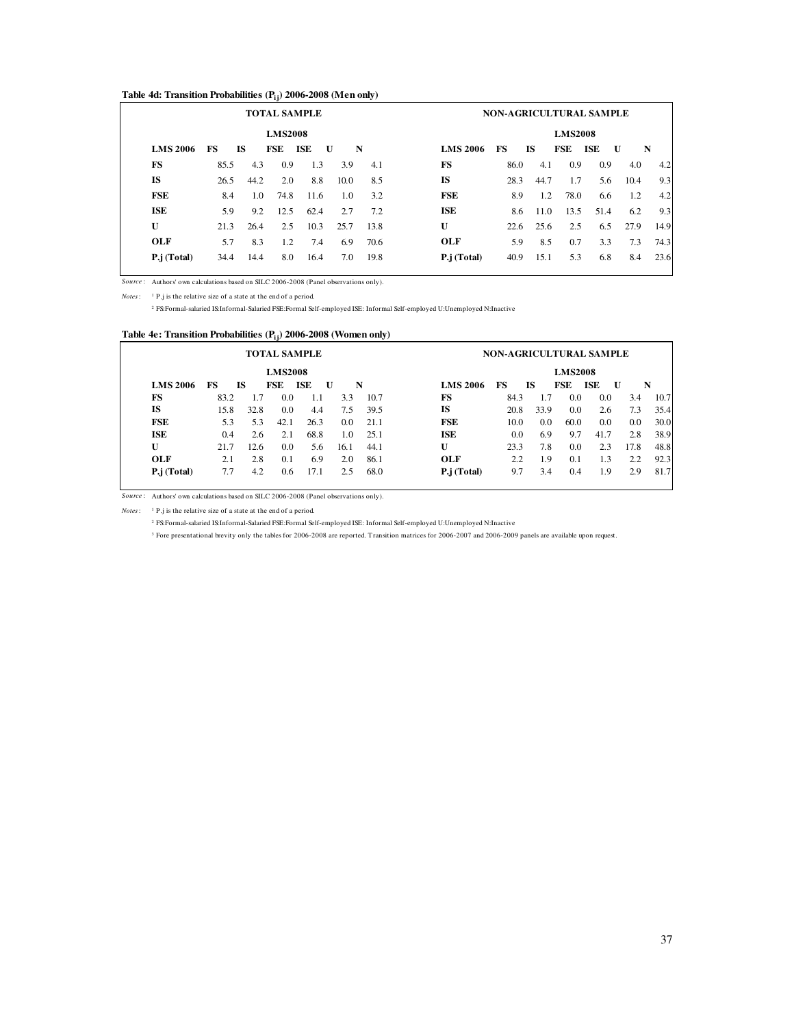**Table 4d: Transition Probabilities ($P_{ij}$) 2006-2008 (Men only)**

| | TOTAL SAMPLE | | | | | | | NON-AGRICULTURAL SAMPLE | | | | | | |
|---|---|---|---|---|---|---|---|---|---|---|---|---|---|---|
| | LMS2008 | | | | | | | | LMS2008 | | | | | |
| **LMS 2006** | **FS** | **IS** | **FSE** | **ISE** | **U** | **N** | | **LMS 2006** | **FS** | **IS** | **FSE** | **ISE** | **U** | **N** |
| **FS** | 85.5 | 4.3 | 0.9 | 1.3 | 3.9 | 4.1 | | **FS** | 86.0 | 4.1 | 0.9 | 0.9 | 4.0 | 4.2 |
| **IS** | 26.5 | 44.2 | 2.0 | 8.8 | 10.0 | 8.5 | | **IS** | 28.3 | 44.7 | 1.7 | 5.6 | 10.4 | 9.3 |
| **FSE** | 8.4 | 1.0 | 74.8 | 11.6 | 1.0 | 3.2 | | **FSE** | 8.9 | 1.2 | 78.0 | 6.6 | 1.2 | 4.2 |
| **ISE** | 5.9 | 9.2 | 12.5 | 62.4 | 2.7 | 7.2 | | **ISE** | 8.6 | 11.0 | 13.5 | 51.4 | 6.2 | 9.3 |
| **U** | 21.3 | 26.4 | 2.5 | 10.3 | 25.7 | 13.8 | | **U** | 22.6 | 25.6 | 2.5 | 6.5 | 27.9 | 14.9 |
| **OLF** | 5.7 | 8.3 | 1.2 | 7.4 | 6.9 | 70.6 | | **OLF** | 5.9 | 8.5 | 0.7 | 3.3 | 7.3 | 74.3 |
| **P.j (Total)** | 34.4 | 14.4 | 8.0 | 16.4 | 7.0 | 19.8 | | **P.j (Total)** | 40.9 | 15.1 | 5.3 | 6.8 | 8.4 | 23.6 |

*Source :* Authors' own calculations based on SILC 2006-2008 (Panel observations only).

*Notes :* [1] P.j is the relative size of a state at the end of a period.

[2] FS:Formal-salaried IS:Informal-Salaried FSE:Formal Self-employed ISE: Informal Self-employed U:Unemployed N:Inactive

**Table 4e: Transition Probabilities ($P_{ij}$) 2006-2008 (Women only)**

| | TOTAL SAMPLE | | | | | | | NON-AGRICULTURAL SAMPLE | | | | | | |
|---|---|---|---|---|---|---|---|---|---|---|---|---|---|---|
| | LMS2008 | | | | | | | | LMS2008 | | | | | |
| **LMS 2006** | **FS** | **IS** | **FSE** | **ISE** | **U** | **N** | | **LMS 2006** | **FS** | **IS** | **FSE** | **ISE** | **U** | **N** |
| **FS** | 83.2 | 1.7 | 0.0 | 1.1 | 3.3 | 10.7 | | **FS** | 84.3 | 1.7 | 0.0 | 0.0 | 3.4 | 10.7 |
| **IS** | 15.8 | 32.8 | 0.0 | 4.4 | 7.5 | 39.5 | | **IS** | 20.8 | 33.9 | 0.0 | 2.6 | 7.3 | 35.4 |
| **FSE** | 5.3 | 5.3 | 42.1 | 26.3 | 0.0 | 21.1 | | **FSE** | 10.0 | 0.0 | 60.0 | 0.0 | 0.0 | 30.0 |
| **ISE** | 0.4 | 2.6 | 2.1 | 68.8 | 1.0 | 25.1 | | **ISE** | 0.0 | 6.9 | 9.7 | 41.7 | 2.8 | 38.9 |
| **U** | 21.7 | 12.6 | 0.0 | 5.6 | 16.1 | 44.1 | | **U** | 23.3 | 7.8 | 0.0 | 2.3 | 17.8 | 48.8 |
| **OLF** | 2.1 | 2.8 | 0.1 | 6.9 | 2.0 | 86.1 | | **OLF** | 2.2 | 1.9 | 0.1 | 1.3 | 2.2 | 92.3 |
| **P.j (Total)** | 7.7 | 4.2 | 0.6 | 17.1 | 2.5 | 68.0 | | **P.j (Total)** | 9.7 | 3.4 | 0.4 | 1.9 | 2.9 | 81.7 |

*Source :* Authors' own calculations based on SILC 2006-2008 (Panel observations only).

*Notes :* [1] P.j is the relative size of a state at the end of a period.

[2] FS:Formal-salaried IS:Informal-Salaried FSE:Formal Self-employed ISE: Informal Self-employed U:Unemployed N:Inactive

[3] Fore presentational brevity only the tables for 2006-2008 are reported. Transition matrices for 2006-2007 and 2006-2009 panels are available upon request.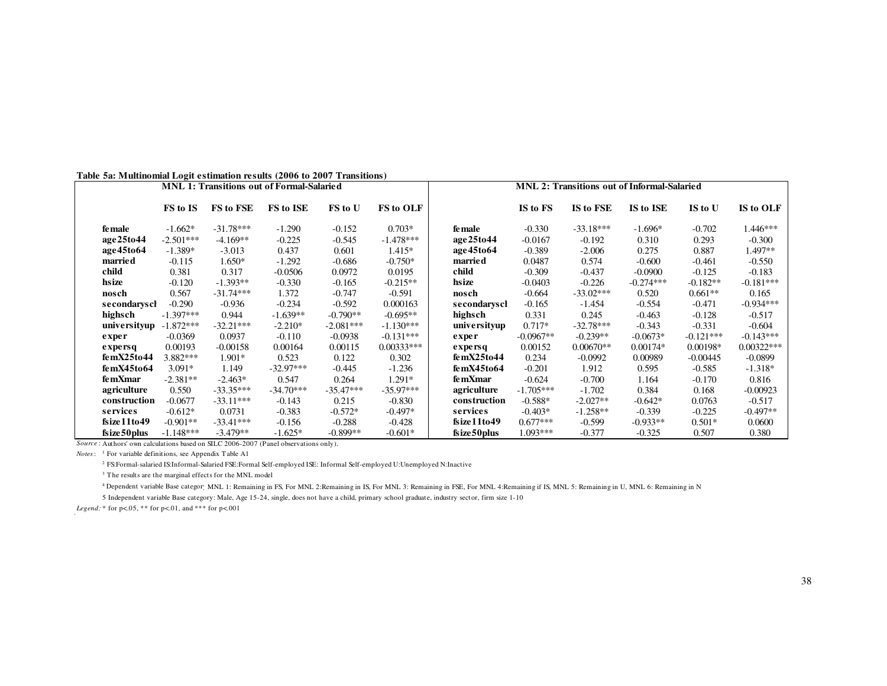**Table 5a: Multinomial Logit estimation results (2006 to 2007 Transitions)**

| | MNL 1: Transitions out of Formal-Salaried | | | | | | MNL 2: Transitions out of Informal-Salaried | | | | |
|---|---|---|---|---|---|---|---|---|---|---|---|
| | FS to IS | FS to FSE | FS to ISE | FS to U | FS to OLF | | IS to FS | IS to FSE | IS to ISE | IS to U | IS to OLF |
| **female** | -1.662* | -31.78*** | -1.290 | -0.152 | 0.703* | **female** | -0.330 | -33.18*** | -1.696* | -0.702 | 1.446*** |
| **age25to44** | -2.501*** | -4.169** | -0.225 | -0.545 | -1.478*** | **age25to44** | -0.0167 | -0.192 | 0.310 | 0.293 | -0.300 |
| **age45to64** | -1.389* | -3.013 | 0.437 | 0.601 | 1.415* | **age45to64** | -0.389 | -2.006 | 0.275 | 0.887 | 1.497** |
| **married** | -0.115 | 1.650* | -1.292 | -0.686 | -0.750* | **married** | 0.0487 | 0.574 | -0.600 | -0.461 | -0.550 |
| **child** | 0.381 | 0.317 | -0.0506 | 0.0972 | 0.0195 | **child** | -0.309 | -0.437 | -0.0900 | -0.125 | -0.183 |
| **hsize** | -0.120 | -1.393** | -0.330 | -0.165 | -0.215** | **hsize** | -0.0403 | -0.226 | -0.274*** | -0.182** | -0.181*** |
| **nosch** | 0.567 | -31.74*** | 1.372 | -0.747 | -0.591 | **nosch** | -0.664 | -33.02*** | 0.520 | 0.661** | 0.165 |
| **secondarysch** | -0.290 | -0.936 | -0.234 | -0.592 | 0.000163 | **secondarysch** | -0.165 | -1.454 | -0.554 | -0.471 | -0.934*** |
| **highsch** | -1.397*** | 0.944 | -1.639** | -0.790** | -0.695** | **highsch** | 0.331 | 0.245 | -0.463 | -0.128 | -0.517 |
| **universityup** | -1.872*** | -32.21*** | -2.210* | -2.081*** | -1.130*** | **universityup** | 0.717* | -32.78*** | -0.343 | -0.331 | -0.604 |
| **exper** | -0.0369 | 0.0937 | -0.110 | -0.0938 | -0.131*** | **exper** | -0.0967** | -0.239** | -0.0673* | -0.121*** | -0.143*** |
| **expersq** | 0.00193 | -0.00158 | 0.00164 | 0.00115 | 0.00333*** | **expersq** | 0.00152 | 0.00670** | 0.00174* | 0.00198* | 0.00322*** |
| **femX25to44** | 3.882*** | 1.901* | 0.523 | 0.122 | 0.302 | **femX25to44** | 0.234 | -0.0992 | 0.00989 | -0.00445 | -0.0899 |
| **femX45to64** | 3.091* | 1.149 | -32.97*** | -0.445 | -1.236 | **femX45to64** | -0.201 | 1.912 | 0.595 | -0.585 | -1.318* |
| **femXmar** | -2.381** | -2.463* | 0.547 | 0.264 | 1.291* | **femXmar** | -0.624 | -0.700 | 1.164 | -0.170 | 0.816 |
| **agriculture** | 0.550 | -33.35*** | -34.70*** | -35.47*** | -35.97*** | **agriculture** | -1.705*** | -1.702 | 0.384 | 0.168 | -0.00923 |
| **construction** | -0.0677 | -33.11*** | -0.143 | 0.215 | -0.830 | **construction** | -0.588* | -2.027** | -0.642* | 0.0763 | -0.517 |
| **services** | -0.612* | 0.0731 | -0.383 | -0.572* | -0.497* | **services** | -0.403* | -1.258** | -0.339 | -0.225 | -0.497** |
| **fsize11to49** | -0.901** | -33.41*** | -0.156 | -0.288 | -0.428 | **fsize11to49** | 0.677*** | -0.599 | -0.933** | 0.501* | 0.0600 |
| **fsize50plus** | -1.148*** | -3.479** | -1.625* | -0.899** | -0.601* | **fsize50plus** | 1.093*** | -0.377 | -0.325 | 0.507 | 0.380 |

*Source*: Authors' own calculations based on SILC 2006-2007 (Panel observations only).

*Notes*: [1] For variable definitions, see Appendix Table A1

[2] FS:Formal-salaried IS:Informal-Salaried FSE:Formal Self-employed ISE: Informal Self-employed U:Unemployed N:Inactive

[3] The results are the marginal effects for the MNL model

[4] Dependent variable Base category: MNL 1: Remaining in FS, For MNL 2:Remaining in IS, For MNL 3: Remaining in FSE, For MNL 4:Remaining if IS, MNL 5: Remaining in U, MNL 6: Remaining in N

5 Independent variable Base category: Male, Age 15-24, single, does not have a child, primary school graduate, industry sector, firm size 1-10

*Legend*: * for p<.05, ** for p<.01, and *** for p<.001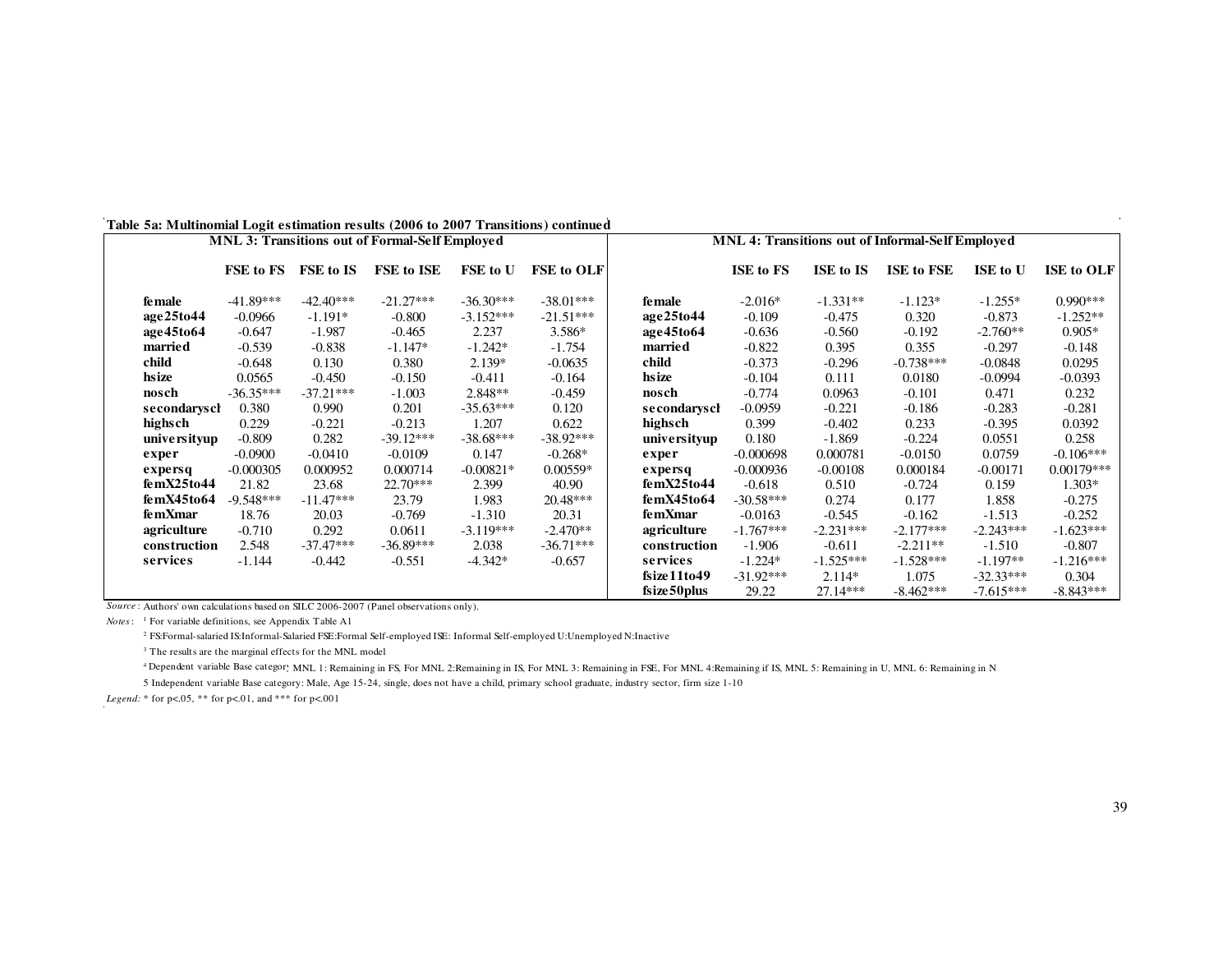**Table 5a: Multinomial Logit estimation results (2006 to 2007 Transitions) continued**

| MNL 3: Transitions out of Formal-Self Employed | | | | | | MNL 4: Transitions out of Informal-Self Employed | | | | | |
|---|---|---|---|---|---|---|---|---|---|---|---|
| | FSE to FS | FSE to IS | FSE to ISE | FSE to U | FSE to OLF | | ISE to FS | ISE to IS | ISE to FSE | ISE to U | ISE to OLF |
| female | -41.89*** | -42.40*** | -21.27*** | -36.30*** | -38.01*** | female | -2.016* | -1.331** | -1.123* | -1.255* | 0.990*** |
| age25to44 | -0.0966 | -1.191* | -0.800 | -3.152*** | -21.51*** | age25to44 | -0.109 | -0.475 | 0.320 | -0.873 | -1.252** |
| age45to64 | -0.647 | -1.987 | -0.465 | 2.237 | 3.586* | age45to64 | -0.636 | -0.560 | -0.192 | -2.760** | 0.905* |
| married | -0.539 | -0.838 | -1.147* | -1.242* | -1.754 | married | -0.822 | 0.395 | 0.355 | -0.297 | -0.148 |
| child | -0.648 | 0.130 | 0.380 | 2.139* | -0.0635 | child | -0.373 | -0.296 | -0.738*** | -0.0848 | 0.0295 |
| hsize | 0.0565 | -0.450 | -0.150 | -0.411 | -0.164 | hsize | -0.104 | 0.111 | 0.0180 | -0.0994 | -0.0393 |
| nosch | -36.35*** | -37.21*** | -1.003 | 2.848** | -0.459 | nosch | -0.774 | 0.0963 | -0.101 | 0.471 | 0.232 |
| secondarysch | 0.380 | 0.990 | 0.201 | -35.63*** | 0.120 | secondarysch | -0.0959 | -0.221 | -0.186 | -0.283 | -0.281 |
| highsch | 0.229 | -0.221 | -0.213 | 1.207 | 0.622 | highsch | 0.399 | -0.402 | 0.233 | -0.395 | 0.0392 |
| universityup | -0.809 | 0.282 | -39.12*** | -38.68*** | -38.92*** | universityup | 0.180 | -1.869 | -0.224 | 0.0551 | 0.258 |
| exper | -0.0900 | -0.0410 | -0.0109 | 0.147 | -0.268* | exper | -0.000698 | 0.000781 | -0.0150 | 0.0759 | -0.106*** |
| expersq | -0.000305 | 0.000952 | 0.000714 | -0.00821* | 0.00559* | expersq | -0.000936 | -0.00108 | 0.000184 | -0.00171 | 0.00179*** |
| femX25to44 | 21.82 | 23.68 | 22.70*** | 2.399 | 40.90 | femX25to44 | -0.618 | 0.510 | -0.724 | 0.159 | 1.303* |
| femX45to64 | -9.548*** | -11.47*** | 23.79 | 1.983 | 20.48*** | femX45to64 | -30.58*** | 0.274 | 0.177 | 1.858 | -0.275 |
| femXmar | 18.76 | 20.03 | -0.769 | -1.310 | 20.31 | femXmar | -0.0163 | -0.545 | -0.162 | -1.513 | -0.252 |
| agriculture | -0.710 | 0.292 | 0.0611 | -3.119*** | -2.470** | agriculture | -1.767*** | -2.231*** | -2.177*** | -2.243*** | -1.623*** |
| construction | 2.548 | -37.47*** | -36.89*** | 2.038 | -36.71*** | construction | -1.906 | -0.611 | -2.211** | -1.510 | -0.807 |
| services | -1.144 | -0.442 | -0.551 | -4.342* | -0.657 | services | -1.224* | -1.525*** | -1.528*** | -1.197** | -1.216*** |
| | | | | | | fsize11to49 | -31.92*** | 2.114* | 1.075 | -32.33*** | 0.304 |
| | | | | | | fsize50plus | 29.22 | 27.14*** | -8.462*** | -7.615*** | -8.843*** |

*Source*: Authors' own calculations based on SILC 2006-2007 (Panel observations only).

*Notes*: [1] For variable definitions, see Appendix Table A1

[2] FS:Formal-salaried IS:Informal-Salaried FSE:Formal Self-employed ISE: Informal Self-employed U:Unemployed N:Inactive

[3] The results are the marginal effects for the MNL model

[4] Dependent variable Base category: MNL 1: Remaining in FS, For MNL 2:Remaining in IS, For MNL 3: Remaining in FSE, For MNL 4:Remaining if IS, MNL 5: Remaining in U, MNL 6: Remaining in N

5 Independent variable Base category: Male, Age 15-24, single, does not have a child, primary school graduate, industry sector, firm size 1-10

*Legend*: * for p<.05, ** for p<.01, and *** for p<.001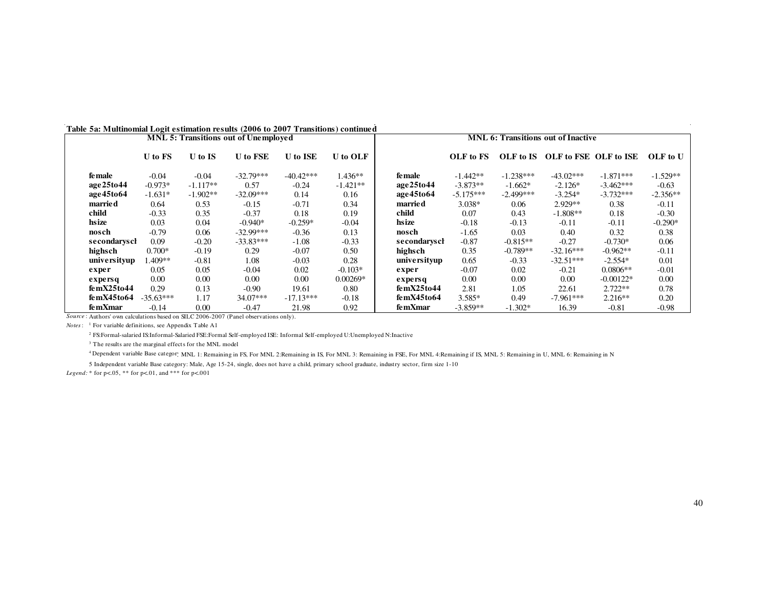**Table 5a: Multinomial Logit estimation results (2006 to 2007 Transitions) continued**

| | MNL 5: Transitions out of Unemployed | | | | | | MNL 6: Transitions out of Inactive | | | | |
|---|---|---|---|---|---|---|---|---|---|---|---|
| | U to FS | U to IS | U to FSE | U to ISE | U to OLF | | OLF to FS | OLF to IS | OLF to FSE | OLF to ISE | OLF to U |
| **female** | -0.04 | -0.04 | -32.79*** | -40.42*** | 1.436** | **female** | -1.442** | -1.238*** | -43.02*** | -1.871*** | -1.529** |
| **age25to44** | -0.973* | -1.117** | 0.57 | -0.24 | -1.421** | **age25to44** | -3.873** | -1.662* | -2.126* | -3.462*** | -0.63 |
| **age45to64** | -1.631* | -1.902** | -32.09*** | 0.14 | 0.16 | **age45to64** | -5.175*** | -2.499*** | -3.254* | -3.732*** | -2.356** |
| **married** | 0.64 | 0.53 | -0.15 | -0.71 | 0.34 | **married** | 3.038* | 0.06 | 2.929** | 0.38 | -0.11 |
| **child** | -0.33 | 0.35 | -0.37 | 0.18 | 0.19 | **child** | 0.07 | 0.43 | -1.808** | 0.18 | -0.30 |
| **hsize** | 0.03 | 0.04 | -0.940* | -0.259* | -0.04 | **hsize** | -0.18 | -0.13 | -0.11 | -0.11 | -0.290* |
| **nosch** | -0.79 | 0.06 | -32.99*** | -0.36 | 0.13 | **nosch** | -1.65 | 0.03 | 0.40 | 0.32 | 0.38 |
| **secondarysch** | 0.09 | -0.20 | -33.83*** | -1.08 | -0.33 | **secondarysch** | -0.87 | -0.815** | -0.27 | -0.730* | 0.06 |
| **highsch** | 0.700* | -0.19 | 0.29 | -0.07 | 0.50 | **highsch** | 0.35 | -0.789** | -32.16*** | -0.962** | -0.11 |
| **universityup** | 1.409** | -0.81 | 1.08 | -0.03 | 0.28 | **universityup** | 0.65 | -0.33 | -32.51*** | -2.554* | 0.01 |
| **exper** | 0.05 | 0.05 | -0.04 | 0.02 | -0.103* | **exper** | -0.07 | 0.02 | -0.21 | 0.0806** | -0.01 |
| **expersq** | 0.00 | 0.00 | 0.00 | 0.00 | 0.00269* | **expersq** | 0.00 | 0.00 | 0.00 | -0.00122* | 0.00 |
| **femX25to44** | 0.29 | 0.13 | -0.90 | 19.61 | 0.80 | **femX25to44** | 2.81 | 1.05 | 22.61 | 2.722** | 0.78 |
| **femX45to64** | -35.63*** | 1.17 | 34.07*** | -17.13*** | -0.18 | **femX45to64** | 3.585* | 0.49 | -7.961*** | 2.216** | 0.20 |
| **femXmar** | -0.14 | 0.00 | -0.47 | 21.98 | 0.92 | **femXmar** | -3.859** | -1.302* | 16.39 | -0.81 | -0.98 |

*Source*: Authors' own calculations based on SILC 2006-2007 (Panel observations only).

*Notes*: [1] For variable definitions, see Appendix Table A1

[2] FS:Formal-salaried IS:Informal-Salaried FSE:Formal Self-employed ISE: Informal Self-employed U:Unemployed N:Inactive

[3] The results are the marginal effects for the MNL model

[4] Dependent variable Base category: MNL 1: Remaining in FS, For MNL 2:Remaining in IS, For MNL 3: Remaining in FSE, For MNL 4:Remaining if IS, MNL 5: Remaining in U, MNL 6: Remaining in N

5 Independent variable Base category: Male, Age 15-24, single, does not have a child, primary school graduate, industry sector, firm size 1-10

*Legend*: * for p<.05, ** for p<.01, and *** for p<.001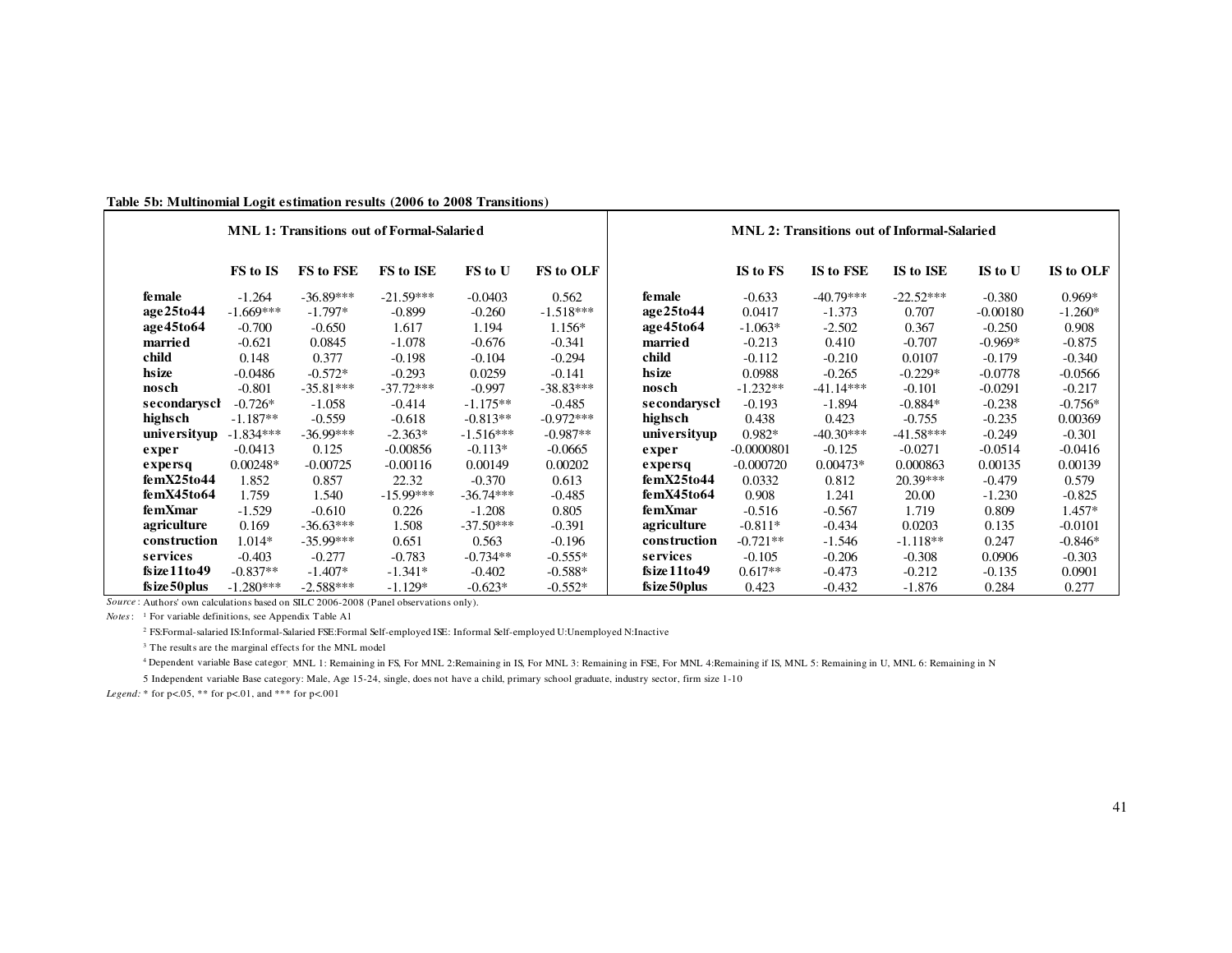**Table 5b: Multinomial Logit estimation results (2006 to 2008 Transitions)**

| | MNL 1: Transitions out of Formal-Salaried | | | | | | MNL 2: Transitions out of Informal-Salaried | | | | |
|---|---|---|---|---|---|---|---|---|---|---|---|
| | FS to IS | FS to FSE | FS to ISE | FS to U | FS to OLF | | IS to FS | IS to FSE | IS to ISE | IS to U | IS to OLF |
| female | -1.264 | -36.89*** | -21.59*** | -0.0403 | 0.562 | female | -0.633 | -40.79*** | -22.52*** | -0.380 | 0.969* |
| age25to44 | -1.669*** | -1.797* | -0.899 | -0.260 | -1.518*** | age25to44 | 0.0417 | -1.373 | 0.707 | -0.00180 | -1.260* |
| age45to64 | -0.700 | -0.650 | 1.617 | 1.194 | 1.156* | age45to64 | -1.063* | -2.502 | 0.367 | -0.250 | 0.908 |
| married | -0.621 | 0.0845 | -1.078 | -0.676 | -0.341 | married | -0.213 | 0.410 | -0.707 | -0.969* | -0.875 |
| child | 0.148 | 0.377 | -0.198 | -0.104 | -0.294 | child | -0.112 | -0.210 | 0.0107 | -0.179 | -0.340 |
| hsize | -0.0486 | -0.572* | -0.293 | 0.0259 | -0.141 | hsize | 0.0988 | -0.265 | -0.229* | -0.0778 | -0.0566 |
| nosch | -0.801 | -35.81*** | -37.72*** | -0.997 | -38.83*** | nosch | -1.232** | -41.14*** | -0.101 | -0.0291 | -0.217 |
| secondarysch | -0.726* | -1.058 | -0.414 | -1.175** | -0.485 | secondarysch | -0.193 | -1.894 | -0.884* | -0.238 | -0.756* |
| highsch | -1.187** | -0.559 | -0.618 | -0.813** | -0.972*** | highsch | 0.438 | 0.423 | -0.755 | -0.235 | 0.00369 |
| universityup | -1.834*** | -36.99*** | -2.363* | -1.516*** | -0.987** | universityup | 0.982* | -40.30*** | -41.58*** | -0.249 | -0.301 |
| exper | -0.0413 | 0.125 | -0.00856 | -0.113* | -0.0665 | exper | -0.0000801 | -0.125 | -0.0271 | -0.0514 | -0.0416 |
| expersq | 0.00248* | -0.00725 | -0.00116 | 0.00149 | 0.00202 | expersq | -0.000720 | 0.00473* | 0.000863 | 0.00135 | 0.00139 |
| femX25to44 | 1.852 | 0.857 | 22.32 | -0.370 | 0.613 | femX25to44 | 0.0332 | 0.812 | 20.39*** | -0.479 | 0.579 |
| femX45to64 | 1.759 | 1.540 | -15.99*** | -36.74*** | -0.485 | femX45to64 | 0.908 | 1.241 | 20.00 | -1.230 | -0.825 |
| femXmar | -1.529 | -0.610 | 0.226 | -1.208 | 0.805 | femXmar | -0.516 | -0.567 | 1.719 | 0.809 | 1.457* |
| agriculture | 0.169 | -36.63*** | 1.508 | -37.50*** | -0.391 | agriculture | -0.811* | -0.434 | 0.0203 | 0.135 | -0.0101 |
| construction | 1.014* | -35.99*** | 0.651 | 0.563 | -0.196 | construction | -0.721** | -1.546 | -1.118** | 0.247 | -0.846* |
| services | -0.403 | -0.277 | -0.783 | -0.734** | -0.555* | services | -0.105 | -0.206 | -0.308 | 0.0906 | -0.303 |
| fsize11to49 | -0.837** | -1.407* | -1.341* | -0.402 | -0.588* | fsize11to49 | 0.617** | -0.473 | -0.212 | -0.135 | 0.0901 |
| fsize50plus | -1.280*** | -2.588*** | -1.129* | -0.623* | -0.552* | fsize50plus | 0.423 | -0.432 | -1.876 | 0.284 | 0.277 |

*Source*: Authors' own calculations based on SILC 2006-2008 (Panel observations only).

*Notes*: [1] For variable definitions, see Appendix Table A1

[2] FS:Formal-salaried IS:Informal-Salaried FSE:Formal Self-employed ISE: Informal Self-employed U:Unemployed N:Inactive

[3] The results are the marginal effects for the MNL model

[4] Dependent variable Base category: MNL 1: Remaining in FS, For MNL 2:Remaining in IS, For MNL 3: Remaining in FSE, For MNL 4:Remaining if IS, MNL 5: Remaining in U, MNL 6: Remaining in N

5 Independent variable Base category: Male, Age 15-24, single, does not have a child, primary school graduate, industry sector, firm size 1-10

*Legend*: * for p<.05, ** for p<.01, and *** for p<.001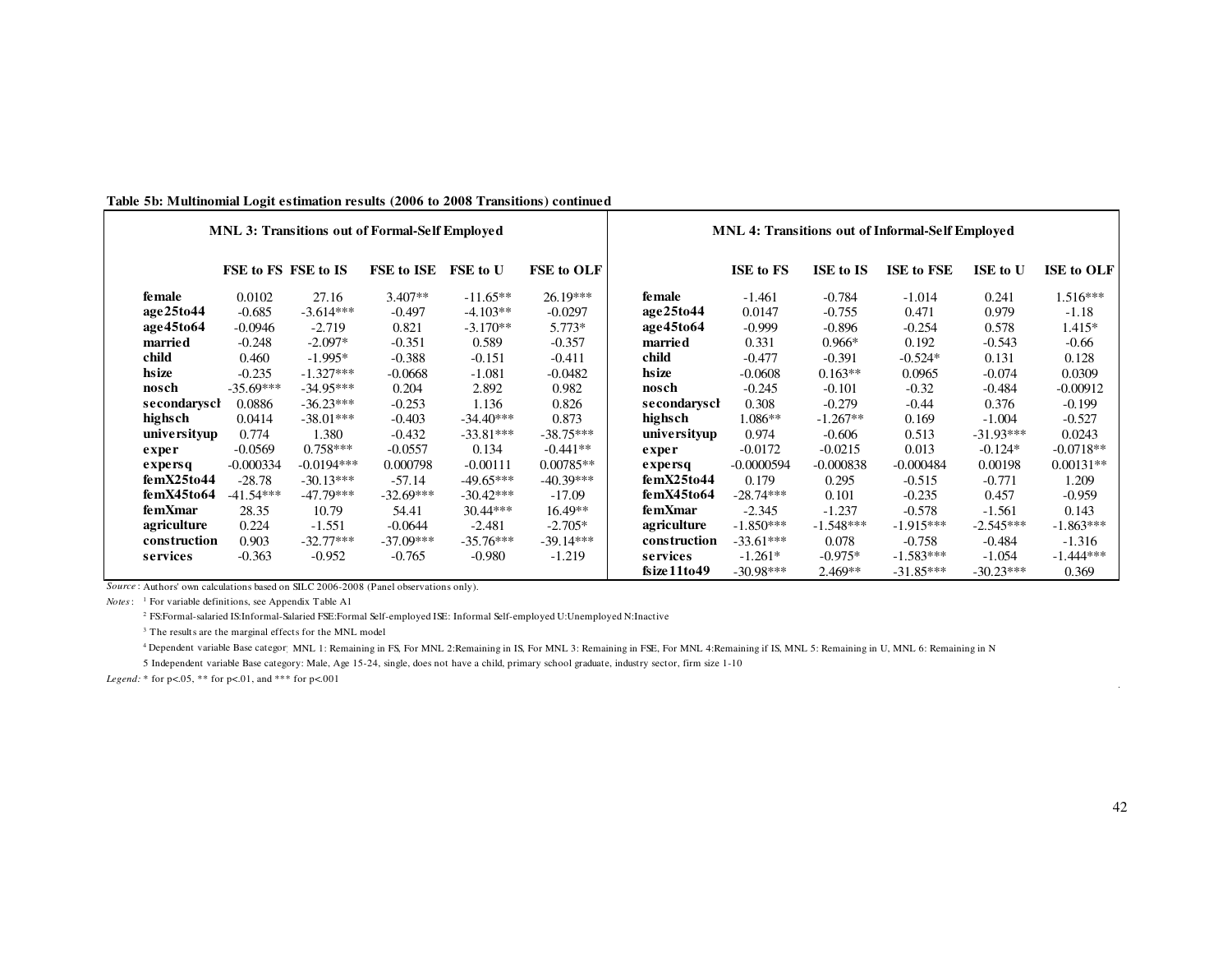**Table 5b: Multinomial Logit estimation results (2006 to 2008 Transitions) continued**

| MNL 3: Transitions out of Formal-Self Employed | | | | | | MNL 4: Transitions out of Informal-Self Employed | | | | | |
|---|---|---|---|---|---|---|---|---|---|---|---|
| | FSE to FS | FSE to IS | FSE to ISE | FSE to U | FSE to OLF | | ISE to FS | ISE to IS | ISE to FSE | ISE to U | ISE to OLF |
| female | 0.0102 | 27.16 | 3.407** | -11.65** | 26.19*** | female | -1.461 | -0.784 | -1.014 | 0.241 | 1.516*** |
| age25to44 | -0.685 | -3.614*** | -0.497 | -4.103** | -0.0297 | age25to44 | 0.0147 | -0.755 | 0.471 | 0.979 | -1.18 |
| age45to64 | -0.0946 | -2.719 | 0.821 | -3.170** | 5.773* | age45to64 | -0.999 | -0.896 | -0.254 | 0.578 | 1.415* |
| married | -0.248 | -2.097* | -0.351 | 0.589 | -0.357 | married | 0.331 | 0.966* | 0.192 | -0.543 | -0.66 |
| child | 0.460 | -1.995* | -0.388 | -0.151 | -0.411 | child | -0.477 | -0.391 | -0.524* | 0.131 | 0.128 |
| hsize | -0.235 | -1.327*** | -0.0668 | -1.081 | -0.0482 | hsize | -0.0608 | 0.163** | 0.0965 | -0.074 | 0.0309 |
| nosch | -35.69*** | -34.95*** | 0.204 | 2.892 | 0.982 | nosch | -0.245 | -0.101 | -0.32 | -0.484 | -0.00912 |
| secondarysch | 0.0886 | -36.23*** | -0.253 | 1.136 | 0.826 | secondarysch | 0.308 | -0.279 | -0.44 | 0.376 | -0.199 |
| highsch | 0.0414 | -38.01*** | -0.403 | -34.40*** | 0.873 | highsch | 1.086** | -1.267** | 0.169 | -1.004 | -0.527 |
| universityup | 0.774 | 1.380 | -0.432 | -33.81*** | -38.75*** | universityup | 0.974 | -0.606 | 0.513 | -31.93*** | 0.0243 |
| exper | -0.0569 | 0.758*** | -0.0557 | 0.134 | -0.441** | exper | -0.0172 | -0.0215 | 0.013 | -0.124* | -0.0718** |
| expersq | -0.000334 | -0.0194*** | 0.000798 | -0.00111 | 0.00785** | expersq | -0.0000594 | -0.000838 | -0.000484 | 0.00198 | 0.00131** |
| femX25to44 | -28.78 | -30.13*** | -57.14 | -49.65*** | -40.39*** | femX25to44 | 0.179 | 0.295 | -0.515 | -0.771 | 1.209 |
| femX45to64 | -41.54*** | -47.79*** | -32.69*** | -30.42*** | -17.09 | femX45to64 | -28.74*** | 0.101 | -0.235 | 0.457 | -0.959 |
| femXmar | 28.35 | 10.79 | 54.41 | 30.44*** | 16.49** | femXmar | -2.345 | -1.237 | -0.578 | -1.561 | 0.143 |
| agriculture | 0.224 | -1.551 | -0.0644 | -2.481 | -2.705* | agriculture | -1.850*** | -1.548*** | -1.915*** | -2.545*** | -1.863*** |
| construction | 0.903 | -32.77*** | -37.09*** | -35.76*** | -39.14*** | construction | -33.61*** | 0.078 | -0.758 | -0.484 | -1.316 |
| services | -0.363 | -0.952 | -0.765 | -0.980 | -1.219 | services | -1.261* | -0.975* | -1.583*** | -1.054 | -1.444*** |
| | | | | | | fsize11to49 | -30.98*** | 2.469** | -31.85*** | -30.23*** | 0.369 |

*Source*: Authors' own calculations based on SILC 2006-2008 (Panel observations only).

*Notes*: [1] For variable definitions, see Appendix Table A1

[2] FS:Formal-salaried IS:Informal-Salaried FSE:Formal Self-employed ISE: Informal Self-employed U:Unemployed N:Inactive

[3] The results are the marginal effects for the MNL model

[4] Dependent variable Base category: MNL 1: Remaining in FS, For MNL 2:Remaining in IS, For MNL 3: Remaining in FSE, For MNL 4:Remaining if IS, MNL 5: Remaining in U, MNL 6: Remaining in N

5 Independent variable Base category: Male, Age 15-24, single, does not have a child, primary school graduate, industry sector, firm size 1-10

*Legend*: * for p<.05, ** for p<.01, and *** for p<.001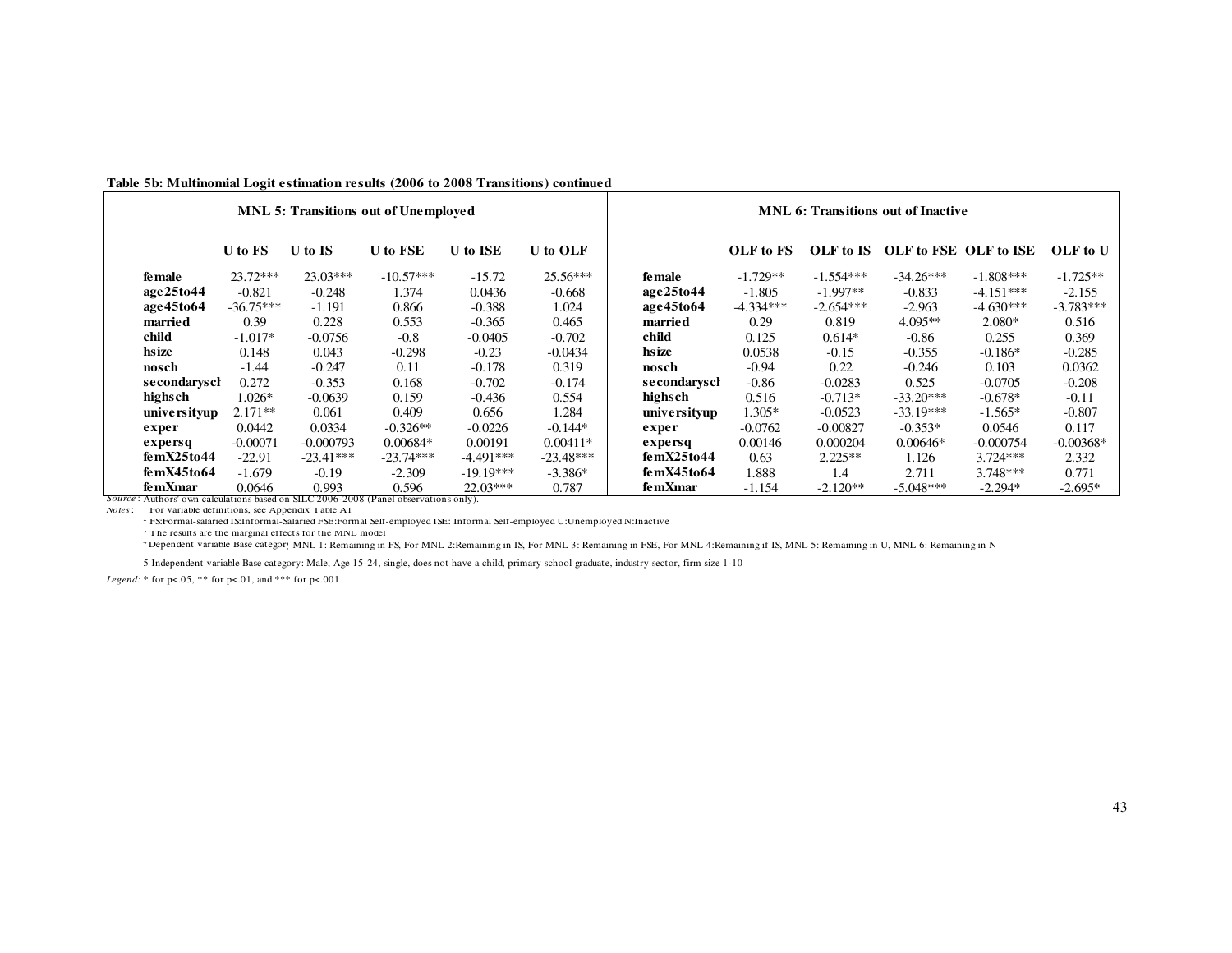**Table 5b: Multinomial Logit estimation results (2006 to 2008 Transitions) continued**

| | MNL 5: Transitions out of Unemployed | | | | | | MNL 6: Transitions out of Inactive | | | | |
|---|---|---|---|---|---|---|---|---|---|---|---|
| | U to FS | U to IS | U to FSE | U to ISE | U to OLF | | OLF to FS | OLF to IS | OLF to FSE | OLF to ISE | OLF to U |
| female | 23.72*** | 23.03*** | -10.57*** | -15.72 | 25.56*** | female | -1.729** | -1.554*** | -34.26*** | -1.808*** | -1.725** |
| age25to44 | -0.821 | -0.248 | 1.374 | 0.0436 | -0.668 | age25to44 | -1.805 | -1.997** | -0.833 | -4.151*** | -2.155 |
| age45to64 | -36.75*** | -1.191 | 0.866 | -0.388 | 1.024 | age45to64 | -4.334*** | -2.654*** | -2.963 | -4.630*** | -3.783*** |
| married | 0.39 | 0.228 | 0.553 | -0.365 | 0.465 | married | 0.29 | 0.819 | 4.095** | 2.080* | 0.516 |
| child | -1.017* | -0.0756 | -0.8 | -0.0405 | -0.702 | child | 0.125 | 0.614* | -0.86 | 0.255 | 0.369 |
| hsize | 0.148 | 0.043 | -0.298 | -0.23 | -0.0434 | hsize | 0.0538 | -0.15 | -0.355 | -0.186* | -0.285 |
| nosch | -1.44 | -0.247 | 0.11 | -0.178 | 0.319 | nosch | -0.94 | 0.22 | -0.246 | 0.103 | 0.0362 |
| secondarysch | 0.272 | -0.353 | 0.168 | -0.702 | -0.174 | secondarysch | -0.86 | -0.0283 | 0.525 | -0.0705 | -0.208 |
| highsch | 1.026* | -0.0639 | 0.159 | -0.436 | 0.554 | highsch | 0.516 | -0.713* | -33.20*** | -0.678* | -0.11 |
| universityup | 2.171** | 0.061 | 0.409 | 0.656 | 1.284 | universityup | 1.305* | -0.0523 | -33.19*** | -1.565* | -0.807 |
| exper | 0.0442 | 0.0334 | -0.326** | -0.0226 | -0.144* | exper | -0.0762 | -0.00827 | -0.353* | 0.0546 | 0.117 |
| expersq | -0.00071 | -0.000793 | 0.00684* | 0.00191 | 0.00411* | expersq | 0.00146 | 0.000204 | 0.00646* | -0.000754 | -0.00368* |
| femX25to44 | -22.91 | -23.41*** | -23.74*** | -4.491*** | -23.48*** | femX25to44 | 0.63 | 2.225** | 1.126 | 3.724*** | 2.332 |
| femX45to64 | -1.679 | -0.19 | -2.309 | -19.19*** | -3.386* | femX45to64 | 1.888 | 1.4 | 2.711 | 3.748*** | 0.771 |
| femXmar | 0.0646 | 0.993 | 0.596 | 22.03*** | 0.787 | femXmar | -1.154 | -2.120** | -5.048*** | -2.294* | -2.695* |

*Source*: Authors' own calculations based on SILC 2006-2008 (Panel observations only).

*Notes*: 1 For variable definitions, see Appendix Table A1

2 FS:Formal-salaried IS:Informal-Salaried FSE:Formal Self-employed ISE: Informal Self-employed U:Unemployed N:Inactive

3 The results are the marginal effects for the MNL model

4 Dependent variable Base category MNL 1: Remaining in FS, For MNL 2:Remaining in IS, For MNL 3: Remaining in FSE, For MNL 4:Remaining in IS, MNL 5: Remaining in U, MNL 6: Remaining in N

5 Independent variable Base category: Male, Age 15-24, single, does not have a child, primary school graduate, industry sector, firm size 1-10

*Legend*: * for p<.05, ** for p<.01, and *** for p<.001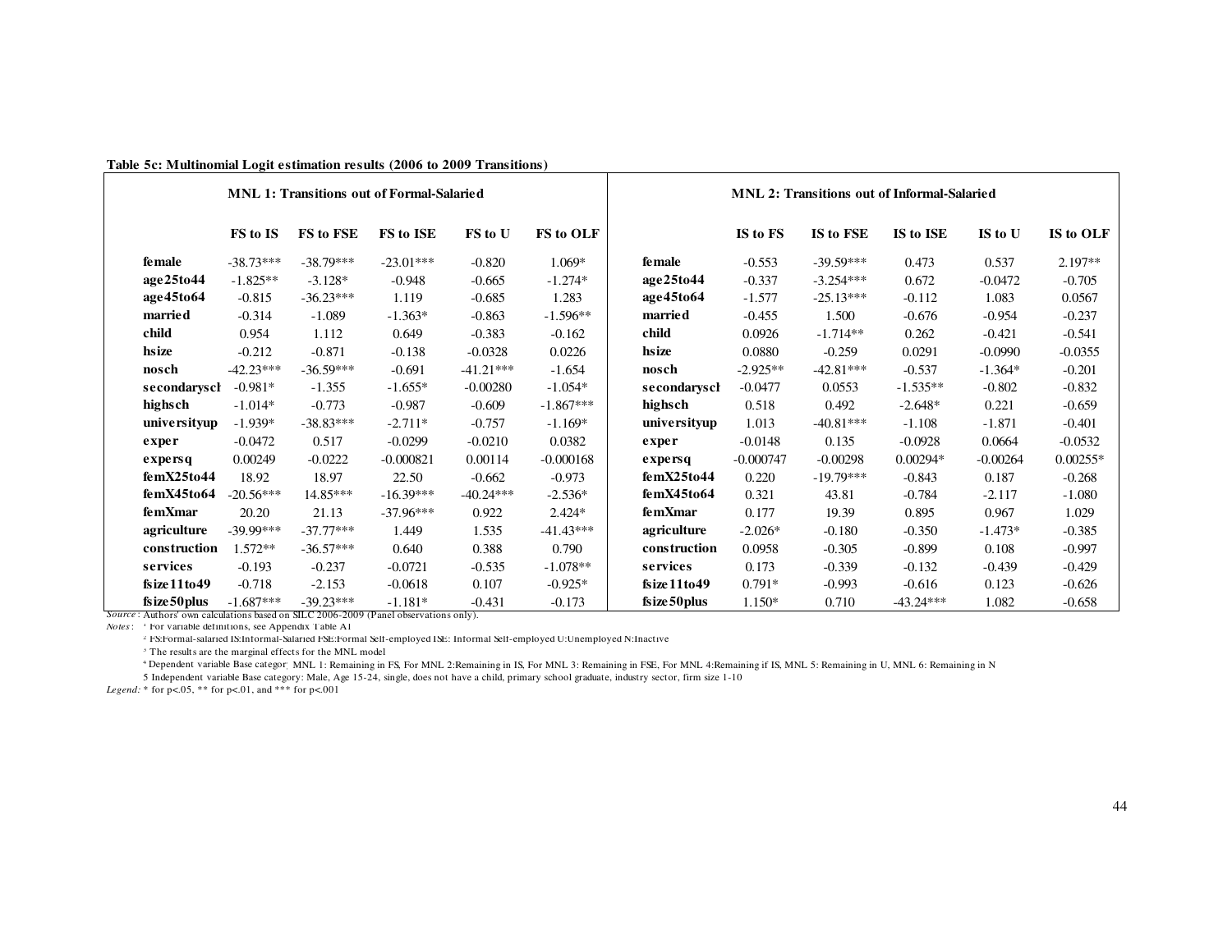**Table 5c: Multinomial Logit estimation results (2006 to 2009 Transitions)**

| | MNL 1: Transitions out of Formal-Salaried | | | | | | MNL 2: Transitions out of Informal-Salaried | | | | |
|---|---|---|---|---|---|---|---|---|---|---|---|
| | FS to IS | FS to FSE | FS to ISE | FS to U | FS to OLF | | IS to FS | IS to FSE | IS to ISE | IS to U | IS to OLF |
| **female** | -38.73*** | -38.79*** | -23.01*** | -0.820 | 1.069* | **female** | -0.553 | -39.59*** | 0.473 | 0.537 | 2.197** |
| **age25to44** | -1.825** | -3.128* | -0.948 | -0.665 | -1.274* | **age25to44** | -0.337 | -3.254*** | 0.672 | -0.0472 | -0.705 |
| **age45to64** | -0.815 | -36.23*** | 1.119 | -0.685 | 1.283 | **age45to64** | -1.577 | -25.13*** | -0.112 | 1.083 | 0.0567 |
| **married** | -0.314 | -1.089 | -1.363* | -0.863 | -1.596** | **married** | -0.455 | 1.500 | -0.676 | -0.954 | -0.237 |
| **child** | 0.954 | 1.112 | 0.649 | -0.383 | -0.162 | **child** | 0.0926 | -1.714** | 0.262 | -0.421 | -0.541 |
| **hsize** | -0.212 | -0.871 | -0.138 | -0.0328 | 0.0226 | **hsize** | 0.0880 | -0.259 | 0.0291 | -0.0990 | -0.0355 |
| **nosch** | -42.23*** | -36.59*** | -0.691 | -41.21*** | -1.654 | **nosch** | -2.925** | -42.81*** | -0.537 | -1.364* | -0.201 |
| **secondarysch** | -0.981* | -1.355 | -1.655* | -0.00280 | -1.054* | **secondarysch** | -0.0477 | 0.0553 | -1.535** | -0.802 | -0.832 |
| **highsch** | -1.014* | -0.773 | -0.987 | -0.609 | -1.867*** | **highsch** | 0.518 | 0.492 | -2.648* | 0.221 | -0.659 |
| **universityup** | -1.939* | -38.83*** | -2.711* | -0.757 | -1.169* | **universityup** | 1.013 | -40.81*** | -1.108 | -1.871 | -0.401 |
| **exper** | -0.0472 | 0.517 | -0.0299 | -0.0210 | 0.0382 | **exper** | -0.0148 | 0.135 | -0.0928 | 0.0664 | -0.0532 |
| **expersq** | 0.00249 | -0.0222 | -0.000821 | 0.00114 | -0.000168 | **expersq** | -0.000747 | -0.00298 | 0.00294* | -0.00264 | 0.00255* |
| **femX25to44** | 18.92 | 18.97 | 22.50 | -0.662 | -0.973 | **femX25to44** | 0.220 | -19.79*** | -0.843 | 0.187 | -0.268 |
| **femX45to64** | -20.56*** | 14.85*** | -16.39*** | -40.24*** | -2.536* | **femX45to64** | 0.321 | 43.81 | -0.784 | -2.117 | -1.080 |
| **femXmar** | 20.20 | 21.13 | -37.96*** | 0.922 | 2.424* | **femXmar** | 0.177 | 19.39 | 0.895 | 0.967 | 1.029 |
| **agriculture** | -39.99*** | -37.77*** | 1.449 | 1.535 | -41.43*** | **agriculture** | -2.026* | -0.180 | -0.350 | -1.473* | -0.385 |
| **construction** | 1.572** | -36.57*** | 0.640 | 0.388 | 0.790 | **construction** | 0.0958 | -0.305 | -0.899 | 0.108 | -0.997 |
| **services** | -0.193 | -0.237 | -0.0721 | -0.535 | -1.078** | **services** | 0.173 | -0.339 | -0.132 | -0.439 | -0.429 |
| **fsize11to49** | -0.718 | -2.153 | -0.0618 | 0.107 | -0.925* | **fsize11to49** | 0.791* | -0.993 | -0.616 | 0.123 | -0.626 |
| **fsize50plus** | -1.687*** | -39.23*** | -1.181* | -0.431 | -0.173 | **fsize50plus** | 1.150* | 0.710 | -43.24*** | 1.082 | -0.658 |

*Source*: Authors' own calculations based on SILC 2006-2009 (Panel observations only).

*Notes*: [1] For variable definitions, see Appendix Table A1

[2] FS:Formal-salaried IS:Informal-Salaried FSE:Formal Self-employed ISE: Informal Self-employed U:Unemployed N:Inactive

[3] The results are the marginal effects for the MNL model

[4] Dependent variable Base category: MNL 1: Remaining in FS, For MNL 2:Remaining in IS, For MNL 3: Remaining in FSE, For MNL 4:Remaining if IS, MNL 5: Remaining in U, MNL 6: Remaining in N

5 Independent variable Base category: Male, Age 15-24, single, does not have a child, primary school graduate, industry sector, firm size 1-10

*Legend*: * for p<.05, ** for p<.01, and *** for p<.001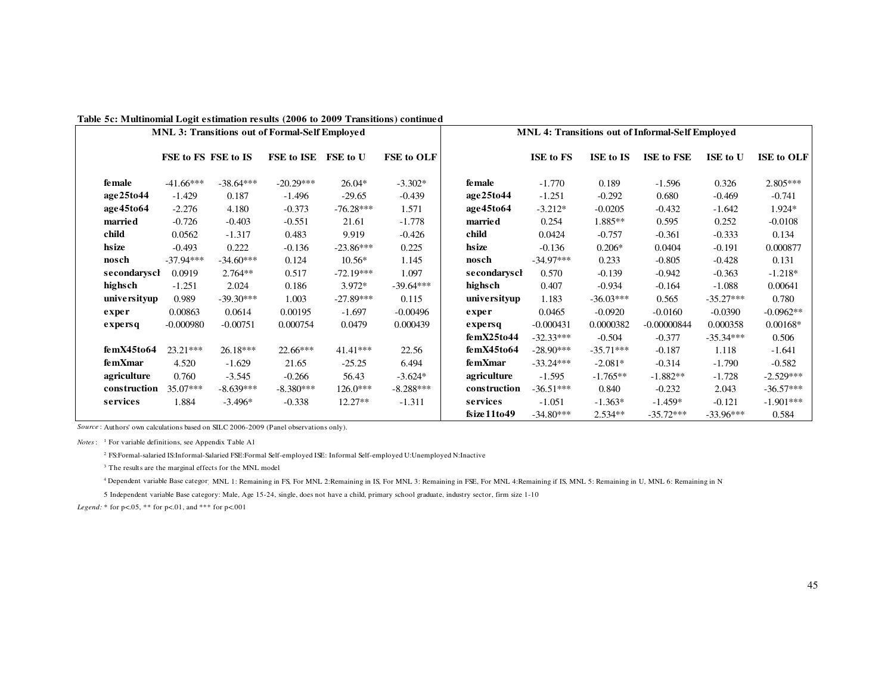**Table 5c: Multinomial Logit estimation results (2006 to 2009 Transitions) continued**

| MNL 3: Transitions out of Formal-Self Employed | | | | | | MNL 4: Transitions out of Informal-Self Employed | | | | | |
|---|---|---|---|---|---|---|---|---|---|---|---|
| | FSE to FS | FSE to IS | FSE to ISE | FSE to U | FSE to OLF | | ISE to FS | ISE to IS | ISE to FSE | ISE to U | ISE to OLF |
| **female** | -41.66*** | -38.64*** | -20.29*** | 26.04* | -3.302* | **female** | -1.770 | 0.189 | -1.596 | 0.326 | 2.805*** |
| **age25to44** | -1.429 | 0.187 | -1.496 | -29.65 | -0.439 | **age25to44** | -1.251 | -0.292 | 0.680 | -0.469 | -0.741 |
| **age45to64** | -2.276 | 4.180 | -0.373 | -76.28*** | 1.571 | **age45to64** | -3.212* | -0.0205 | -0.432 | -1.642 | 1.924* |
| **married** | -0.726 | -0.403 | -0.551 | 21.61 | -1.778 | **married** | 0.254 | 1.885** | 0.595 | 0.252 | -0.0108 |
| **child** | 0.0562 | -1.317 | 0.483 | 9.919 | -0.426 | **child** | 0.0424 | -0.757 | -0.361 | -0.333 | 0.134 |
| **hsize** | -0.493 | 0.222 | -0.136 | -23.86*** | 0.225 | **hsize** | -0.136 | 0.206* | 0.0404 | -0.191 | 0.000877 |
| **nosch** | -37.94*** | -34.60*** | 0.124 | 10.56* | 1.145 | **nosch** | -34.97*** | 0.233 | -0.805 | -0.428 | 0.131 |
| **secondarysch** | 0.0919 | 2.764** | 0.517 | -72.19*** | 1.097 | **secondarysch** | 0.570 | -0.139 | -0.942 | -0.363 | -1.218* |
| **highsch** | -1.251 | 2.024 | 0.186 | 3.972* | -39.64*** | **highsch** | 0.407 | -0.934 | -0.164 | -1.088 | 0.00641 |
| **universityup** | 0.989 | -39.30*** | 1.003 | -27.89*** | 0.115 | **universityup** | 1.183 | -36.03*** | 0.565 | -35.27*** | 0.780 |
| **exper** | 0.00863 | 0.0614 | 0.00195 | -1.697 | -0.00496 | **exper** | 0.0465 | -0.0920 | -0.0160 | -0.0390 | -0.0962** |
| **expersq** | -0.000980 | -0.00751 | 0.000754 | 0.0479 | 0.000439 | **expersq** | -0.000431 | 0.0000382 | -0.00000844 | 0.000358 | 0.00168* |
| | | | | | | **femX25to44** | -32.33*** | -0.504 | -0.377 | -35.34*** | 0.506 |
| **femX45to64** | 23.21*** | 26.18*** | 22.66*** | 41.41*** | 22.56 | **femX45to64** | -28.90*** | -35.71*** | -0.187 | 1.118 | -1.641 |
| **femXmar** | 4.520 | -1.629 | 21.65 | -25.25 | 6.494 | **femXmar** | -33.24*** | -2.081* | -0.314 | -1.790 | -0.582 |
| **agriculture** | 0.760 | -3.545 | -0.266 | 56.43 | -3.624* | **agriculture** | -1.595 | -1.765** | -1.882** | -1.728 | -2.529*** |
| **construction** | 35.07*** | -8.639*** | -8.380*** | 126.0*** | -8.288*** | **construction** | -36.51*** | 0.840 | -0.232 | 2.043 | -36.57*** |
| **services** | 1.884 | -3.496* | -0.338 | 12.27** | -1.311 | **services** | -1.051 | -1.363* | -1.459* | -0.121 | -1.901*** |
| | | | | | | **fsize11to49** | -34.80*** | 2.534** | -35.72*** | -33.96*** | 0.584 |

*Source* : Authors' own calculations based on SILC 2006-2009 (Panel observations only).

*Notes* : [1] For variable definitions, see Appendix Table A1

[2] FS:Formal-salaried IS:Informal-Salaried FSE:Formal Self-employed ISE: Informal Self-employed U:Unemployed N:Inactive

[3] The results are the marginal effects for the MNL model

[4] Dependent variable Base category: MNL 1: Remaining in FS, For MNL 2:Remaining in IS, For MNL 3: Remaining in FSE, For MNL 4:Remaining if IS, MNL 5: Remaining in U, MNL 6: Remaining in N

5 Independent variable Base category: Male, Age 15-24, single, does not have a child, primary school graduate, industry sector, firm size 1-10

*Legend:* * for p<.05, ** for p<.01, and *** for p<.001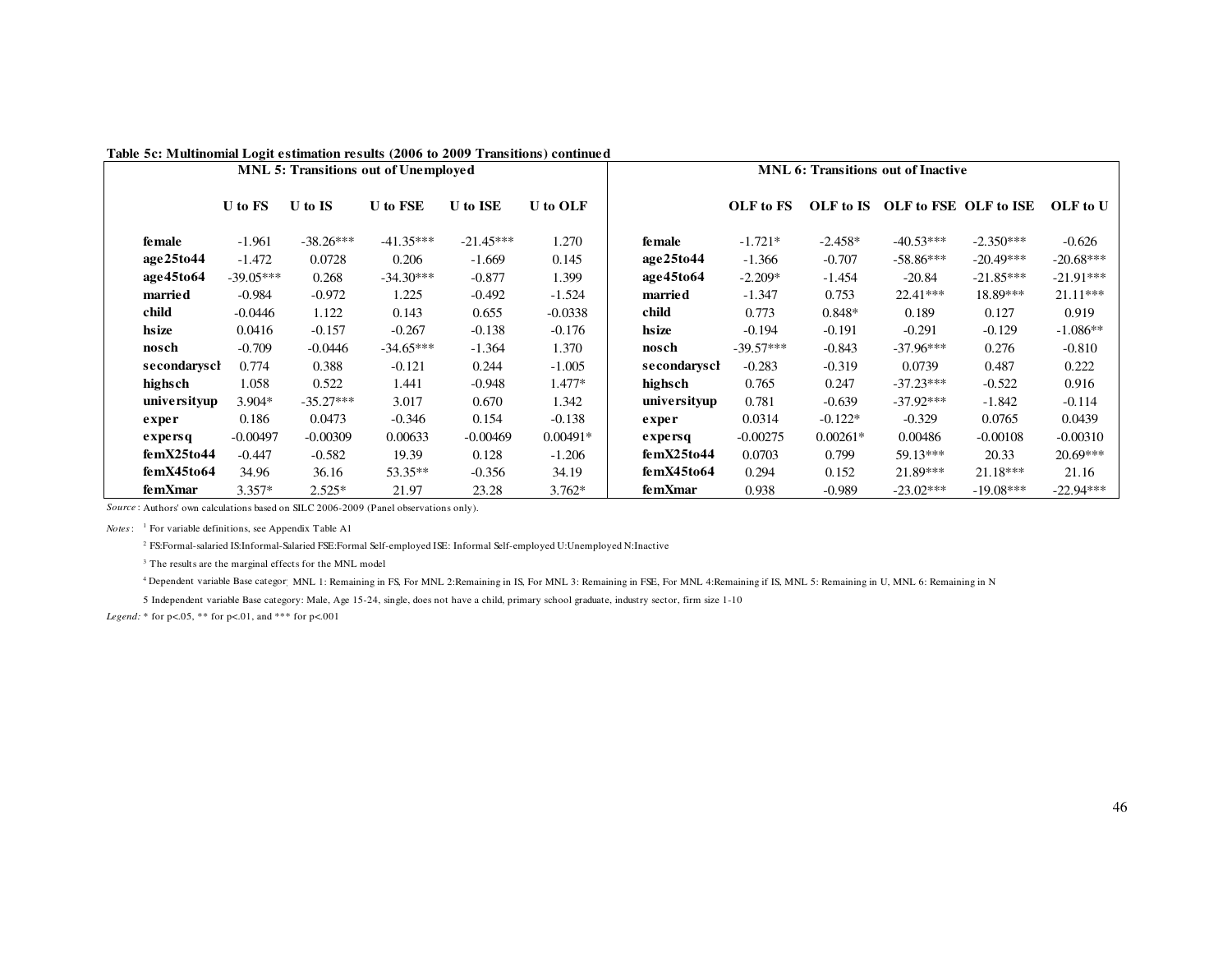**Table 5c: Multinomial Logit estimation results (2006 to 2009 Transitions) continued**

| | MNL 5: Transitions out of Unemployed | | | | | | MNL 6: Transitions out of Inactive | | | | |
|---|---|---|---|---|---|---|---|---|---|---|---|
| | U to FS | U to IS | U to FSE | U to ISE | U to OLF | | OLF to FS | OLF to IS | OLF to FSE | OLF to ISE | OLF to U |
| **female** | -1.961 | -38.26*** | -41.35*** | -21.45*** | 1.270 | **female** | -1.721* | -2.458* | -40.53*** | -2.350*** | -0.626 |
| **age25to44** | -1.472 | 0.0728 | 0.206 | -1.669 | 0.145 | **age25to44** | -1.366 | -0.707 | -58.86*** | -20.49*** | -20.68*** |
| **age45to64** | -39.05*** | 0.268 | -34.30*** | -0.877 | 1.399 | **age45to64** | -2.209* | -1.454 | -20.84 | -21.85*** | -21.91*** |
| **married** | -0.984 | -0.972 | 1.225 | -0.492 | -1.524 | **married** | -1.347 | 0.753 | 22.41*** | 18.89*** | 21.11*** |
| **child** | -0.0446 | 1.122 | 0.143 | 0.655 | -0.0338 | **child** | 0.773 | 0.848* | 0.189 | 0.127 | 0.919 |
| **hsize** | 0.0416 | -0.157 | -0.267 | -0.138 | -0.176 | **hsize** | -0.194 | -0.191 | -0.291 | -0.129 | -1.086** |
| **nosch** | -0.709 | -0.0446 | -34.65*** | -1.364 | 1.370 | **nosch** | -39.57*** | -0.843 | -37.96*** | 0.276 | -0.810 |
| **secondarysch** | 0.774 | 0.388 | -0.121 | 0.244 | -1.005 | **secondarysch** | -0.283 | -0.319 | 0.0739 | 0.487 | 0.222 |
| **highsch** | 1.058 | 0.522 | 1.441 | -0.948 | 1.477* | **highsch** | 0.765 | 0.247 | -37.23*** | -0.522 | 0.916 |
| **universityup** | 3.904* | -35.27*** | 3.017 | 0.670 | 1.342 | **universityup** | 0.781 | -0.639 | -37.92*** | -1.842 | -0.114 |
| **exper** | 0.186 | 0.0473 | -0.346 | 0.154 | -0.138 | **exper** | 0.0314 | -0.122* | -0.329 | 0.0765 | 0.0439 |
| **expersq** | -0.00497 | -0.00309 | 0.00633 | -0.00469 | 0.00491* | **expersq** | -0.00275 | 0.00261* | 0.00486 | -0.00108 | -0.00310 |
| **femX25to44** | -0.447 | -0.582 | 19.39 | 0.128 | -1.206 | **femX25to44** | 0.0703 | 0.799 | 59.13*** | 20.33 | 20.69*** |
| **femX45to64** | 34.96 | 36.16 | 53.35** | -0.356 | 34.19 | **femX45to64** | 0.294 | 0.152 | 21.89*** | 21.18*** | 21.16 |
| **femXmar** | 3.357* | 2.525* | 21.97 | 23.28 | 3.762* | **femXmar** | 0.938 | -0.989 | -23.02*** | -19.08*** | -22.94*** |

*Source*: Authors' own calculations based on SILC 2006-2009 (Panel observations only).

*Notes*: [1] For variable definitions, see Appendix Table A1

[2] FS:Formal-salaried IS:Informal-Salaried FSE:Formal Self-employed ISE: Informal Self-employed U:Unemployed N:Inactive

[3] The results are the marginal effects for the MNL model

[4] Dependent variable Base category: MNL 1: Remaining in FS, For MNL 2:Remaining in IS, For MNL 3: Remaining in FSE, For MNL 4:Remaining if IS, MNL 5: Remaining in U, MNL 6: Remaining in N

5 Independent variable Base category: Male, Age 15-24, single, does not have a child, primary school graduate, industry sector, firm size 1-10

*Legend*: * for p<.05, ** for p<.01, and *** for p<.001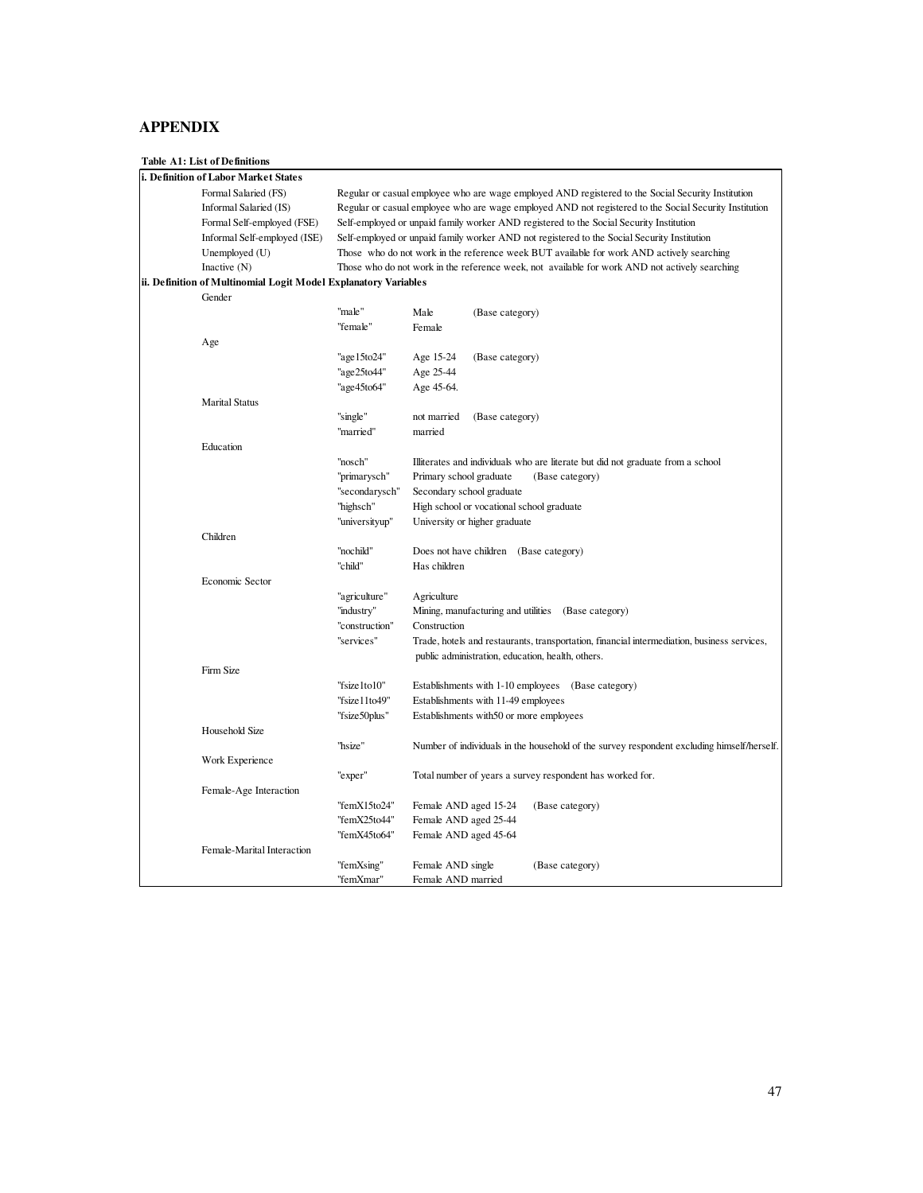# APPENDIX

**Table A1: List of Definitions**

| | | |
|---|---|---|
| **i. Definition of Labor Market States** | | |
| Formal Salaried (FS) | Regular or casual employee who are wage employed AND registered to the Social Security Institution | |
| Informal Salaried (IS) | Regular or casual employee who are wage employed AND not registered to the Social Security Institution | |
| Formal Self-employed (FSE) | Self-employed or unpaid family worker AND registered to the Social Security Institution | |
| Informal Self-employed (ISE) | Self-employed or unpaid family worker AND not registered to the Social Security Institution | |
| Unemployed (U) | Those who do not work in the reference week BUT available for work AND actively searching | |
| Inactive (N) | Those who do not work in the reference week, not available for work AND not actively searching | |
| **ii. Definition of Multinomial Logit Model Explanatory Variables** | | |
| Gender | | |
| | "male" | Male (Base category) |
| | "female" | Female |
| Age | | |
| | "age15to24" | Age 15-24 (Base category) |
| | "age25to44" | Age 25-44 |
| | "age45to64" | Age 45-64. |
| Marital Status | | |
| | "single" | not married (Base category) |
| | "married" | married |
| Education | | |
| | "nosch" | Illiterates and individuals who are literate but did not graduate from a school |
| | "primarysch" | Primary school graduate (Base category) |
| | "secondarysch" | Secondary school graduate |
| | "highsch" | High school or vocational school graduate |
| | "universityup" | University or higher graduate |
| Children | | |
| | "nochild" | Does not have children (Base category) |
| | "child" | Has children |
| Economic Sector | | |
| | "agriculture" | Agriculture |
| | "industry" | Mining, manufacturing and utilities (Base category) |
| | "construction" | Construction |
| | "services" | Trade, hotels and restaurants, transportation, financial intermediation, business services, public administration, education, health, others. |
| Firm Size | | |
| | "fsize1to10" | Establishments with 1-10 employees (Base category) |
| | "fsize11to49" | Establishments with 11-49 employees |
| | "fsize50plus" | Establishments with50 or more employees |
| Household Size | | |
| | "hsize" | Number of individuals in the household of the survey respondent excluding himself/herself. |
| Work Experience | | |
| | "exper" | Total number of years a survey respondent has worked for. |
| Female-Age Interaction | | |
| | "femX15to24" | Female AND aged 15-24 (Base category) |
| | "femX25to44" | Female AND aged 25-44 |
| | "femX45to64" | Female AND aged 45-64 |
| Female-Marital Interaction | | |
| | "femXsing" | Female AND single (Base category) |
| | "femXmar" | Female AND married |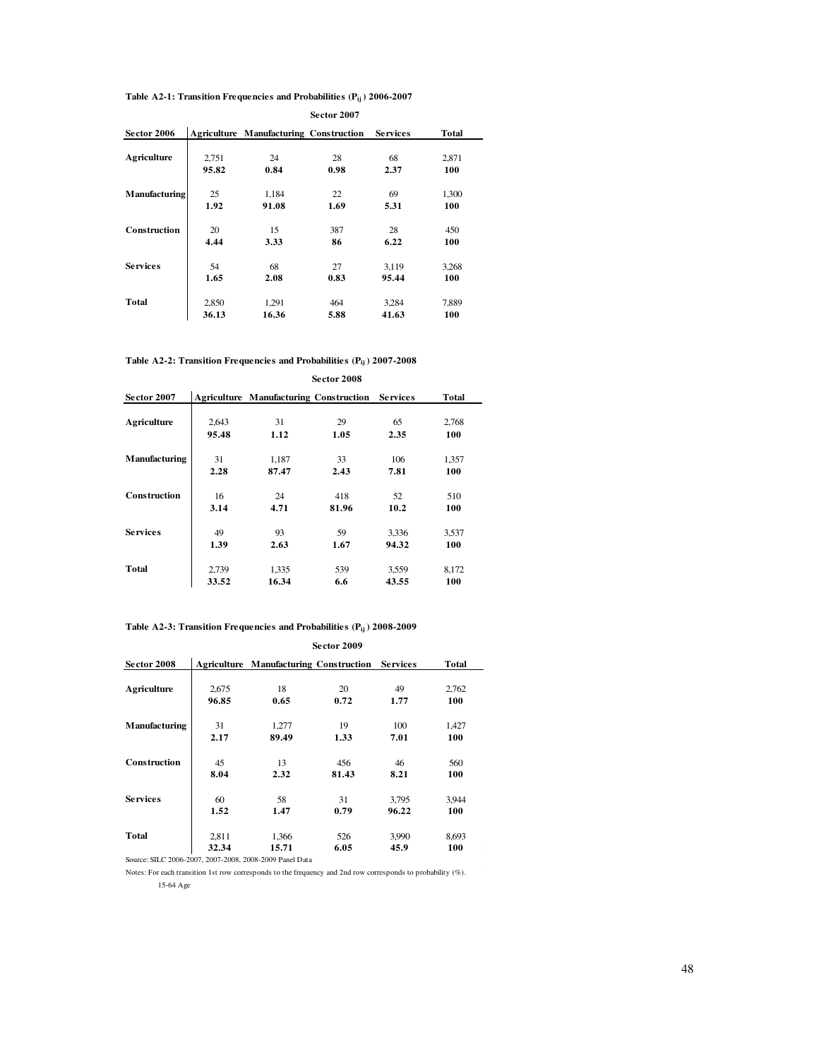**Table A2-1: Transition Frequencies and Probabilities ($P_{ij}$) 2006-2007**

| | Sector 2007 | | | | |
|---|---|---|---|---|---|
| **Sector 2006** | **Agriculture** | **Manufacturing** | **Construction** | **Services** | **Total** |
| **Agriculture** | 2,751 | 24 | 28 | 68 | 2,871 |
| | **95.82** | **0.84** | **0.98** | **2.37** | **100** |
| **Manufacturing** | 25 | 1,184 | 22 | 69 | 1,300 |
| | **1.92** | **91.08** | **1.69** | **5.31** | **100** |
| **Construction** | 20 | 15 | 387 | 28 | 450 |
| | **4.44** | **3.33** | **86** | **6.22** | **100** |
| **Services** | 54 | 68 | 27 | 3,119 | 3,268 |
| | **1.65** | **2.08** | **0.83** | **95.44** | **100** |
| **Total** | 2,850 | 1,291 | 464 | 3,284 | 7,889 |
| | **36.13** | **16.36** | **5.88** | **41.63** | **100** |

**Table A2-2: Transition Frequencies and Probabilities ($P_{ij}$) 2007-2008**

| | Sector 2008 | | | | |
|---|---|---|---|---|---|
| **Sector 2007** | **Agriculture** | **Manufacturing** | **Construction** | **Services** | **Total** |
| **Agriculture** | 2,643 | 31 | 29 | 65 | 2,768 |
| | **95.48** | **1.12** | **1.05** | **2.35** | **100** |
| **Manufacturing** | 31 | 1,187 | 33 | 106 | 1,357 |
| | **2.28** | **87.47** | **2.43** | **7.81** | **100** |
| **Construction** | 16 | 24 | 418 | 52 | 510 |
| | **3.14** | **4.71** | **81.96** | **10.2** | **100** |
| **Services** | 49 | 93 | 59 | 3,336 | 3,537 |
| | **1.39** | **2.63** | **1.67** | **94.32** | **100** |
| **Total** | 2,739 | 1,335 | 539 | 3,559 | 8,172 |
| | **33.52** | **16.34** | **6.6** | **43.55** | **100** |

**Table A2-3: Transition Frequencies and Probabilities ($P_{ij}$) 2008-2009**

| | Sector 2009 | | | | |
|---|---|---|---|---|---|
| **Sector 2008** | **Agriculture** | **Manufacturing** | **Construction** | **Services** | **Total** |
| **Agriculture** | 2,675 | 18 | 20 | 49 | 2,762 |
| | **96.85** | **0.65** | **0.72** | **1.77** | **100** |
| **Manufacturing** | 31 | 1,277 | 19 | 100 | 1,427 |
| | **2.17** | **89.49** | **1.33** | **7.01** | **100** |
| **Construction** | 45 | 13 | 456 | 46 | 560 |
| | **8.04** | **2.32** | **81.43** | **8.21** | **100** |
| **Services** | 60 | 58 | 31 | 3,795 | 3,944 |
| | **1.52** | **1.47** | **0.79** | **96.22** | **100** |
| **Total** | 2,811 | 1,366 | 526 | 3,990 | 8,693 |
| | **32.34** | **15.71** | **6.05** | **45.9** | **100** |

Source: SILC 2006-2007, 2007-2008, 2008-2009 Panel Data

Notes: For each transition 1st row corresponds to the frequency and 2nd row corresponds to probability (%).

15-64 Age